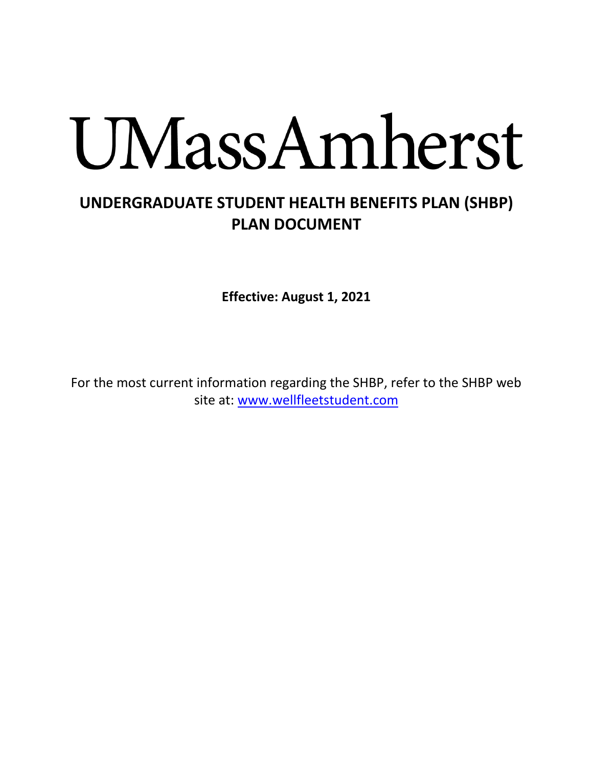# UMassAmherst

## UNDERGRADUATE STUDENT HEALTH BENEFITS PLAN (SHBP) PLAN DOCUMENT

**Effective: August 1, 2021**

For the most current information regarding the SHBP, refer to the SHBP web site at: [www.wellfleetstudent.com](www.wellfleetstudent.com)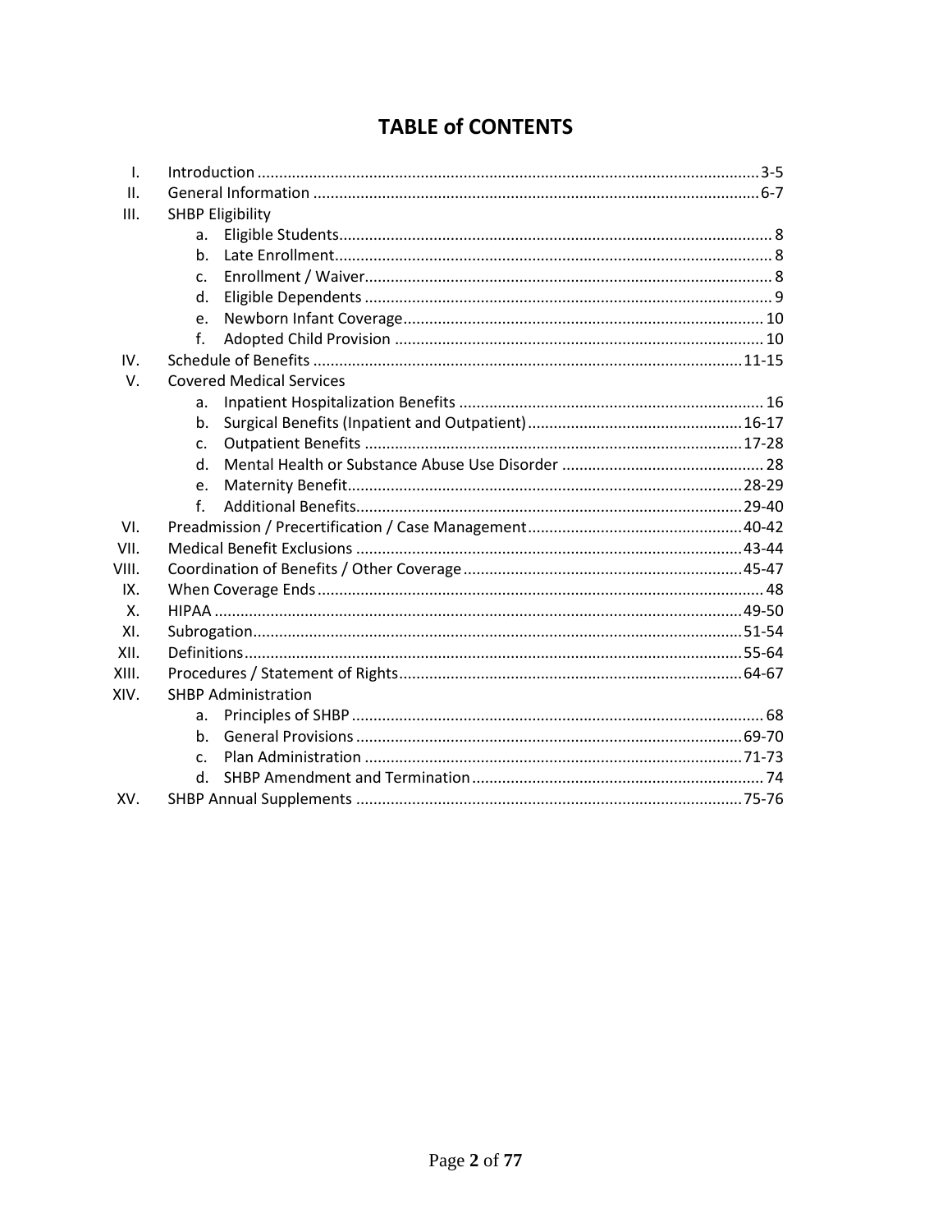# TABLE of CONTENTS

| | | |
|---|---|---|
| I. | Introduction | 3-5 |
| II. | General Information | 6-7 |
| III. | SHBP Eligibility | |
| | a. Eligible Students | 8 |
| | b. Late Enrollment | 8 |
| | c. Enrollment / Waiver | 8 |
| | d. Eligible Dependents | 9 |
| | e. Newborn Infant Coverage | 10 |
| | f. Adopted Child Provision | 10 |
| IV. | Schedule of Benefits | 11-15 |
| V. | Covered Medical Services | |
| | a. Inpatient Hospitalization Benefits | 16 |
| | b. Surgical Benefits (Inpatient and Outpatient) | 16-17 |
| | c. Outpatient Benefits | 17-28 |
| | d. Mental Health or Substance Abuse Use Disorder | 28 |
| | e. Maternity Benefit | 28-29 |
| | f. Additional Benefits | 29-40 |
| VI. | Preadmission / Precertification / Case Management | 40-42 |
| VII. | Medical Benefit Exclusions | 43-44 |
| VIII. | Coordination of Benefits / Other Coverage | 45-47 |
| IX. | When Coverage Ends | 48 |
| X. | HIPAA | 49-50 |
| XI. | Subrogation | 51-54 |
| XII. | Definitions | 55-64 |
| XIII. | Procedures / Statement of Rights | 64-67 |
| XIV. | SHBP Administration | |
| | a. Principles of SHBP | 68 |
| | b. General Provisions | 69-70 |
| | c. Plan Administration | 71-73 |
| | d. SHBP Amendment and Termination | 74 |
| XV. | SHBP Annual Supplements | 75-76 |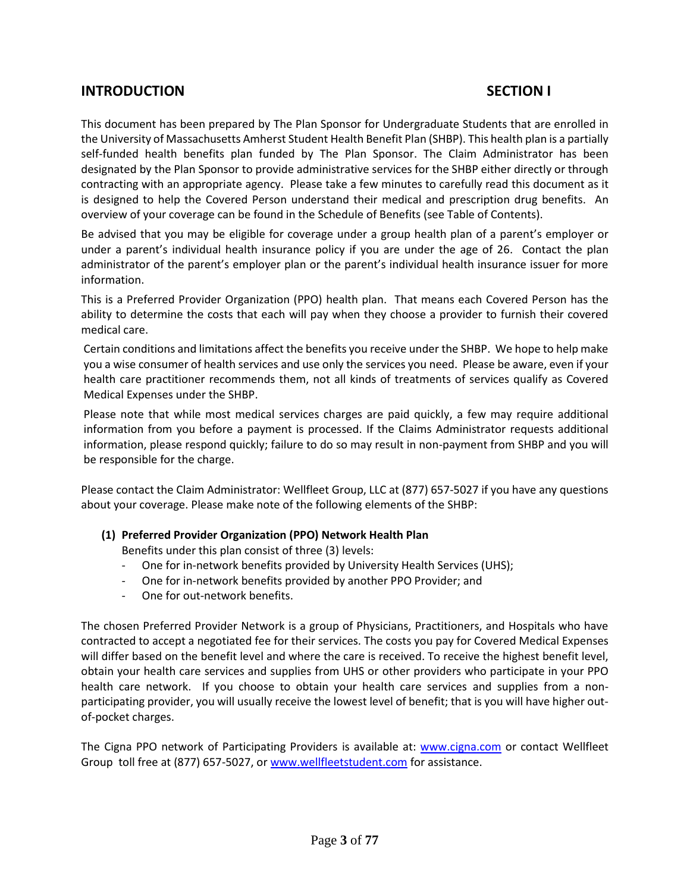## INTRODUCTION SECTION I

This document has been prepared by The Plan Sponsor for Undergraduate Students that are enrolled in the University of Massachusetts Amherst Student Health Benefit Plan (SHBP). This health plan is a partially self-funded health benefits plan funded by The Plan Sponsor. The Claim Administrator has been designated by the Plan Sponsor to provide administrative services for the SHBP either directly or through contracting with an appropriate agency. Please take a few minutes to carefully read this document as it is designed to help the Covered Person understand their medical and prescription drug benefits. An overview of your coverage can be found in the Schedule of Benefits (see Table of Contents).

Be advised that you may be eligible for coverage under a group health plan of a parent's employer or under a parent's individual health insurance policy if you are under the age of 26. Contact the plan administrator of the parent's employer plan or the parent's individual health insurance issuer for more information.

This is a Preferred Provider Organization (PPO) health plan. That means each Covered Person has the ability to determine the costs that each will pay when they choose a provider to furnish their covered medical care.

Certain conditions and limitations affect the benefits you receive under the SHBP. We hope to help make you a wise consumer of health services and use only the services you need. Please be aware, even if your health care practitioner recommends them, not all kinds of treatments of services qualify as Covered Medical Expenses under the SHBP.

Please note that while most medical services charges are paid quickly, a few may require additional information from you before a payment is processed. If the Claims Administrator requests additional information, please respond quickly; failure to do so may result in non-payment from SHBP and you will be responsible for the charge.

Please contact the Claim Administrator: Wellfleet Group, LLC at (877) 657-5027 if you have any questions about your coverage. Please make note of the following elements of the SHBP:

**(1) Preferred Provider Organization (PPO) Network Health Plan**

Benefits under this plan consist of three (3) levels:

- One for in-network benefits provided by University Health Services (UHS);
- One for in-network benefits provided by another PPO Provider; and
- One for out-network benefits.

The chosen Preferred Provider Network is a group of Physicians, Practitioners, and Hospitals who have contracted to accept a negotiated fee for their services. The costs you pay for Covered Medical Expenses will differ based on the benefit level and where the care is received. To receive the highest benefit level, obtain your health care services and supplies from UHS or other providers who participate in your PPO health care network. If you choose to obtain your health care services and supplies from a non-participating provider, you will usually receive the lowest level of benefit; that is you will have higher out-of-pocket charges.

The Cigna PPO network of Participating Providers is available at: www.cigna.com or contact Wellfleet Group toll free at (877) 657-5027, or www.wellfleetstudent.com for assistance.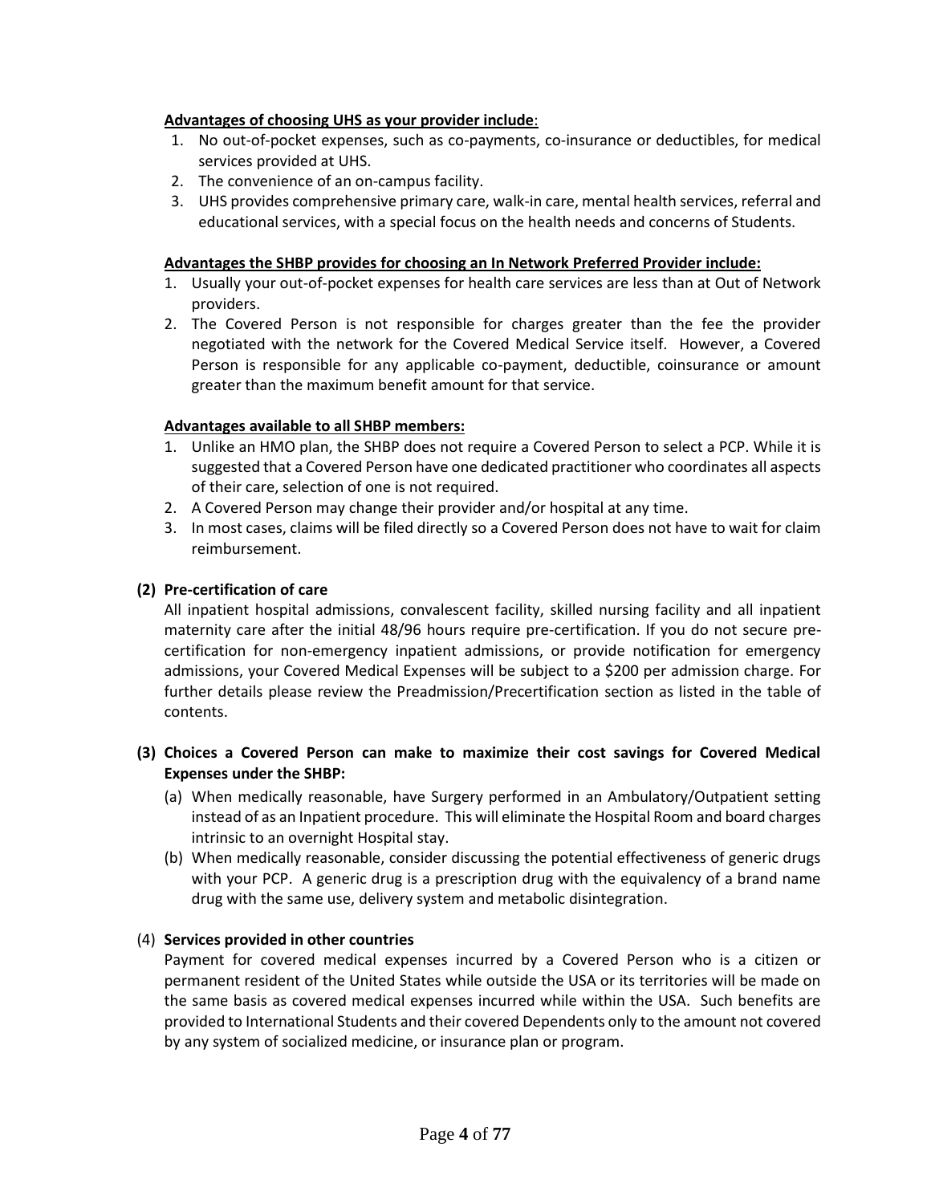**Advantages of choosing UHS as your provider include**:

1. No out-of-pocket expenses, such as co-payments, co-insurance or deductibles, for medical services provided at UHS.
2. The convenience of an on-campus facility.
3. UHS provides comprehensive primary care, walk-in care, mental health services, referral and educational services, with a special focus on the health needs and concerns of Students.

**Advantages the SHBP provides for choosing an In Network Preferred Provider include:**

1. Usually your out-of-pocket expenses for health care services are less than at Out of Network providers.
2. The Covered Person is not responsible for charges greater than the fee the provider negotiated with the network for the Covered Medical Service itself. However, a Covered Person is responsible for any applicable co-payment, deductible, coinsurance or amount greater than the maximum benefit amount for that service.

**Advantages available to all SHBP members:**

1. Unlike an HMO plan, the SHBP does not require a Covered Person to select a PCP. While it is suggested that a Covered Person have one dedicated practitioner who coordinates all aspects of their care, selection of one is not required.
2. A Covered Person may change their provider and/or hospital at any time.
3. In most cases, claims will be filed directly so a Covered Person does not have to wait for claim reimbursement.

**(2) Pre-certification of care**

All inpatient hospital admissions, convalescent facility, skilled nursing facility and all inpatient maternity care after the initial 48/96 hours require pre-certification. If you do not secure pre-certification for non-emergency inpatient admissions, or provide notification for emergency admissions, your Covered Medical Expenses will be subject to a $200 per admission charge. For further details please review the Preadmission/Precertification section as listed in the table of contents.

**(3) Choices a Covered Person can make to maximize their cost savings for Covered Medical Expenses under the SHBP:**

(a) When medically reasonable, have Surgery performed in an Ambulatory/Outpatient setting instead of as an Inpatient procedure. This will eliminate the Hospital Room and board charges intrinsic to an overnight Hospital stay.

(b) When medically reasonable, consider discussing the potential effectiveness of generic drugs with your PCP. A generic drug is a prescription drug with the equivalency of a brand name drug with the same use, delivery system and metabolic disintegration.

(4) **Services provided in other countries**

Payment for covered medical expenses incurred by a Covered Person who is a citizen or permanent resident of the United States while outside the USA or its territories will be made on the same basis as covered medical expenses incurred while within the USA. Such benefits are provided to International Students and their covered Dependents only to the amount not covered by any system of socialized medicine, or insurance plan or program.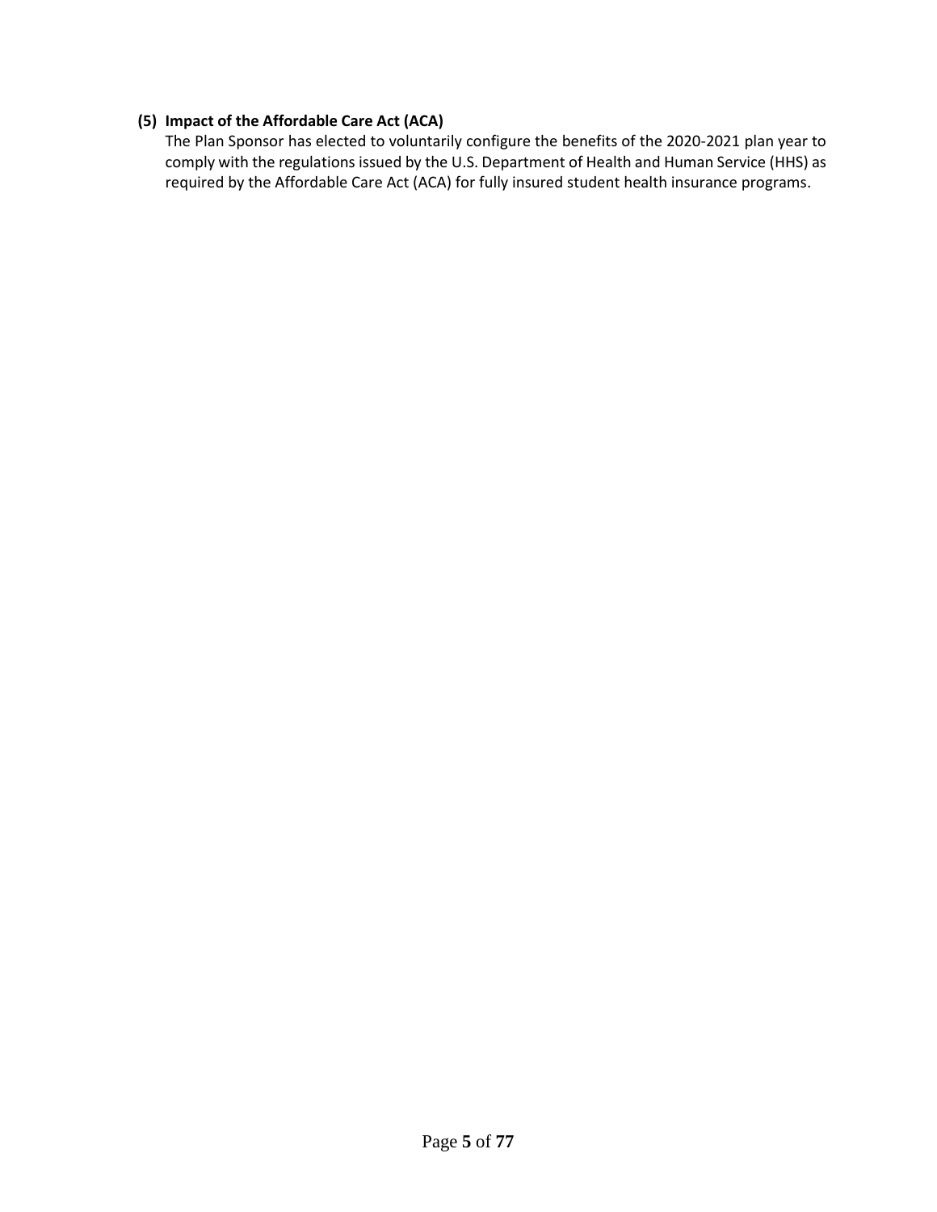**(5) Impact of the Affordable Care Act (ACA)**

The Plan Sponsor has elected to voluntarily configure the benefits of the 2020-2021 plan year to comply with the regulations issued by the U.S. Department of Health and Human Service (HHS) as required by the Affordable Care Act (ACA) for fully insured student health insurance programs.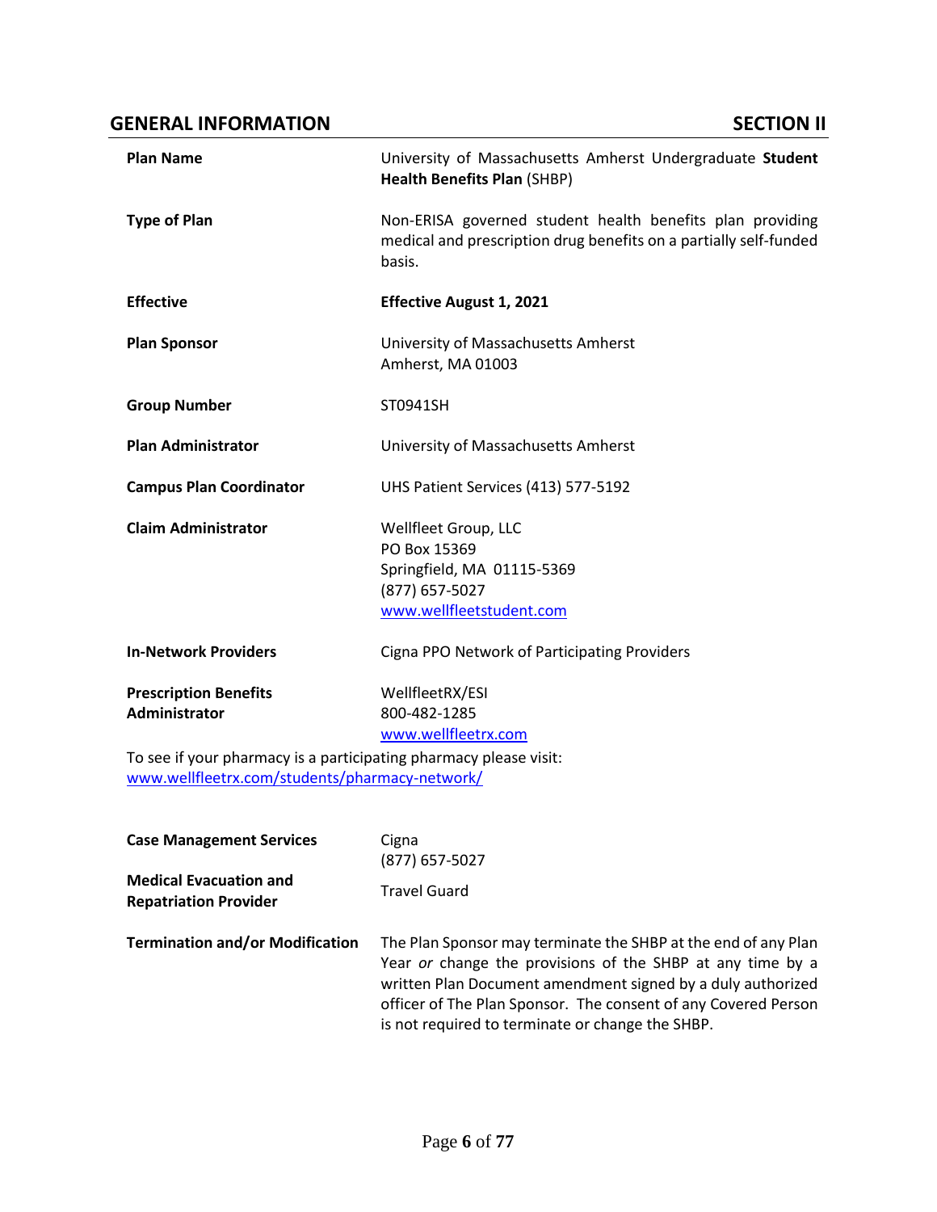## GENERAL INFORMATION — SECTION II

| | |
|---|---|
| **Plan Name** | University of Massachusetts Amherst Undergraduate **Student Health Benefits Plan** (SHBP) |
| **Type of Plan** | Non-ERISA governed student health benefits plan providing medical and prescription drug benefits on a partially self-funded basis. |
| **Effective** | **Effective August 1, 2021** |
| **Plan Sponsor** | University of Massachusetts Amherst<br>Amherst, MA 01003 |
| **Group Number** | ST0941SH |
| **Plan Administrator** | University of Massachusetts Amherst |
| **Campus Plan Coordinator** | UHS Patient Services (413) 577-5192 |
| **Claim Administrator** | Wellfleet Group, LLC<br>PO Box 15369<br>Springfield, MA 01115-5369<br>(877) 657-5027<br>www.wellfleetstudent.com |
| **In-Network Providers** | Cigna PPO Network of Participating Providers |
| **Prescription Benefits Administrator** | WellfleetRX/ESI<br>800-482-1285<br>www.wellfleetrx.com |

To see if your pharmacy is a participating pharmacy please visit: www.wellfleetrx.com/students/pharmacy-network/

| | |
|---|---|
| **Case Management Services** | Cigna<br>(877) 657-5027 |
| **Medical Evacuation and Repatriation Provider** | Travel Guard |
| **Termination and/or Modification** | The Plan Sponsor may terminate the SHBP at the end of any Plan Year *or* change the provisions of the SHBP at any time by a written Plan Document amendment signed by a duly authorized officer of The Plan Sponsor. The consent of any Covered Person is not required to terminate or change the SHBP. |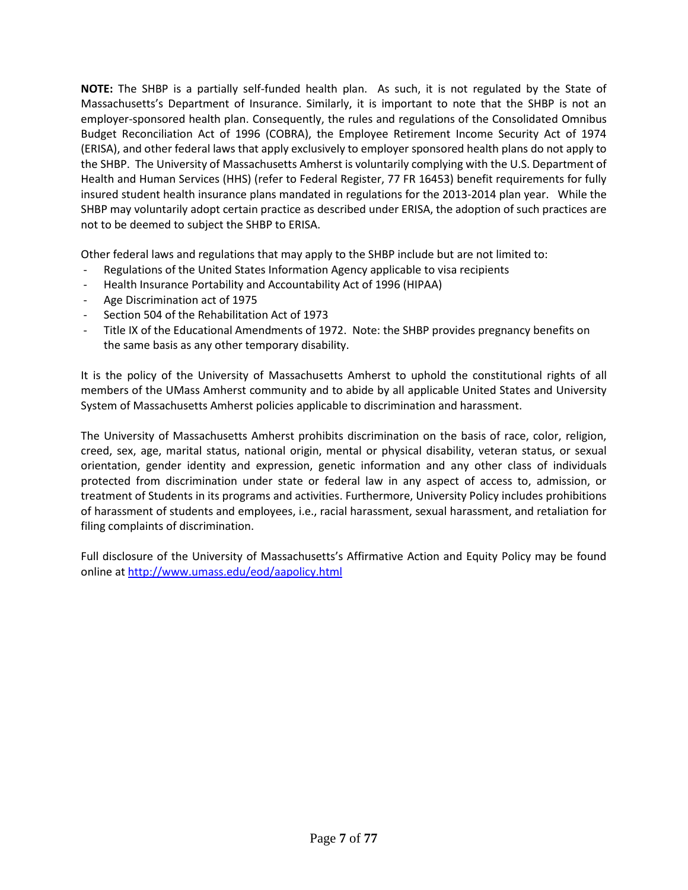**NOTE:** The SHBP is a partially self-funded health plan. As such, it is not regulated by the State of Massachusetts's Department of Insurance. Similarly, it is important to note that the SHBP is not an employer-sponsored health plan. Consequently, the rules and regulations of the Consolidated Omnibus Budget Reconciliation Act of 1996 (COBRA), the Employee Retirement Income Security Act of 1974 (ERISA), and other federal laws that apply exclusively to employer sponsored health plans do not apply to the SHBP. The University of Massachusetts Amherst is voluntarily complying with the U.S. Department of Health and Human Services (HHS) (refer to Federal Register, 77 FR 16453) benefit requirements for fully insured student health insurance plans mandated in regulations for the 2013-2014 plan year. While the SHBP may voluntarily adopt certain practice as described under ERISA, the adoption of such practices are not to be deemed to subject the SHBP to ERISA.

Other federal laws and regulations that may apply to the SHBP include but are not limited to:

- Regulations of the United States Information Agency applicable to visa recipients
- Health Insurance Portability and Accountability Act of 1996 (HIPAA)
- Age Discrimination act of 1975
- Section 504 of the Rehabilitation Act of 1973
- Title IX of the Educational Amendments of 1972. Note: the SHBP provides pregnancy benefits on the same basis as any other temporary disability.

It is the policy of the University of Massachusetts Amherst to uphold the constitutional rights of all members of the UMass Amherst community and to abide by all applicable United States and University System of Massachusetts Amherst policies applicable to discrimination and harassment.

The University of Massachusetts Amherst prohibits discrimination on the basis of race, color, religion, creed, sex, age, marital status, national origin, mental or physical disability, veteran status, or sexual orientation, gender identity and expression, genetic information and any other class of individuals protected from discrimination under state or federal law in any aspect of access to, admission, or treatment of Students in its programs and activities. Furthermore, University Policy includes prohibitions of harassment of students and employees, i.e., racial harassment, sexual harassment, and retaliation for filing complaints of discrimination.

Full disclosure of the University of Massachusetts's Affirmative Action and Equity Policy may be found online at http://www.umass.edu/eod/aapolicy.html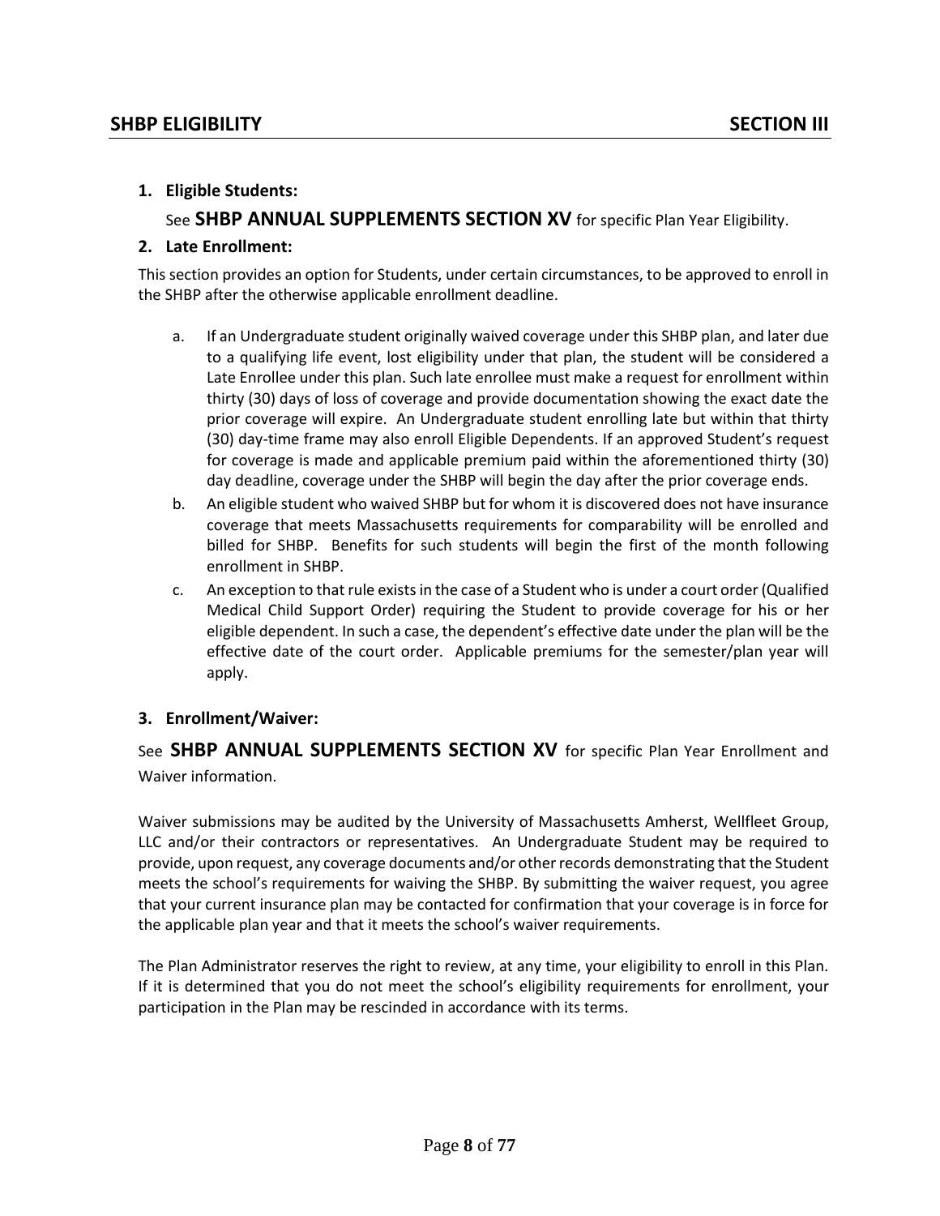## SHBP ELIGIBILITY SECTION III

1. **Eligible Students:**

   See **SHBP ANNUAL SUPPLEMENTS SECTION XV** for specific Plan Year Eligibility.

2. **Late Enrollment:**

This section provides an option for Students, under certain circumstances, to be approved to enroll in the SHBP after the otherwise applicable enrollment deadline.

a. If an Undergraduate student originally waived coverage under this SHBP plan, and later due to a qualifying life event, lost eligibility under that plan, the student will be considered a Late Enrollee under this plan. Such late enrollee must make a request for enrollment within thirty (30) days of loss of coverage and provide documentation showing the exact date the prior coverage will expire. An Undergraduate student enrolling late but within that thirty (30) day-time frame may also enroll Eligible Dependents. If an approved Student's request for coverage is made and applicable premium paid within the aforementioned thirty (30) day deadline, coverage under the SHBP will begin the day after the prior coverage ends.

b. An eligible student who waived SHBP but for whom it is discovered does not have insurance coverage that meets Massachusetts requirements for comparability will be enrolled and billed for SHBP. Benefits for such students will begin the first of the month following enrollment in SHBP.

c. An exception to that rule exists in the case of a Student who is under a court order (Qualified Medical Child Support Order) requiring the Student to provide coverage for his or her eligible dependent. In such a case, the dependent's effective date under the plan will be the effective date of the court order. Applicable premiums for the semester/plan year will apply.

3. **Enrollment/Waiver:**

See **SHBP ANNUAL SUPPLEMENTS SECTION XV** for specific Plan Year Enrollment and Waiver information.

Waiver submissions may be audited by the University of Massachusetts Amherst, Wellfleet Group, LLC and/or their contractors or representatives. An Undergraduate Student may be required to provide, upon request, any coverage documents and/or other records demonstrating that the Student meets the school's requirements for waiving the SHBP. By submitting the waiver request, you agree that your current insurance plan may be contacted for confirmation that your coverage is in force for the applicable plan year and that it meets the school's waiver requirements.

The Plan Administrator reserves the right to review, at any time, your eligibility to enroll in this Plan. If it is determined that you do not meet the school's eligibility requirements for enrollment, your participation in the Plan may be rescinded in accordance with its terms.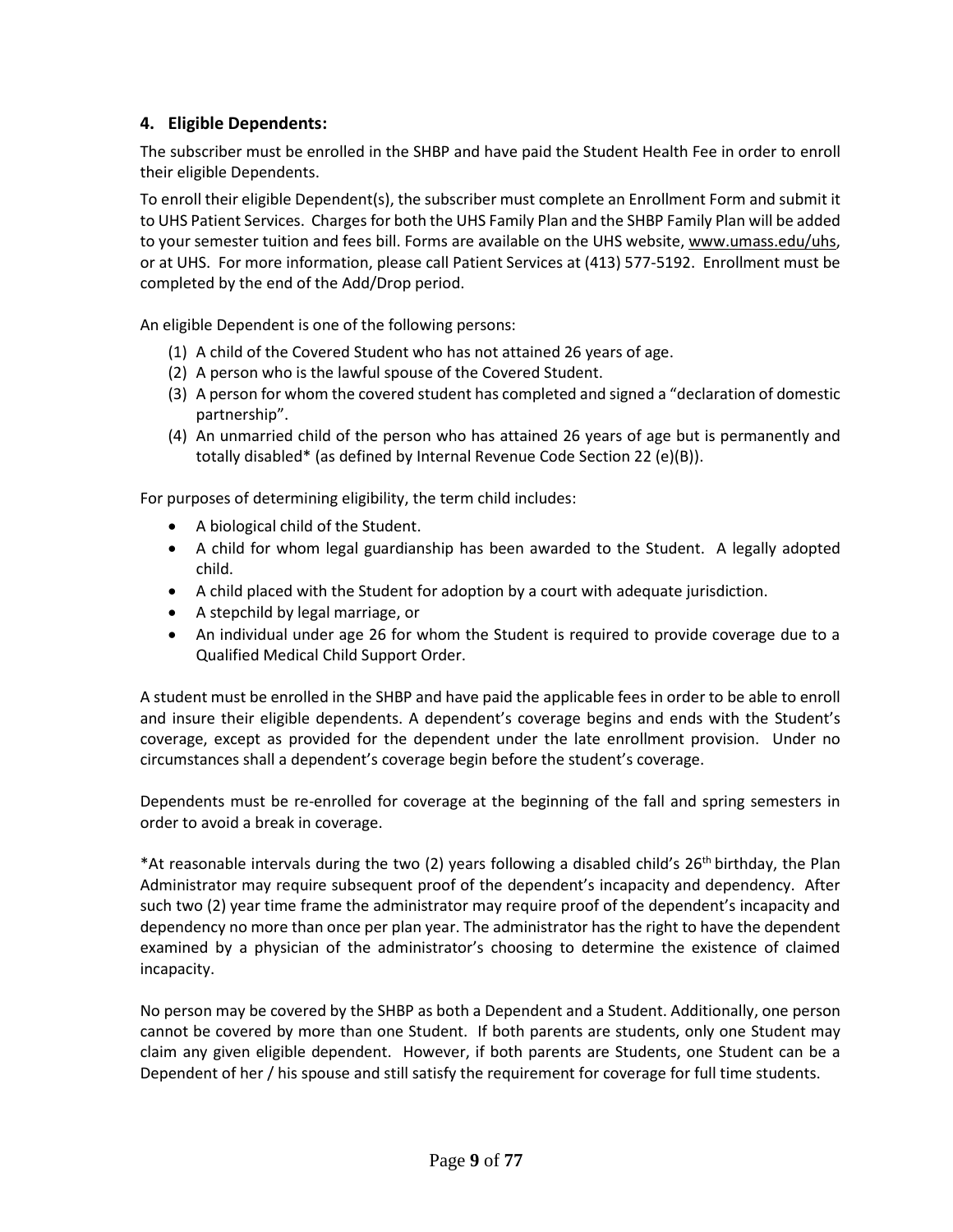### 4. Eligible Dependents:

The subscriber must be enrolled in the SHBP and have paid the Student Health Fee in order to enroll their eligible Dependents.

To enroll their eligible Dependent(s), the subscriber must complete an Enrollment Form and submit it to UHS Patient Services. Charges for both the UHS Family Plan and the SHBP Family Plan will be added to your semester tuition and fees bill. Forms are available on the UHS website, www.umass.edu/uhs, or at UHS. For more information, please call Patient Services at (413) 577-5192. Enrollment must be completed by the end of the Add/Drop period.

An eligible Dependent is one of the following persons:

(1) A child of the Covered Student who has not attained 26 years of age.
(2) A person who is the lawful spouse of the Covered Student.
(3) A person for whom the covered student has completed and signed a "declaration of domestic partnership".
(4) An unmarried child of the person who has attained 26 years of age but is permanently and totally disabled* (as defined by Internal Revenue Code Section 22 (e)(B)).

For purposes of determining eligibility, the term child includes:

- A biological child of the Student.
- A child for whom legal guardianship has been awarded to the Student. A legally adopted child.
- A child placed with the Student for adoption by a court with adequate jurisdiction.
- A stepchild by legal marriage, or
- An individual under age 26 for whom the Student is required to provide coverage due to a Qualified Medical Child Support Order.

A student must be enrolled in the SHBP and have paid the applicable fees in order to be able to enroll and insure their eligible dependents. A dependent's coverage begins and ends with the Student's coverage, except as provided for the dependent under the late enrollment provision. Under no circumstances shall a dependent's coverage begin before the student's coverage.

Dependents must be re-enrolled for coverage at the beginning of the fall and spring semesters in order to avoid a break in coverage.

*At reasonable intervals during the two (2) years following a disabled child's 26th birthday, the Plan Administrator may require subsequent proof of the dependent's incapacity and dependency. After such two (2) year time frame the administrator may require proof of the dependent's incapacity and dependency no more than once per plan year. The administrator has the right to have the dependent examined by a physician of the administrator's choosing to determine the existence of claimed incapacity.

No person may be covered by the SHBP as both a Dependent and a Student. Additionally, one person cannot be covered by more than one Student. If both parents are students, only one Student may claim any given eligible dependent. However, if both parents are Students, one Student can be a Dependent of her / his spouse and still satisfy the requirement for coverage for full time students.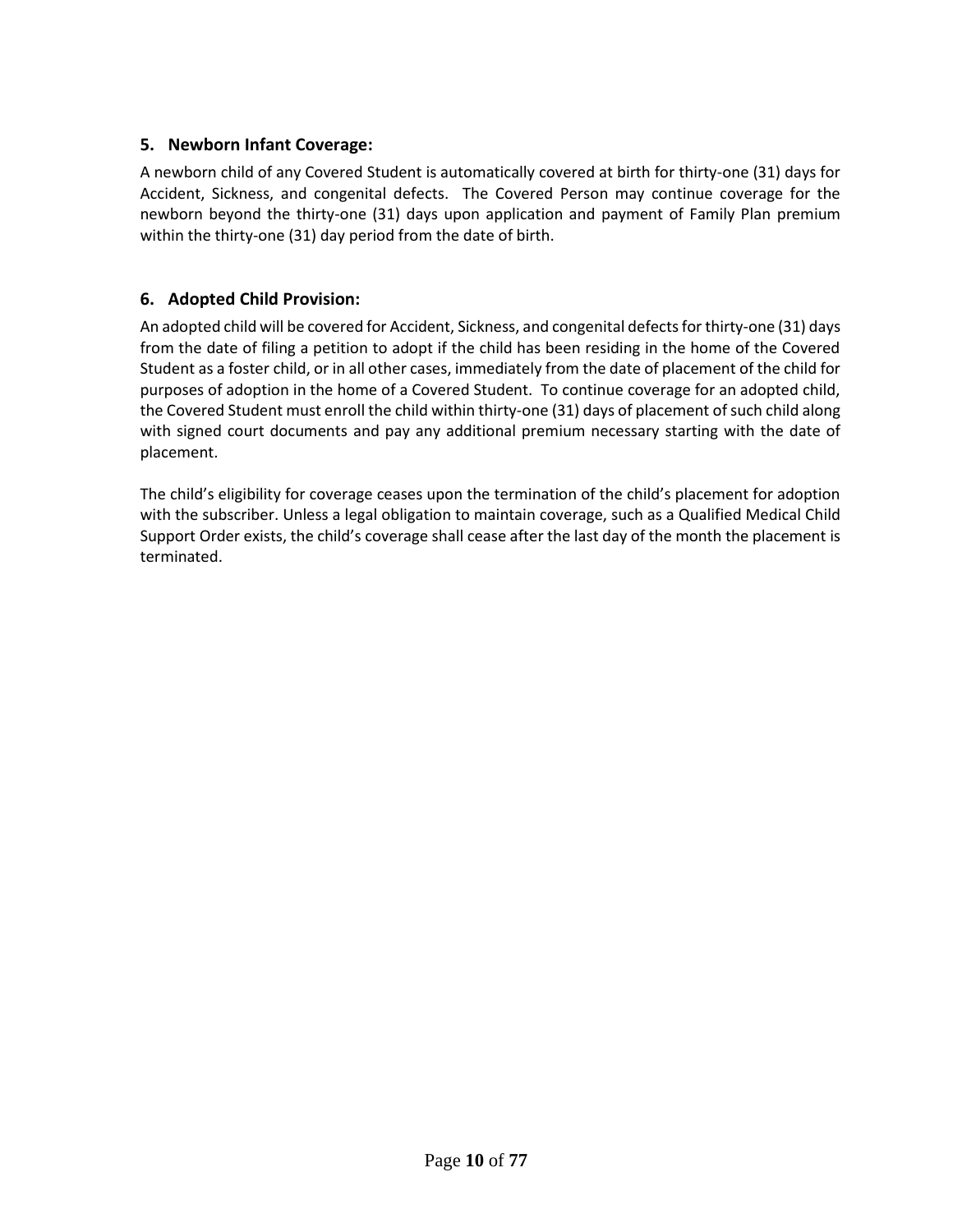### 5. Newborn Infant Coverage:

A newborn child of any Covered Student is automatically covered at birth for thirty-one (31) days for Accident, Sickness, and congenital defects. The Covered Person may continue coverage for the newborn beyond the thirty-one (31) days upon application and payment of Family Plan premium within the thirty-one (31) day period from the date of birth.

### 6. Adopted Child Provision:

An adopted child will be covered for Accident, Sickness, and congenital defects for thirty-one (31) days from the date of filing a petition to adopt if the child has been residing in the home of the Covered Student as a foster child, or in all other cases, immediately from the date of placement of the child for purposes of adoption in the home of a Covered Student. To continue coverage for an adopted child, the Covered Student must enroll the child within thirty-one (31) days of placement of such child along with signed court documents and pay any additional premium necessary starting with the date of placement.

The child's eligibility for coverage ceases upon the termination of the child's placement for adoption with the subscriber. Unless a legal obligation to maintain coverage, such as a Qualified Medical Child Support Order exists, the child's coverage shall cease after the last day of the month the placement is terminated.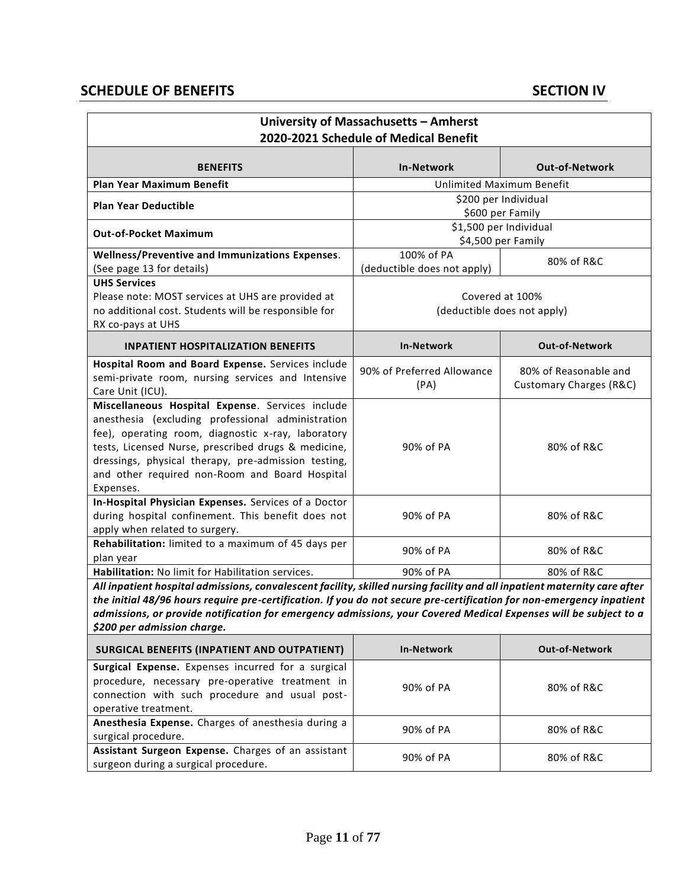## SCHEDULE OF BENEFITS SECTION IV

| University of Massachusetts – Amherst 2020-2021 Schedule of Medical Benefit | | |
|---|---|---|
| **BENEFITS** | **In-Network** | **Out-of-Network** |
| **Plan Year Maximum Benefit** | Unlimited Maximum Benefit | |
| **Plan Year Deductible** | $200 per Individual<br>$600 per Family | |
| **Out-of-Pocket Maximum** | $1,500 per Individual<br>$4,500 per Family | |
| **Wellness/Preventive and Immunizations Expenses**. (See page 13 for details) | 100% of PA (deductible does not apply) | 80% of R&C |
| **UHS Services**<br>Please note: MOST services at UHS are provided at no additional cost. Students will be responsible for RX co-pays at UHS | Covered at 100% (deductible does not apply) | |
| **INPATIENT HOSPITALIZATION BENEFITS** | **In-Network** | **Out-of-Network** |
| **Hospital Room and Board Expense.** Services include semi-private room, nursing services and Intensive Care Unit (ICU). | 90% of Preferred Allowance (PA) | 80% of Reasonable and Customary Charges (R&C) |
| **Miscellaneous Hospital Expense**. Services include anesthesia (excluding professional administration fee), operating room, diagnostic x-ray, laboratory tests, Licensed Nurse, prescribed drugs & medicine, dressings, physical therapy, pre-admission testing, and other required non-Room and Board Hospital Expenses. | 90% of PA | 80% of R&C |
| **In-Hospital Physician Expenses.** Services of a Doctor during hospital confinement. This benefit does not apply when related to surgery. | 90% of PA | 80% of R&C |
| **Rehabilitation:** limited to a maximum of 45 days per plan year | 90% of PA | 80% of R&C |
| **Habilitation:** No limit for Habilitation services. | 90% of PA | 80% of R&C |
| ***All inpatient hospital admissions, convalescent facility, skilled nursing facility and all inpatient maternity care after the initial 48/96 hours require pre-certification. If you do not secure pre-certification for non-emergency inpatient admissions, or provide notification for emergency admissions, your Covered Medical Expenses will be subject to a $200 per admission charge.*** | | |
| **SURGICAL BENEFITS (INPATIENT AND OUTPATIENT)** | **In-Network** | **Out-of-Network** |
| **Surgical Expense.** Expenses incurred for a surgical procedure, necessary pre-operative treatment in connection with such procedure and usual post-operative treatment. | 90% of PA | 80% of R&C |
| **Anesthesia Expense.** Charges of anesthesia during a surgical procedure. | 90% of PA | 80% of R&C |
| **Assistant Surgeon Expense.** Charges of an assistant surgeon during a surgical procedure. | 90% of PA | 80% of R&C |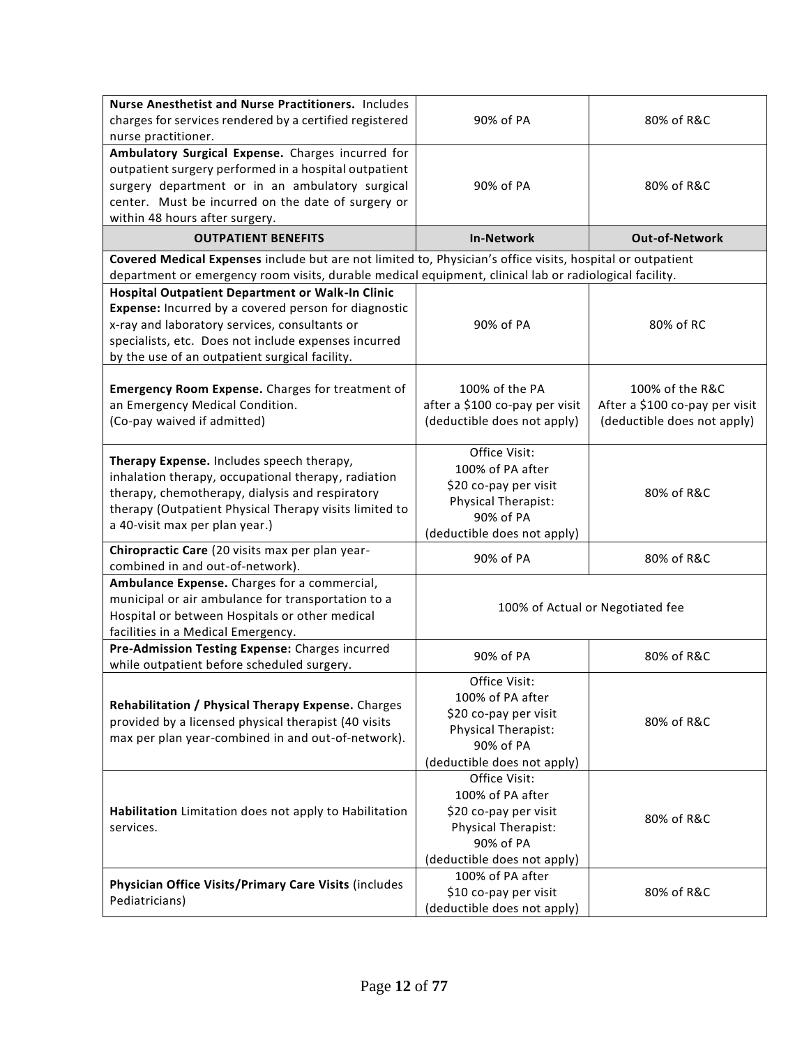| | | |
|---|---|---|
| **Nurse Anesthetist and Nurse Practitioners.** Includes charges for services rendered by a certified registered nurse practitioner. | 90% of PA | 80% of R&C |
| **Ambulatory Surgical Expense.** Charges incurred for outpatient surgery performed in a hospital outpatient surgery department or in an ambulatory surgical center. Must be incurred on the date of surgery or within 48 hours after surgery. | 90% of PA | 80% of R&C |
| **OUTPATIENT BENEFITS** | **In-Network** | **Out-of-Network** |
| **Covered Medical Expenses** include but are not limited to, Physician's office visits, hospital or outpatient department or emergency room visits, durable medical equipment, clinical lab or radiological facility. | | |
| **Hospital Outpatient Department or Walk-In Clinic Expense:** Incurred by a covered person for diagnostic x-ray and laboratory services, consultants or specialists, etc. Does not include expenses incurred by the use of an outpatient surgical facility. | 90% of PA | 80% of RC |
| **Emergency Room Expense.** Charges for treatment of an Emergency Medical Condition.<br>(Co-pay waived if admitted) | 100% of the PA<br>after a $100 co-pay per visit<br>(deductible does not apply) | 100% of the R&C<br>After a $100 co-pay per visit<br>(deductible does not apply) |
| **Therapy Expense.** Includes speech therapy, inhalation therapy, occupational therapy, radiation therapy, chemotherapy, dialysis and respiratory therapy (Outpatient Physical Therapy visits limited to a 40-visit max per plan year.) | Office Visit:<br>100% of PA after<br>$20 co-pay per visit<br>Physical Therapist:<br>90% of PA<br>(deductible does not apply) | 80% of R&C |
| **Chiropractic Care** (20 visits max per plan year-combined in and out-of-network). | 90% of PA | 80% of R&C |
| **Ambulance Expense.** Charges for a commercial, municipal or air ambulance for transportation to a Hospital or between Hospitals or other medical facilities in a Medical Emergency. | 100% of Actual or Negotiated fee | |
| **Pre-Admission Testing Expense:** Charges incurred while outpatient before scheduled surgery. | 90% of PA | 80% of R&C |
| **Rehabilitation / Physical Therapy Expense.** Charges provided by a licensed physical therapist (40 visits max per plan year-combined in and out-of-network). | Office Visit:<br>100% of PA after<br>$20 co-pay per visit<br>Physical Therapist:<br>90% of PA<br>(deductible does not apply) | 80% of R&C |
| **Habilitation** Limitation does not apply to Habilitation services. | Office Visit:<br>100% of PA after<br>$20 co-pay per visit<br>Physical Therapist:<br>90% of PA<br>(deductible does not apply) | 80% of R&C |
| **Physician Office Visits/Primary Care Visits** (includes Pediatricians) | 100% of PA after<br>$10 co-pay per visit<br>(deductible does not apply) | 80% of R&C |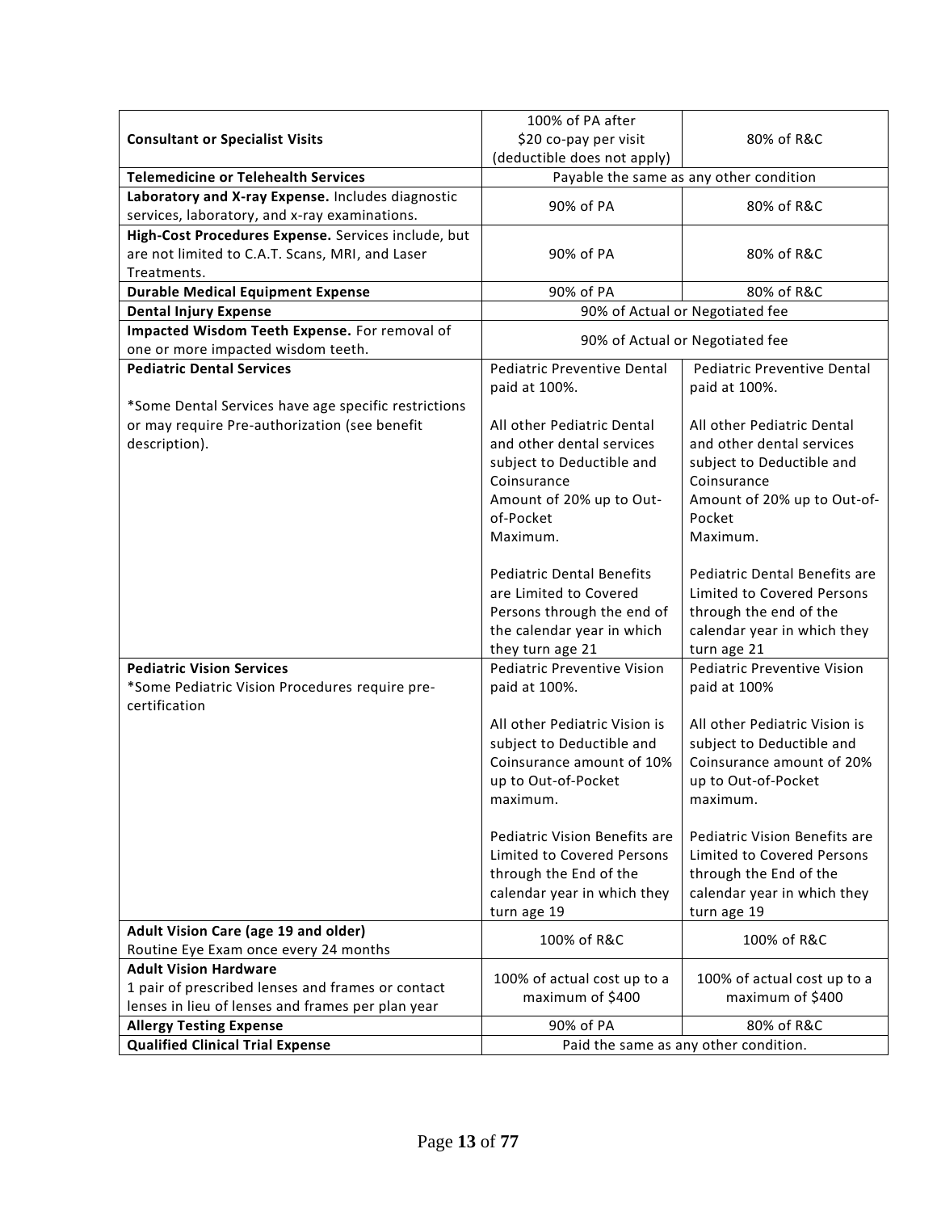| | | |
|---|---|---|
| **Consultant or Specialist Visits** | 100% of PA after $20 co-pay per visit (deductible does not apply) | 80% of R&C |
| **Telemedicine or Telehealth Services** | Payable the same as any other condition | |
| **Laboratory and X-ray Expense.** Includes diagnostic services, laboratory, and x-ray examinations. | 90% of PA | 80% of R&C |
| **High-Cost Procedures Expense.** Services include, but are not limited to C.A.T. Scans, MRI, and Laser Treatments. | 90% of PA | 80% of R&C |
| **Durable Medical Equipment Expense** | 90% of PA | 80% of R&C |
| **Dental Injury Expense** | 90% of Actual or Negotiated fee | |
| **Impacted Wisdom Teeth Expense.** For removal of one or more impacted wisdom teeth. | 90% of Actual or Negotiated fee | |
| **Pediatric Dental Services**<br><br>*Some Dental Services have age specific restrictions or may require Pre-authorization (see benefit description). | Pediatric Preventive Dental paid at 100%.<br><br>All other Pediatric Dental and other dental services subject to Deductible and Coinsurance Amount of 20% up to Out-of-Pocket Maximum.<br><br>Pediatric Dental Benefits are Limited to Covered Persons through the end of the calendar year in which they turn age 21 | Pediatric Preventive Dental paid at 100%.<br><br>All other Pediatric Dental and other dental services subject to Deductible and Coinsurance Amount of 20% up to Out-of-Pocket Maximum.<br><br>Pediatric Dental Benefits are Limited to Covered Persons through the end of the calendar year in which they turn age 21 |
| **Pediatric Vision Services**<br>*Some Pediatric Vision Procedures require pre-certification | Pediatric Preventive Vision paid at 100%.<br><br>All other Pediatric Vision is subject to Deductible and Coinsurance amount of 10% up to Out-of-Pocket maximum.<br><br>Pediatric Vision Benefits are Limited to Covered Persons through the End of the calendar year in which they turn age 19 | Pediatric Preventive Vision paid at 100%<br><br>All other Pediatric Vision is subject to Deductible and Coinsurance amount of 20% up to Out-of-Pocket maximum.<br><br>Pediatric Vision Benefits are Limited to Covered Persons through the End of the calendar year in which they turn age 19 |
| **Adult Vision Care (age 19 and older)**<br>Routine Eye Exam once every 24 months | 100% of R&C | 100% of R&C |
| **Adult Vision Hardware**<br>1 pair of prescribed lenses and frames or contact lenses in lieu of lenses and frames per plan year | 100% of actual cost up to a maximum of $400 | 100% of actual cost up to a maximum of $400 |
| **Allergy Testing Expense** | 90% of PA | 80% of R&C |
| **Qualified Clinical Trial Expense** | Paid the same as any other condition. | |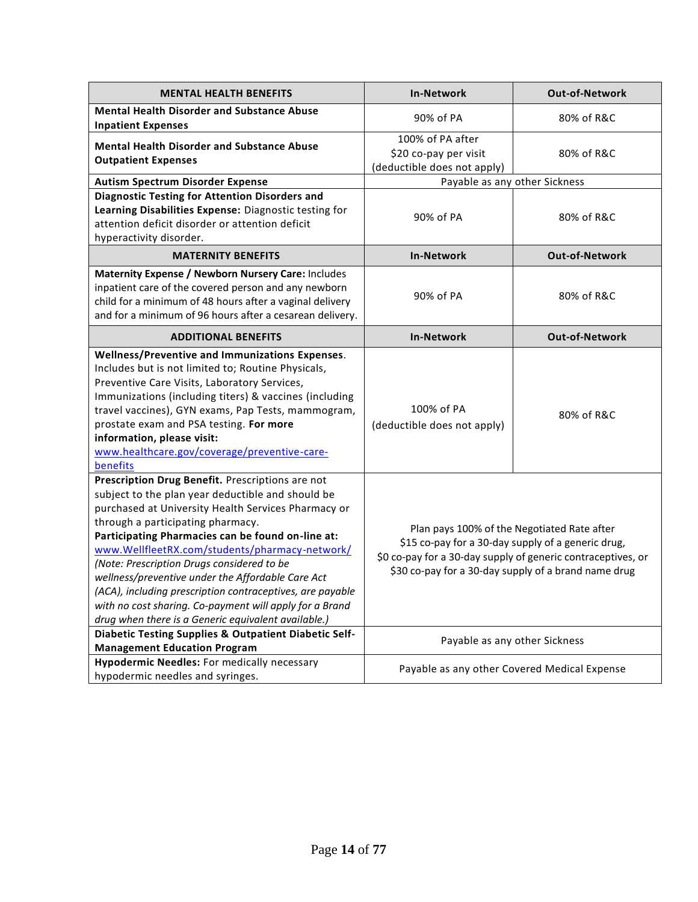| MENTAL HEALTH BENEFITS | In-Network | Out-of-Network |
|---|---|---|
| **Mental Health Disorder and Substance Abuse Inpatient Expenses** | 90% of PA | 80% of R&C |
| **Mental Health Disorder and Substance Abuse Outpatient Expenses** | 100% of PA after $20 co-pay per visit (deductible does not apply) | 80% of R&C |
| **Autism Spectrum Disorder Expense** | Payable as any other Sickness | |
| **Diagnostic Testing for Attention Disorders and Learning Disabilities Expense:** Diagnostic testing for attention deficit disorder or attention deficit hyperactivity disorder. | 90% of PA | 80% of R&C |
| **MATERNITY BENEFITS** | **In-Network** | **Out-of-Network** |
| **Maternity Expense / Newborn Nursery Care:** Includes inpatient care of the covered person and any newborn child for a minimum of 48 hours after a vaginal delivery and for a minimum of 96 hours after a cesarean delivery. | 90% of PA | 80% of R&C |
| **ADDITIONAL BENEFITS** | **In-Network** | **Out-of-Network** |
| **Wellness/Preventive and Immunizations Expenses**. Includes but is not limited to; Routine Physicals, Preventive Care Visits, Laboratory Services, Immunizations (including titers) & vaccines (including travel vaccines), GYN exams, Pap Tests, mammogram, prostate exam and PSA testing. **For more information, please visit:** www.healthcare.gov/coverage/preventive-care-benefits | 100% of PA (deductible does not apply) | 80% of R&C |
| **Prescription Drug Benefit.** Prescriptions are not subject to the plan year deductible and should be purchased at University Health Services Pharmacy or through a participating pharmacy. **Participating Pharmacies can be found on-line at:** www.WellfleetRX.com/students/pharmacy-network/ *(Note: Prescription Drugs considered to be wellness/preventive under the Affordable Care Act (ACA), including prescription contraceptives, are payable with no cost sharing. Co-payment will apply for a Brand drug when there is a Generic equivalent available.)* | Plan pays 100% of the Negotiated Rate after $15 co-pay for a 30-day supply of a generic drug, $0 co-pay for a 30-day supply of generic contraceptives, or $30 co-pay for a 30-day supply of a brand name drug | |
| **Diabetic Testing Supplies & Outpatient Diabetic Self-Management Education Program** | Payable as any other Sickness | |
| **Hypodermic Needles:** For medically necessary hypodermic needles and syringes. | Payable as any other Covered Medical Expense | |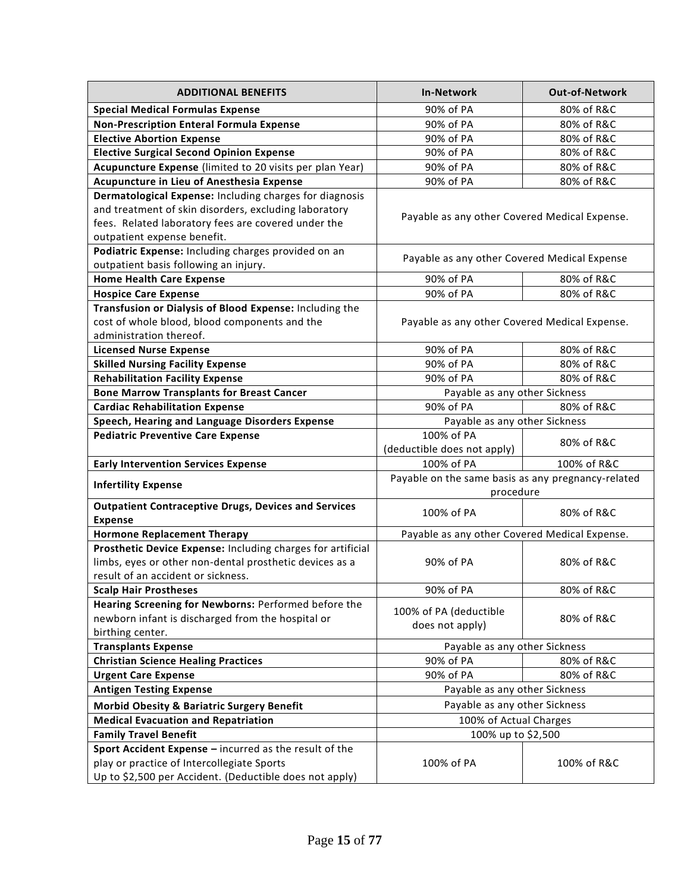| ADDITIONAL BENEFITS | In-Network | Out-of-Network |
|---|---|---|
| **Special Medical Formulas Expense** | 90% of PA | 80% of R&C |
| **Non-Prescription Enteral Formula Expense** | 90% of PA | 80% of R&C |
| **Elective Abortion Expense** | 90% of PA | 80% of R&C |
| **Elective Surgical Second Opinion Expense** | 90% of PA | 80% of R&C |
| **Acupuncture Expense** (limited to 20 visits per plan Year) | 90% of PA | 80% of R&C |
| **Acupuncture in Lieu of Anesthesia Expense** | 90% of PA | 80% of R&C |
| **Dermatological Expense:** Including charges for diagnosis and treatment of skin disorders, excluding laboratory fees. Related laboratory fees are covered under the outpatient expense benefit. | Payable as any other Covered Medical Expense. | |
| **Podiatric Expense:** Including charges provided on an outpatient basis following an injury. | Payable as any other Covered Medical Expense | |
| **Home Health Care Expense** | 90% of PA | 80% of R&C |
| **Hospice Care Expense** | 90% of PA | 80% of R&C |
| **Transfusion or Dialysis of Blood Expense:** Including the cost of whole blood, blood components and the administration thereof. | Payable as any other Covered Medical Expense. | |
| **Licensed Nurse Expense** | 90% of PA | 80% of R&C |
| **Skilled Nursing Facility Expense** | 90% of PA | 80% of R&C |
| **Rehabilitation Facility Expense** | 90% of PA | 80% of R&C |
| **Bone Marrow Transplants for Breast Cancer** | Payable as any other Sickness | |
| **Cardiac Rehabilitation Expense** | 90% of PA | 80% of R&C |
| **Speech, Hearing and Language Disorders Expense** | Payable as any other Sickness | |
| **Pediatric Preventive Care Expense** | 100% of PA (deductible does not apply) | 80% of R&C |
| **Early Intervention Services Expense** | 100% of PA | 100% of R&C |
| **Infertility Expense** | Payable on the same basis as any pregnancy-related procedure | |
| **Outpatient Contraceptive Drugs, Devices and Services Expense** | 100% of PA | 80% of R&C |
| **Hormone Replacement Therapy** | Payable as any other Covered Medical Expense. | |
| **Prosthetic Device Expense:** Including charges for artificial limbs, eyes or other non-dental prosthetic devices as a result of an accident or sickness. | 90% of PA | 80% of R&C |
| **Scalp Hair Prostheses** | 90% of PA | 80% of R&C |
| **Hearing Screening for Newborns:** Performed before the newborn infant is discharged from the hospital or birthing center. | 100% of PA (deductible does not apply) | 80% of R&C |
| **Transplants Expense** | Payable as any other Sickness | |
| **Christian Science Healing Practices** | 90% of PA | 80% of R&C |
| **Urgent Care Expense** | 90% of PA | 80% of R&C |
| **Antigen Testing Expense** | Payable as any other Sickness | |
| **Morbid Obesity & Bariatric Surgery Benefit** | Payable as any other Sickness | |
| **Medical Evacuation and Repatriation** | 100% of Actual Charges | |
| **Family Travel Benefit** | 100% up to $2,500 | |
| **Sport Accident Expense –** incurred as the result of the play or practice of Intercollegiate Sports Up to $2,500 per Accident. (Deductible does not apply) | 100% of PA | 100% of R&C |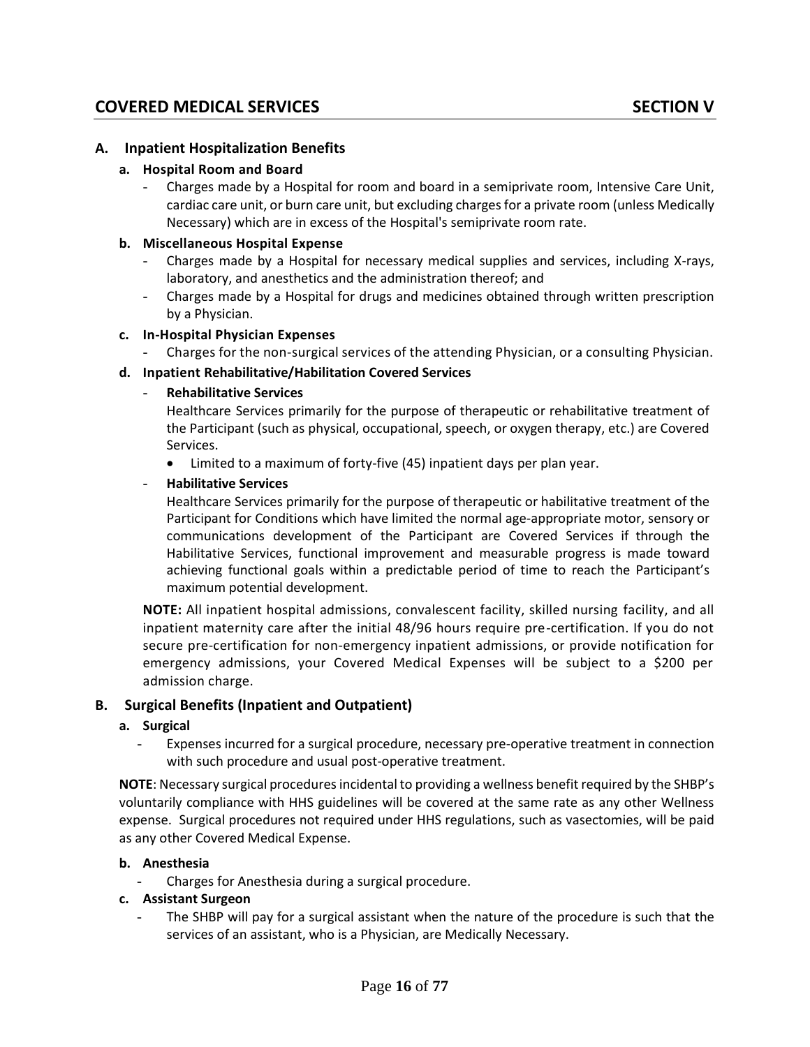## COVERED MEDICAL SERVICES SECTION V

### A. Inpatient Hospitalization Benefits

**a. Hospital Room and Board**

- Charges made by a Hospital for room and board in a semiprivate room, Intensive Care Unit, cardiac care unit, or burn care unit, but excluding charges for a private room (unless Medically Necessary) which are in excess of the Hospital's semiprivate room rate.

**b. Miscellaneous Hospital Expense**

- Charges made by a Hospital for necessary medical supplies and services, including X-rays, laboratory, and anesthetics and the administration thereof; and
- Charges made by a Hospital for drugs and medicines obtained through written prescription by a Physician.

**c. In-Hospital Physician Expenses**

- Charges for the non-surgical services of the attending Physician, or a consulting Physician.

**d. Inpatient Rehabilitative/Habilitation Covered Services**

- **Rehabilitative Services**

  Healthcare Services primarily for the purpose of therapeutic or rehabilitative treatment of the Participant (such as physical, occupational, speech, or oxygen therapy, etc.) are Covered Services.

  - Limited to a maximum of forty-five (45) inpatient days per plan year.

- **Habilitative Services**

  Healthcare Services primarily for the purpose of therapeutic or habilitative treatment of the Participant for Conditions which have limited the normal age-appropriate motor, sensory or communications development of the Participant are Covered Services if through the Habilitative Services, functional improvement and measurable progress is made toward achieving functional goals within a predictable period of time to reach the Participant's maximum potential development.

**NOTE:** All inpatient hospital admissions, convalescent facility, skilled nursing facility, and all inpatient maternity care after the initial 48/96 hours require pre-certification. If you do not secure pre-certification for non-emergency inpatient admissions, or provide notification for emergency admissions, your Covered Medical Expenses will be subject to a $200 per admission charge.

### B. Surgical Benefits (Inpatient and Outpatient)

**a. Surgical**

- Expenses incurred for a surgical procedure, necessary pre-operative treatment in connection with such procedure and usual post-operative treatment.

**NOTE**: Necessary surgical procedures incidental to providing a wellness benefit required by the SHBP's voluntarily compliance with HHS guidelines will be covered at the same rate as any other Wellness expense. Surgical procedures not required under HHS regulations, such as vasectomies, will be paid as any other Covered Medical Expense.

**b. Anesthesia**

- Charges for Anesthesia during a surgical procedure.

**c. Assistant Surgeon**

- The SHBP will pay for a surgical assistant when the nature of the procedure is such that the services of an assistant, who is a Physician, are Medically Necessary.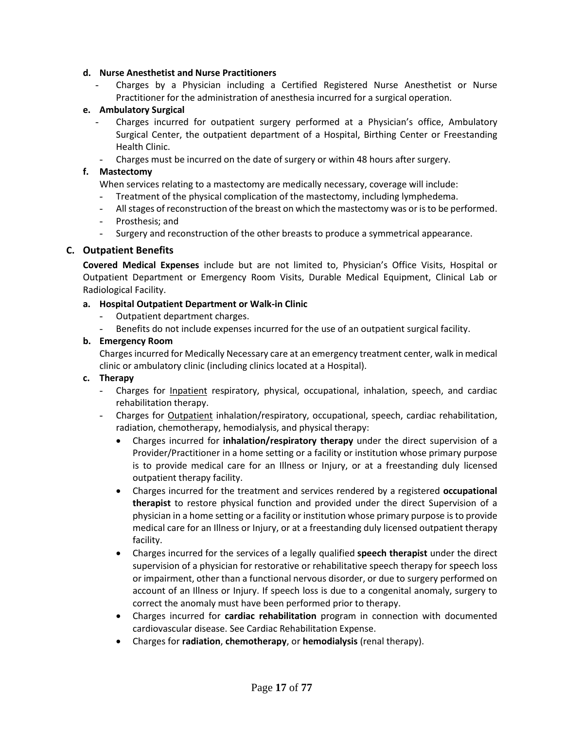**d. Nurse Anesthetist and Nurse Practitioners**

- Charges by a Physician including a Certified Registered Nurse Anesthetist or Nurse Practitioner for the administration of anesthesia incurred for a surgical operation.

**e. Ambulatory Surgical**

- Charges incurred for outpatient surgery performed at a Physician's office, Ambulatory Surgical Center, the outpatient department of a Hospital, Birthing Center or Freestanding Health Clinic.
- Charges must be incurred on the date of surgery or within 48 hours after surgery.

**f. Mastectomy**

When services relating to a mastectomy are medically necessary, coverage will include:

- Treatment of the physical complication of the mastectomy, including lymphedema.
- All stages of reconstruction of the breast on which the mastectomy was or is to be performed.
- Prosthesis; and
- Surgery and reconstruction of the other breasts to produce a symmetrical appearance.

## C. Outpatient Benefits

**Covered Medical Expenses** include but are not limited to, Physician's Office Visits, Hospital or Outpatient Department or Emergency Room Visits, Durable Medical Equipment, Clinical Lab or Radiological Facility.

**a. Hospital Outpatient Department or Walk-in Clinic**

- Outpatient department charges.
- Benefits do not include expenses incurred for the use of an outpatient surgical facility.

**b. Emergency Room**

Charges incurred for Medically Necessary care at an emergency treatment center, walk in medical clinic or ambulatory clinic (including clinics located at a Hospital).

**c. Therapy**

- Charges for Inpatient respiratory, physical, occupational, inhalation, speech, and cardiac rehabilitation therapy.
- Charges for Outpatient inhalation/respiratory, occupational, speech, cardiac rehabilitation, radiation, chemotherapy, hemodialysis, and physical therapy:
  - Charges incurred for **inhalation/respiratory therapy** under the direct supervision of a Provider/Practitioner in a home setting or a facility or institution whose primary purpose is to provide medical care for an Illness or Injury, or at a freestanding duly licensed outpatient therapy facility.
  - Charges incurred for the treatment and services rendered by a registered **occupational therapist** to restore physical function and provided under the direct Supervision of a physician in a home setting or a facility or institution whose primary purpose is to provide medical care for an Illness or Injury, or at a freestanding duly licensed outpatient therapy facility.
  - Charges incurred for the services of a legally qualified **speech therapist** under the direct supervision of a physician for restorative or rehabilitative speech therapy for speech loss or impairment, other than a functional nervous disorder, or due to surgery performed on account of an Illness or Injury. If speech loss is due to a congenital anomaly, surgery to correct the anomaly must have been performed prior to therapy.
  - Charges incurred for **cardiac rehabilitation** program in connection with documented cardiovascular disease. See Cardiac Rehabilitation Expense.
  - Charges for **radiation**, **chemotherapy**, or **hemodialysis** (renal therapy).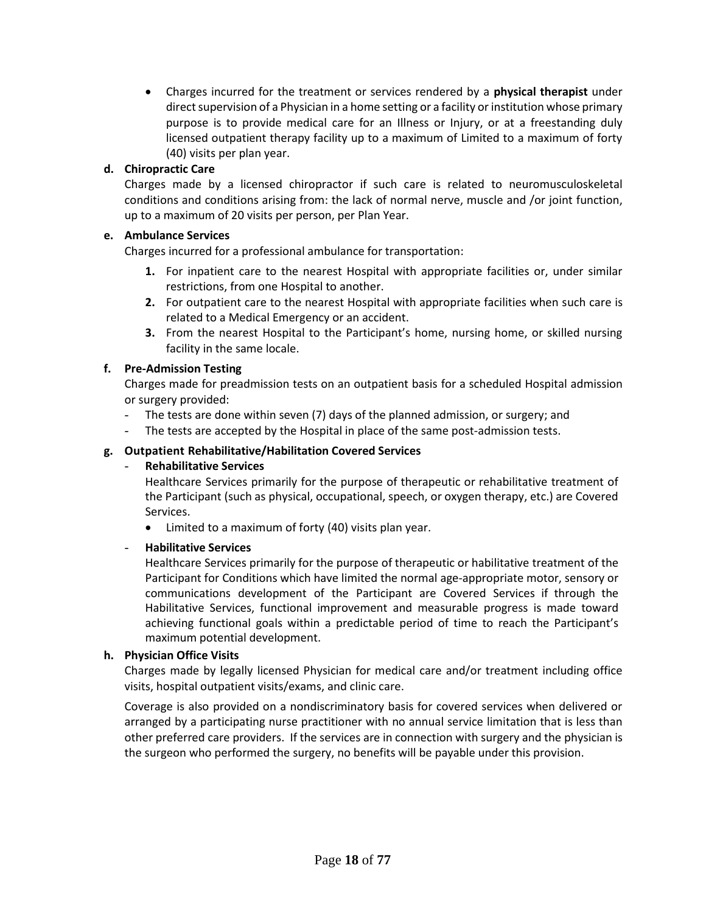- Charges incurred for the treatment or services rendered by a **physical therapist** under direct supervision of a Physician in a home setting or a facility or institution whose primary purpose is to provide medical care for an Illness or Injury, or at a freestanding duly licensed outpatient therapy facility up to a maximum of Limited to a maximum of forty (40) visits per plan year.

**d. Chiropractic Care**

Charges made by a licensed chiropractor if such care is related to neuromusculoskeletal conditions and conditions arising from: the lack of normal nerve, muscle and /or joint function, up to a maximum of 20 visits per person, per Plan Year.

**e. Ambulance Services**

Charges incurred for a professional ambulance for transportation:

1. For inpatient care to the nearest Hospital with appropriate facilities or, under similar restrictions, from one Hospital to another.
2. For outpatient care to the nearest Hospital with appropriate facilities when such care is related to a Medical Emergency or an accident.
3. From the nearest Hospital to the Participant's home, nursing home, or skilled nursing facility in the same locale.

**f. Pre-Admission Testing**

Charges made for preadmission tests on an outpatient basis for a scheduled Hospital admission or surgery provided:

- The tests are done within seven (7) days of the planned admission, or surgery; and
- The tests are accepted by the Hospital in place of the same post-admission tests.

**g. Outpatient Rehabilitative/Habilitation Covered Services**

- **Rehabilitative Services**

  Healthcare Services primarily for the purpose of therapeutic or rehabilitative treatment of the Participant (such as physical, occupational, speech, or oxygen therapy, etc.) are Covered Services.

  - Limited to a maximum of forty (40) visits plan year.

- **Habilitative Services**

  Healthcare Services primarily for the purpose of therapeutic or habilitative treatment of the Participant for Conditions which have limited the normal age-appropriate motor, sensory or communications development of the Participant are Covered Services if through the Habilitative Services, functional improvement and measurable progress is made toward achieving functional goals within a predictable period of time to reach the Participant's maximum potential development.

**h. Physician Office Visits**

Charges made by legally licensed Physician for medical care and/or treatment including office visits, hospital outpatient visits/exams, and clinic care.

Coverage is also provided on a nondiscriminatory basis for covered services when delivered or arranged by a participating nurse practitioner with no annual service limitation that is less than other preferred care providers. If the services are in connection with surgery and the physician is the surgeon who performed the surgery, no benefits will be payable under this provision.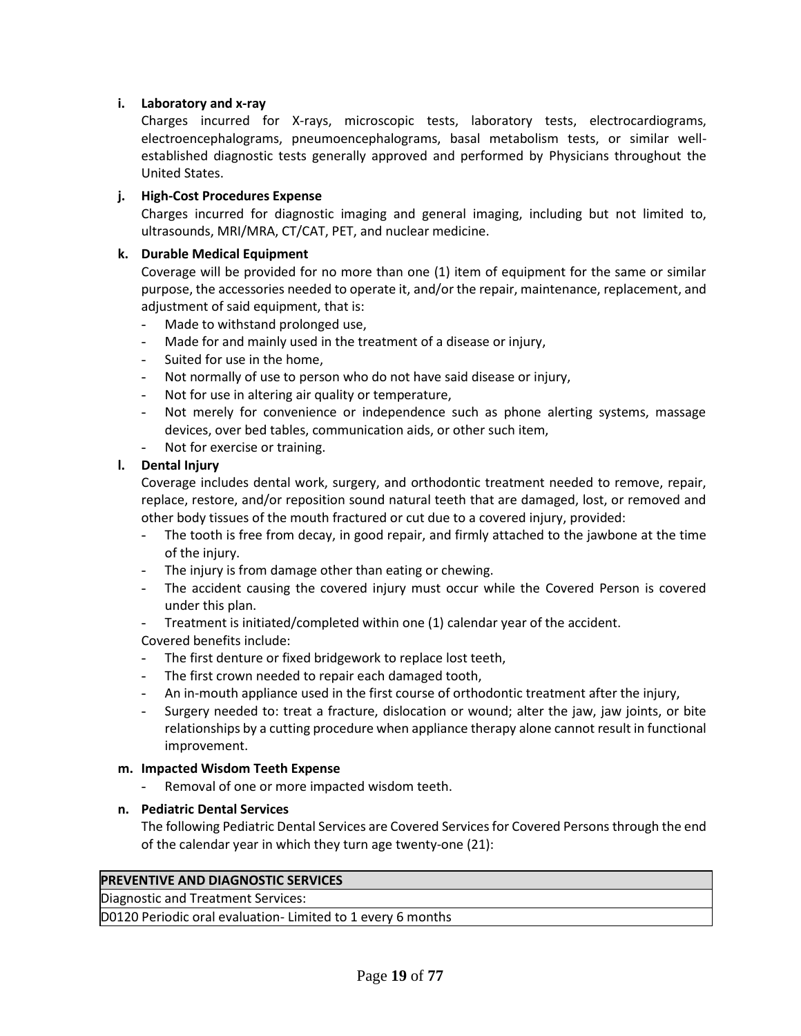**i. Laboratory and x-ray**

Charges incurred for X-rays, microscopic tests, laboratory tests, electrocardiograms, electroencephalograms, pneumoencephalograms, basal metabolism tests, or similar well-established diagnostic tests generally approved and performed by Physicians throughout the United States.

**j. High-Cost Procedures Expense**

Charges incurred for diagnostic imaging and general imaging, including but not limited to, ultrasounds, MRI/MRA, CT/CAT, PET, and nuclear medicine.

**k. Durable Medical Equipment**

Coverage will be provided for no more than one (1) item of equipment for the same or similar purpose, the accessories needed to operate it, and/or the repair, maintenance, replacement, and adjustment of said equipment, that is:

- Made to withstand prolonged use,
- Made for and mainly used in the treatment of a disease or injury,
- Suited for use in the home,
- Not normally of use to person who do not have said disease or injury,
- Not for use in altering air quality or temperature,
- Not merely for convenience or independence such as phone alerting systems, massage devices, over bed tables, communication aids, or other such item,
- Not for exercise or training.

**l. Dental Injury**

Coverage includes dental work, surgery, and orthodontic treatment needed to remove, repair, replace, restore, and/or reposition sound natural teeth that are damaged, lost, or removed and other body tissues of the mouth fractured or cut due to a covered injury, provided:

- The tooth is free from decay, in good repair, and firmly attached to the jawbone at the time of the injury.
- The injury is from damage other than eating or chewing.
- The accident causing the covered injury must occur while the Covered Person is covered under this plan.
- Treatment is initiated/completed within one (1) calendar year of the accident.

Covered benefits include:

- The first denture or fixed bridgework to replace lost teeth,
- The first crown needed to repair each damaged tooth,
- An in-mouth appliance used in the first course of orthodontic treatment after the injury,
- Surgery needed to: treat a fracture, dislocation or wound; alter the jaw, jaw joints, or bite relationships by a cutting procedure when appliance therapy alone cannot result in functional improvement.

**m. Impacted Wisdom Teeth Expense**

- Removal of one or more impacted wisdom teeth.

**n. Pediatric Dental Services**

The following Pediatric Dental Services are Covered Services for Covered Persons through the end of the calendar year in which they turn age twenty-one (21):

| **PREVENTIVE AND DIAGNOSTIC SERVICES** |
| --- |
| Diagnostic and Treatment Services: |
| D0120 Periodic oral evaluation- Limited to 1 every 6 months |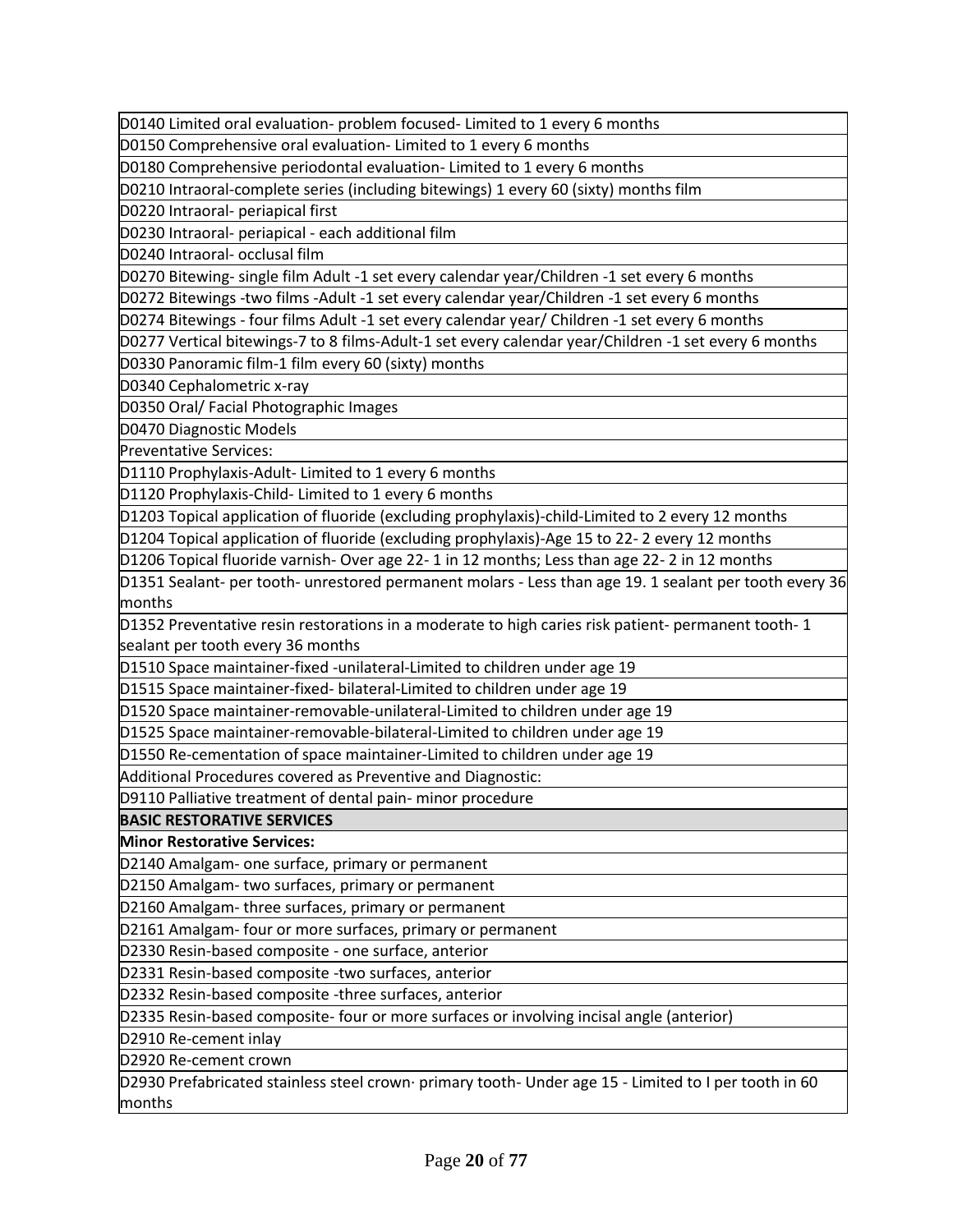| |
|---|
| D0140 Limited oral evaluation- problem focused- Limited to 1 every 6 months |
| D0150 Comprehensive oral evaluation- Limited to 1 every 6 months |
| D0180 Comprehensive periodontal evaluation- Limited to 1 every 6 months |
| D0210 Intraoral-complete series (including bitewings) 1 every 60 (sixty) months film |
| D0220 Intraoral- periapical first |
| D0230 Intraoral- periapical - each additional film |
| D0240 Intraoral- occlusal film |
| D0270 Bitewing- single film Adult -1 set every calendar year/Children -1 set every 6 months |
| D0272 Bitewings -two films -Adult -1 set every calendar year/Children -1 set every 6 months |
| D0274 Bitewings - four films Adult -1 set every calendar year/ Children -1 set every 6 months |
| D0277 Vertical bitewings-7 to 8 films-Adult-1 set every calendar year/Children -1 set every 6 months |
| D0330 Panoramic film-1 film every 60 (sixty) months |
| D0340 Cephalometric x-ray |
| D0350 Oral/ Facial Photographic Images |
| D0470 Diagnostic Models |
| Preventative Services: |
| D1110 Prophylaxis-Adult- Limited to 1 every 6 months |
| D1120 Prophylaxis-Child- Limited to 1 every 6 months |
| D1203 Topical application of fluoride (excluding prophylaxis)-child-Limited to 2 every 12 months |
| D1204 Topical application of fluoride (excluding prophylaxis)-Age 15 to 22- 2 every 12 months |
| D1206 Topical fluoride varnish- Over age 22- 1 in 12 months; Less than age 22- 2 in 12 months |
| D1351 Sealant- per tooth- unrestored permanent molars - Less than age 19. 1 sealant per tooth every 36 months |
| D1352 Preventative resin restorations in a moderate to high caries risk patient- permanent tooth- 1 sealant per tooth every 36 months |
| D1510 Space maintainer-fixed -unilateral-Limited to children under age 19 |
| D1515 Space maintainer-fixed- bilateral-Limited to children under age 19 |
| D1520 Space maintainer-removable-unilateral-Limited to children under age 19 |
| D1525 Space maintainer-removable-bilateral-Limited to children under age 19 |
| D1550 Re-cementation of space maintainer-Limited to children under age 19 |
| Additional Procedures covered as Preventive and Diagnostic: |
| D9110 Palliative treatment of dental pain- minor procedure |
| **BASIC RESTORATIVE SERVICES** |
| **Minor Restorative Services:** |
| D2140 Amalgam- one surface, primary or permanent |
| D2150 Amalgam- two surfaces, primary or permanent |
| D2160 Amalgam- three surfaces, primary or permanent |
| D2161 Amalgam- four or more surfaces, primary or permanent |
| D2330 Resin-based composite - one surface, anterior |
| D2331 Resin-based composite -two surfaces, anterior |
| D2332 Resin-based composite -three surfaces, anterior |
| D2335 Resin-based composite- four or more surfaces or involving incisal angle (anterior) |
| D2910 Re-cement inlay |
| D2920 Re-cement crown |
| D2930 Prefabricated stainless steel crown· primary tooth- Under age 15 - Limited to I per tooth in 60 months |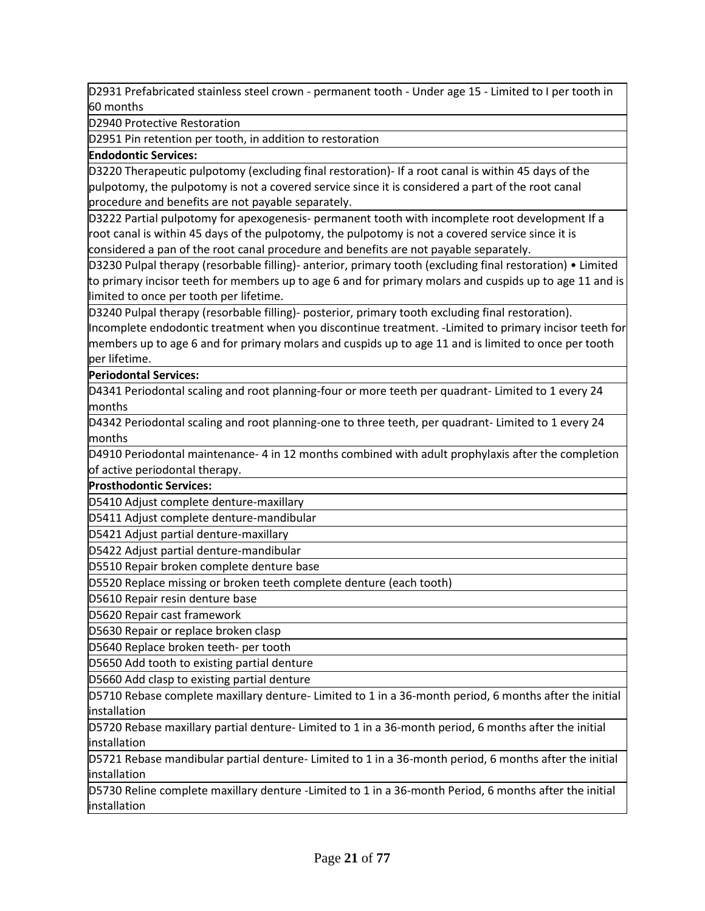| |
|---|
| D2931 Prefabricated stainless steel crown - permanent tooth - Under age 15 - Limited to I per tooth in 60 months |
| D2940 Protective Restoration |
| D2951 Pin retention per tooth, in addition to restoration |
| **Endodontic Services:** |
| D3220 Therapeutic pulpotomy (excluding final restoration)- If a root canal is within 45 days of the pulpotomy, the pulpotomy is not a covered service since it is considered a part of the root canal procedure and benefits are not payable separately. |
| D3222 Partial pulpotomy for apexogenesis- permanent tooth with incomplete root development If a root canal is within 45 days of the pulpotomy, the pulpotomy is not a covered service since it is considered a pan of the root canal procedure and benefits are not payable separately. |
| D3230 Pulpal therapy (resorbable filling)- anterior, primary tooth (excluding final restoration) • Limited to primary incisor teeth for members up to age 6 and for primary molars and cuspids up to age 11 and is limited to once per tooth per lifetime. |
| D3240 Pulpal therapy (resorbable filling)- posterior, primary tooth excluding final restoration). Incomplete endodontic treatment when you discontinue treatment. -Limited to primary incisor teeth for members up to age 6 and for primary molars and cuspids up to age 11 and is limited to once per tooth per lifetime. |
| **Periodontal Services:** |
| D4341 Periodontal scaling and root planning-four or more teeth per quadrant- Limited to 1 every 24 months |
| D4342 Periodontal scaling and root planning-one to three teeth, per quadrant- Limited to 1 every 24 months |
| D4910 Periodontal maintenance- 4 in 12 months combined with adult prophylaxis after the completion of active periodontal therapy. |
| **Prosthodontic Services:** |
| D5410 Adjust complete denture-maxillary |
| D5411 Adjust complete denture-mandibular |
| D5421 Adjust partial denture-maxillary |
| D5422 Adjust partial denture-mandibular |
| D5510 Repair broken complete denture base |
| D5520 Replace missing or broken teeth complete denture (each tooth) |
| D5610 Repair resin denture base |
| D5620 Repair cast framework |
| D5630 Repair or replace broken clasp |
| D5640 Replace broken teeth- per tooth |
| D5650 Add tooth to existing partial denture |
| D5660 Add clasp to existing partial denture |
| D5710 Rebase complete maxillary denture- Limited to 1 in a 36-month period, 6 months after the initial installation |
| D5720 Rebase maxillary partial denture- Limited to 1 in a 36-month period, 6 months after the initial installation |
| D5721 Rebase mandibular partial denture- Limited to 1 in a 36-month period, 6 months after the initial installation |
| D5730 Reline complete maxillary denture -Limited to 1 in a 36-month Period, 6 months after the initial installation |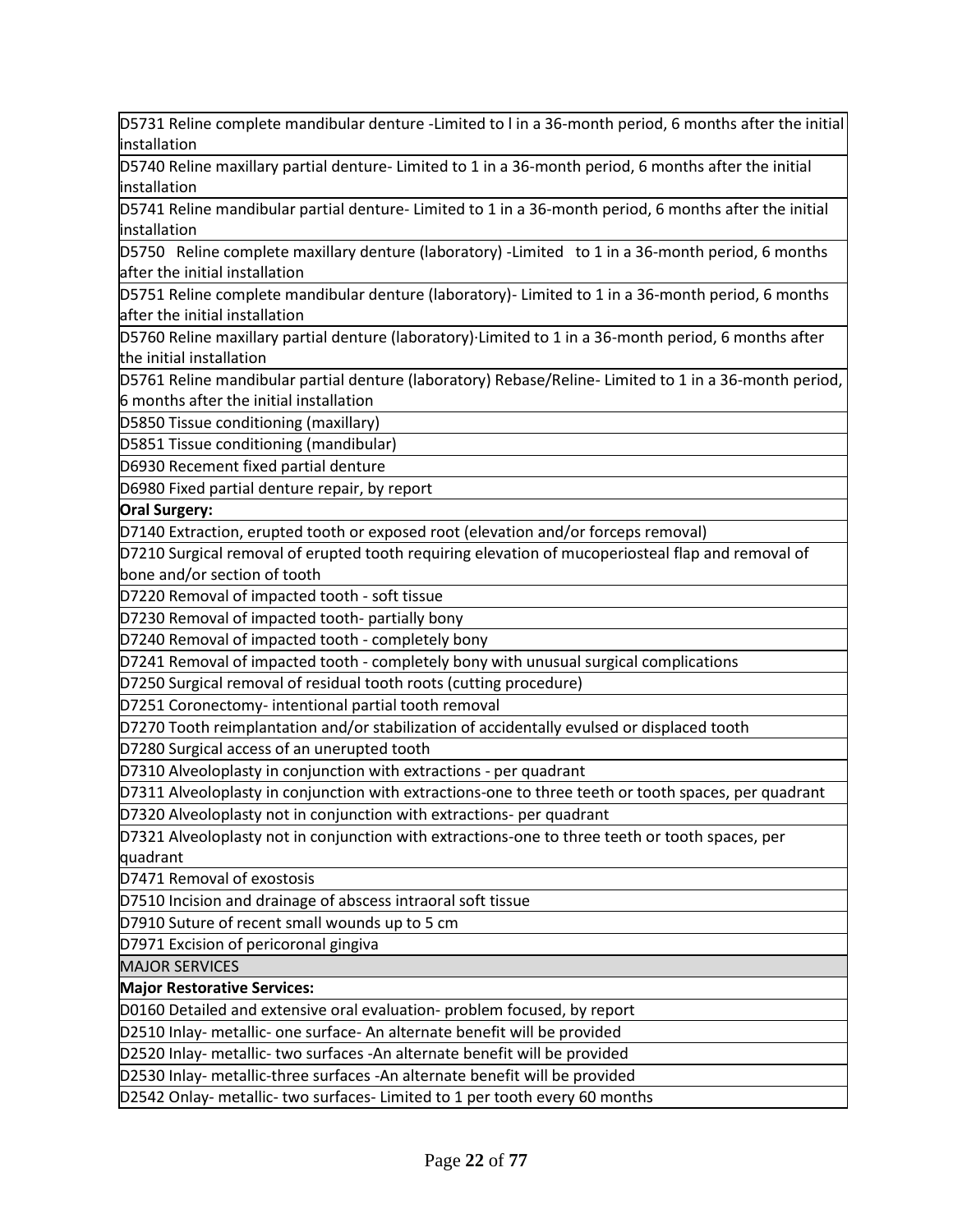| |
|---|
| D5731 Reline complete mandibular denture -Limited to l in a 36-month period, 6 months after the initial installation |
| D5740 Reline maxillary partial denture- Limited to 1 in a 36-month period, 6 months after the initial installation |
| D5741 Reline mandibular partial denture- Limited to 1 in a 36-month period, 6 months after the initial installation |
| D5750 Reline complete maxillary denture (laboratory) -Limited to 1 in a 36-month period, 6 months after the initial installation |
| D5751 Reline complete mandibular denture (laboratory)- Limited to 1 in a 36-month period, 6 months after the initial installation |
| D5760 Reline maxillary partial denture (laboratory)·Limited to 1 in a 36-month period, 6 months after the initial installation |
| D5761 Reline mandibular partial denture (laboratory) Rebase/Reline- Limited to 1 in a 36-month period, 6 months after the initial installation |
| D5850 Tissue conditioning (maxillary) |
| D5851 Tissue conditioning (mandibular) |
| D6930 Recement fixed partial denture |
| D6980 Fixed partial denture repair, by report |
| **Oral Surgery:** |
| D7140 Extraction, erupted tooth or exposed root (elevation and/or forceps removal) |
| D7210 Surgical removal of erupted tooth requiring elevation of mucoperiosteal flap and removal of bone and/or section of tooth |
| D7220 Removal of impacted tooth - soft tissue |
| D7230 Removal of impacted tooth- partially bony |
| D7240 Removal of impacted tooth - completely bony |
| D7241 Removal of impacted tooth - completely bony with unusual surgical complications |
| D7250 Surgical removal of residual tooth roots (cutting procedure) |
| D7251 Coronectomy- intentional partial tooth removal |
| D7270 Tooth reimplantation and/or stabilization of accidentally evulsed or displaced tooth |
| D7280 Surgical access of an unerupted tooth |
| D7310 Alveoloplasty in conjunction with extractions - per quadrant |
| D7311 Alveoloplasty in conjunction with extractions-one to three teeth or tooth spaces, per quadrant |
| D7320 Alveoloplasty not in conjunction with extractions- per quadrant |
| D7321 Alveoloplasty not in conjunction with extractions-one to three teeth or tooth spaces, per quadrant |
| D7471 Removal of exostosis |
| D7510 Incision and drainage of abscess intraoral soft tissue |
| D7910 Suture of recent small wounds up to 5 cm |
| D7971 Excision of pericoronal gingiva |
| MAJOR SERVICES |
| **Major Restorative Services:** |
| D0160 Detailed and extensive oral evaluation- problem focused, by report |
| D2510 Inlay- metallic- one surface- An alternate benefit will be provided |
| D2520 Inlay- metallic- two surfaces -An alternate benefit will be provided |
| D2530 Inlay- metallic-three surfaces -An alternate benefit will be provided |
| D2542 Onlay- metallic- two surfaces- Limited to 1 per tooth every 60 months |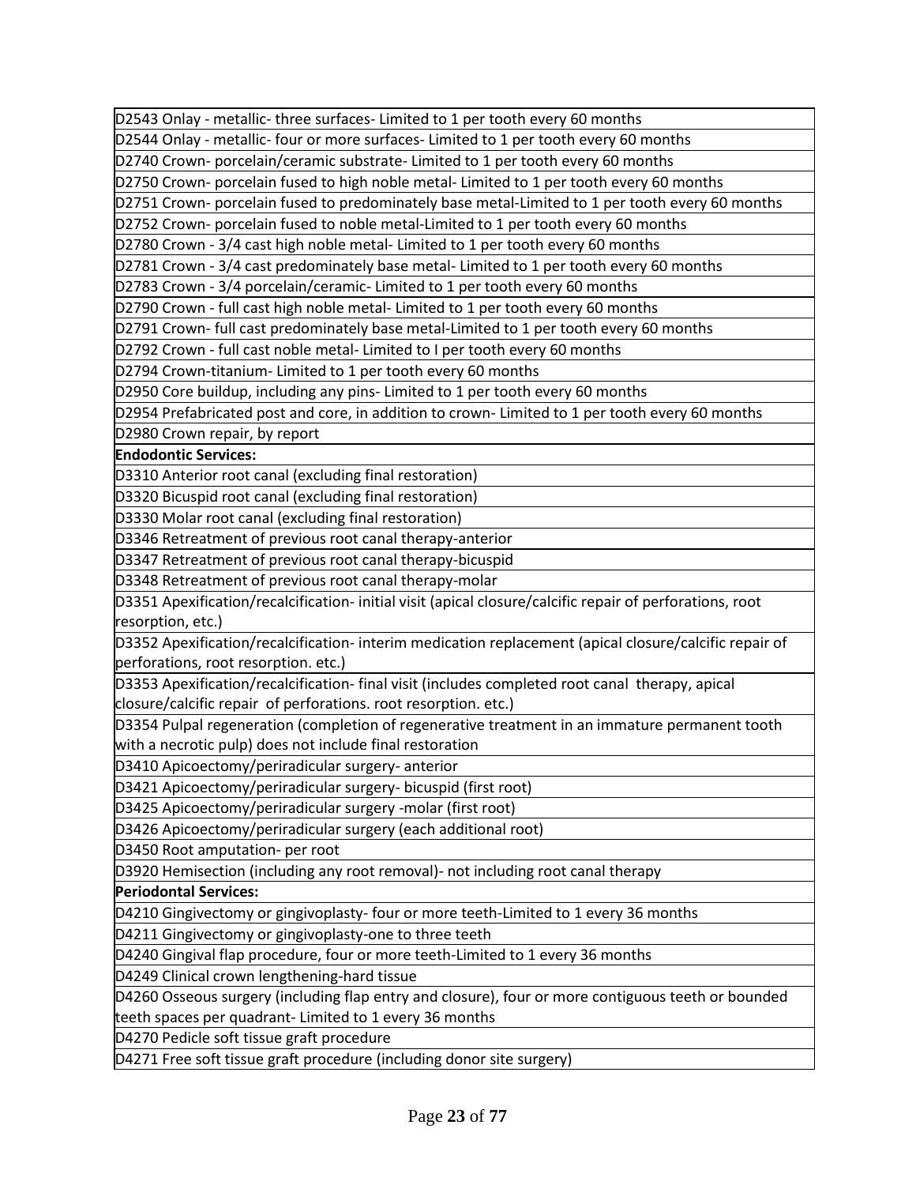| |
|---|
| D2543 Onlay - metallic- three surfaces- Limited to 1 per tooth every 60 months |
| D2544 Onlay - metallic- four or more surfaces- Limited to 1 per tooth every 60 months |
| D2740 Crown- porcelain/ceramic substrate- Limited to 1 per tooth every 60 months |
| D2750 Crown- porcelain fused to high noble metal- Limited to 1 per tooth every 60 months |
| D2751 Crown- porcelain fused to predominately base metal-Limited to 1 per tooth every 60 months |
| D2752 Crown- porcelain fused to noble metal-Limited to 1 per tooth every 60 months |
| D2780 Crown - 3/4 cast high noble metal- Limited to 1 per tooth every 60 months |
| D2781 Crown - 3/4 cast predominately base metal- Limited to 1 per tooth every 60 months |
| D2783 Crown - 3/4 porcelain/ceramic- Limited to 1 per tooth every 60 months |
| D2790 Crown - full cast high noble metal- Limited to 1 per tooth every 60 months |
| D2791 Crown- full cast predominately base metal-Limited to 1 per tooth every 60 months |
| D2792 Crown - full cast noble metal- Limited to I per tooth every 60 months |
| D2794 Crown-titanium- Limited to 1 per tooth every 60 months |
| D2950 Core buildup, including any pins- Limited to 1 per tooth every 60 months |
| D2954 Prefabricated post and core, in addition to crown- Limited to 1 per tooth every 60 months |
| D2980 Crown repair, by report |
| **Endodontic Services:** |
| D3310 Anterior root canal (excluding final restoration) |
| D3320 Bicuspid root canal (excluding final restoration) |
| D3330 Molar root canal (excluding final restoration) |
| D3346 Retreatment of previous root canal therapy-anterior |
| D3347 Retreatment of previous root canal therapy-bicuspid |
| D3348 Retreatment of previous root canal therapy-molar |
| D3351 Apexification/recalcification- initial visit (apical closure/calcific repair of perforations, root resorption, etc.) |
| D3352 Apexification/recalcification- interim medication replacement (apical closure/calcific repair of perforations, root resorption. etc.) |
| D3353 Apexification/recalcification- final visit (includes completed root canal therapy, apical closure/calcific repair of perforations. root resorption. etc.) |
| D3354 Pulpal regeneration (completion of regenerative treatment in an immature permanent tooth with a necrotic pulp) does not include final restoration |
| D3410 Apicoectomy/periradicular surgery- anterior |
| D3421 Apicoectomy/periradicular surgery- bicuspid (first root) |
| D3425 Apicoectomy/periradicular surgery -molar (first root) |
| D3426 Apicoectomy/periradicular surgery (each additional root) |
| D3450 Root amputation- per root |
| D3920 Hemisection (including any root removal)- not including root canal therapy |
| **Periodontal Services:** |
| D4210 Gingivectomy or gingivoplasty- four or more teeth-Limited to 1 every 36 months |
| D4211 Gingivectomy or gingivoplasty-one to three teeth |
| D4240 Gingival flap procedure, four or more teeth-Limited to 1 every 36 months |
| D4249 Clinical crown lengthening-hard tissue |
| D4260 Osseous surgery (including flap entry and closure), four or more contiguous teeth or bounded teeth spaces per quadrant- Limited to 1 every 36 months |
| D4270 Pedicle soft tissue graft procedure |
| D4271 Free soft tissue graft procedure (including donor site surgery) |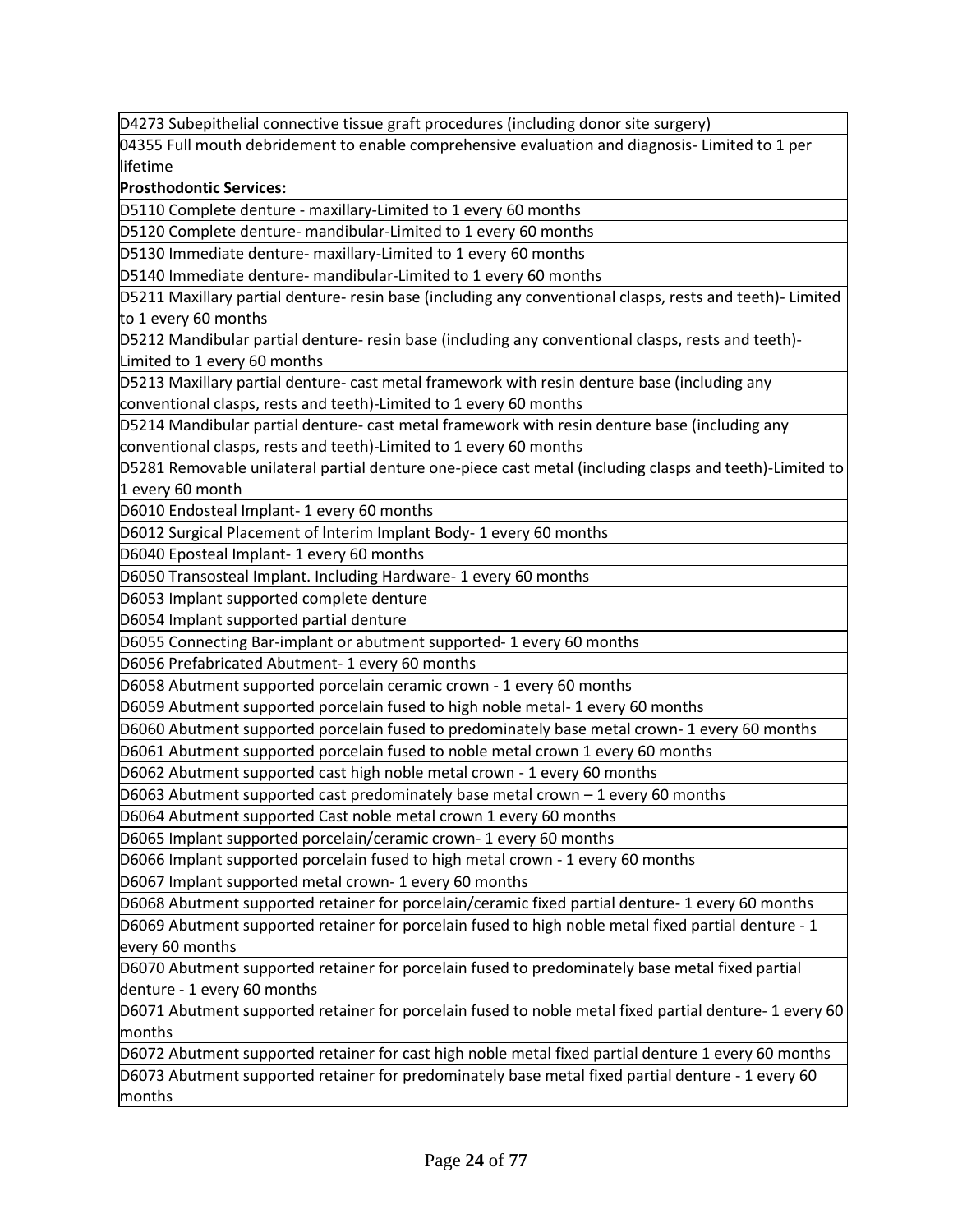| D4273 Subepithelial connective tissue graft procedures (including donor site surgery) |
|---|
| 04355 Full mouth debridement to enable comprehensive evaluation and diagnosis- Limited to 1 per lifetime |
| **Prosthodontic Services:** |
| D5110 Complete denture - maxillary-Limited to 1 every 60 months |
| D5120 Complete denture- mandibular-Limited to 1 every 60 months |
| D5130 Immediate denture- maxillary-Limited to 1 every 60 months |
| D5140 Immediate denture- mandibular-Limited to 1 every 60 months |
| D5211 Maxillary partial denture- resin base (including any conventional clasps, rests and teeth)- Limited to 1 every 60 months |
| D5212 Mandibular partial denture- resin base (including any conventional clasps, rests and teeth)- Limited to 1 every 60 months |
| D5213 Maxillary partial denture- cast metal framework with resin denture base (including any conventional clasps, rests and teeth)-Limited to 1 every 60 months |
| D5214 Mandibular partial denture- cast metal framework with resin denture base (including any conventional clasps, rests and teeth)-Limited to 1 every 60 months |
| D5281 Removable unilateral partial denture one-piece cast metal (including clasps and teeth)-Limited to 1 every 60 month |
| D6010 Endosteal Implant- 1 every 60 months |
| D6012 Surgical Placement of lnterim Implant Body- 1 every 60 months |
| D6040 Eposteal Implant- 1 every 60 months |
| D6050 Transosteal Implant. Including Hardware- 1 every 60 months |
| D6053 Implant supported complete denture |
| D6054 Implant supported partial denture |
| D6055 Connecting Bar-implant or abutment supported- 1 every 60 months |
| D6056 Prefabricated Abutment- 1 every 60 months |
| D6058 Abutment supported porcelain ceramic crown - 1 every 60 months |
| D6059 Abutment supported porcelain fused to high noble metal- 1 every 60 months |
| D6060 Abutment supported porcelain fused to predominately base metal crown- 1 every 60 months |
| D6061 Abutment supported porcelain fused to noble metal crown 1 every 60 months |
| D6062 Abutment supported cast high noble metal crown - 1 every 60 months |
| D6063 Abutment supported cast predominately base metal crown – 1 every 60 months |
| D6064 Abutment supported Cast noble metal crown 1 every 60 months |
| D6065 Implant supported porcelain/ceramic crown- 1 every 60 months |
| D6066 Implant supported porcelain fused to high metal crown - 1 every 60 months |
| D6067 Implant supported metal crown- 1 every 60 months |
| D6068 Abutment supported retainer for porcelain/ceramic fixed partial denture- 1 every 60 months |
| D6069 Abutment supported retainer for porcelain fused to high noble metal fixed partial denture - 1 every 60 months |
| D6070 Abutment supported retainer for porcelain fused to predominately base metal fixed partial denture - 1 every 60 months |
| D6071 Abutment supported retainer for porcelain fused to noble metal fixed partial denture- 1 every 60 months |
| D6072 Abutment supported retainer for cast high noble metal fixed partial denture 1 every 60 months |
| D6073 Abutment supported retainer for predominately base metal fixed partial denture - 1 every 60 months |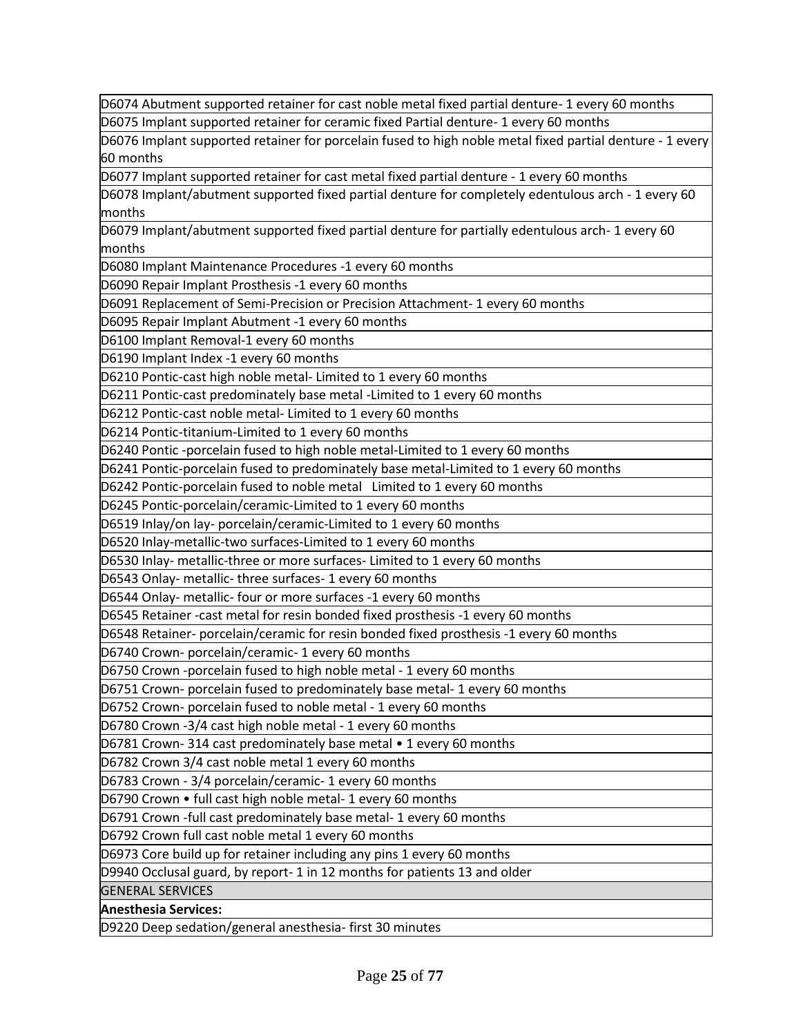| D6074 Abutment supported retainer for cast noble metal fixed partial denture- 1 every 60 months |
|---|
| D6075 Implant supported retainer for ceramic fixed Partial denture- 1 every 60 months |
| D6076 Implant supported retainer for porcelain fused to high noble metal fixed partial denture - 1 every 60 months |
| D6077 Implant supported retainer for cast metal fixed partial denture - 1 every 60 months |
| D6078 Implant/abutment supported fixed partial denture for completely edentulous arch - 1 every 60 months |
| D6079 Implant/abutment supported fixed partial denture for partially edentulous arch- 1 every 60 months |
| D6080 Implant Maintenance Procedures -1 every 60 months |
| D6090 Repair Implant Prosthesis -1 every 60 months |
| D6091 Replacement of Semi-Precision or Precision Attachment- 1 every 60 months |
| D6095 Repair Implant Abutment -1 every 60 months |
| D6100 Implant Removal-1 every 60 months |
| D6190 Implant Index -1 every 60 months |
| D6210 Pontic-cast high noble metal- Limited to 1 every 60 months |
| D6211 Pontic-cast predominately base metal -Limited to 1 every 60 months |
| D6212 Pontic-cast noble metal- Limited to 1 every 60 months |
| D6214 Pontic-titanium-Limited to 1 every 60 months |
| D6240 Pontic -porcelain fused to high noble metal-Limited to 1 every 60 months |
| D6241 Pontic-porcelain fused to predominately base metal-Limited to 1 every 60 months |
| D6242 Pontic-porcelain fused to noble metal Limited to 1 every 60 months |
| D6245 Pontic-porcelain/ceramic-Limited to 1 every 60 months |
| D6519 Inlay/on lay- porcelain/ceramic-Limited to 1 every 60 months |
| D6520 Inlay-metallic-two surfaces-Limited to 1 every 60 months |
| D6530 Inlay- metallic-three or more surfaces- Limited to 1 every 60 months |
| D6543 Onlay- metallic- three surfaces- 1 every 60 months |
| D6544 Onlay- metallic- four or more surfaces -1 every 60 months |
| D6545 Retainer -cast metal for resin bonded fixed prosthesis -1 every 60 months |
| D6548 Retainer- porcelain/ceramic for resin bonded fixed prosthesis -1 every 60 months |
| D6740 Crown- porcelain/ceramic- 1 every 60 months |
| D6750 Crown -porcelain fused to high noble metal - 1 every 60 months |
| D6751 Crown- porcelain fused to predominately base metal- 1 every 60 months |
| D6752 Crown- porcelain fused to noble metal - 1 every 60 months |
| D6780 Crown -3/4 cast high noble metal - 1 every 60 months |
| D6781 Crown- 314 cast predominately base metal • 1 every 60 months |
| D6782 Crown 3/4 cast noble metal 1 every 60 months |
| D6783 Crown - 3/4 porcelain/ceramic- 1 every 60 months |
| D6790 Crown • full cast high noble metal- 1 every 60 months |
| D6791 Crown -full cast predominately base metal- 1 every 60 months |
| D6792 Crown full cast noble metal 1 every 60 months |
| D6973 Core build up for retainer including any pins 1 every 60 months |
| D9940 Occlusal guard, by report- 1 in 12 months for patients 13 and older |
| GENERAL SERVICES |
| **Anesthesia Services:** |
| D9220 Deep sedation/general anesthesia- first 30 minutes |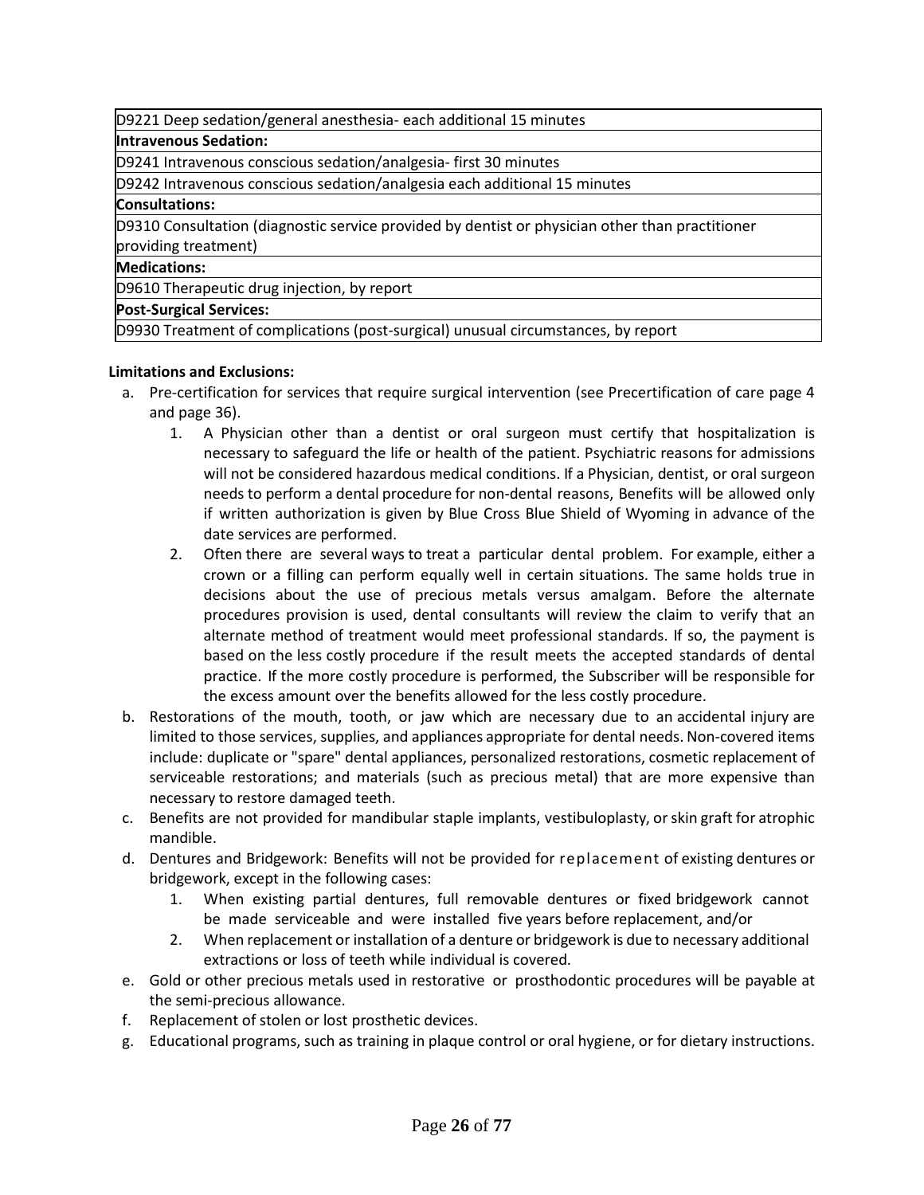| D9221 Deep sedation/general anesthesia- each additional 15 minutes |
|---|
| **Intravenous Sedation:** |
| D9241 Intravenous conscious sedation/analgesia- first 30 minutes |
| D9242 Intravenous conscious sedation/analgesia each additional 15 minutes |
| **Consultations:** |
| D9310 Consultation (diagnostic service provided by dentist or physician other than practitioner providing treatment) |
| **Medications:** |
| D9610 Therapeutic drug injection, by report |
| **Post-Surgical Services:** |
| D9930 Treatment of complications (post-surgical) unusual circumstances, by report |

**Limitations and Exclusions:**

a. Pre-certification for services that require surgical intervention (see Precertification of care page 4 and page 36).
    1. A Physician other than a dentist or oral surgeon must certify that hospitalization is necessary to safeguard the life or health of the patient. Psychiatric reasons for admissions will not be considered hazardous medical conditions. If a Physician, dentist, or oral surgeon needs to perform a dental procedure for non-dental reasons, Benefits will be allowed only if written authorization is given by Blue Cross Blue Shield of Wyoming in advance of the date services are performed.
    2. Often there are several ways to treat a particular dental problem. For example, either a crown or a filling can perform equally well in certain situations. The same holds true in decisions about the use of precious metals versus amalgam. Before the alternate procedures provision is used, dental consultants will review the claim to verify that an alternate method of treatment would meet professional standards. If so, the payment is based on the less costly procedure if the result meets the accepted standards of dental practice. If the more costly procedure is performed, the Subscriber will be responsible for the excess amount over the benefits allowed for the less costly procedure.

b. Restorations of the mouth, tooth, or jaw which are necessary due to an accidental injury are limited to those services, supplies, and appliances appropriate for dental needs. Non-covered items include: duplicate or "spare" dental appliances, personalized restorations, cosmetic replacement of serviceable restorations; and materials (such as precious metal) that are more expensive than necessary to restore damaged teeth.

c. Benefits are not provided for mandibular staple implants, vestibuloplasty, or skin graft for atrophic mandible.

d. Dentures and Bridgework: Benefits will not be provided for replacement of existing dentures or bridgework, except in the following cases:
    1. When existing partial dentures, full removable dentures or fixed bridgework cannot be made serviceable and were installed five years before replacement, and/or
    2. When replacement or installation of a denture or bridgework is due to necessary additional extractions or loss of teeth while individual is covered.

e. Gold or other precious metals used in restorative or prosthodontic procedures will be payable at the semi-precious allowance.

f. Replacement of stolen or lost prosthetic devices.

g. Educational programs, such as training in plaque control or oral hygiene, or for dietary instructions.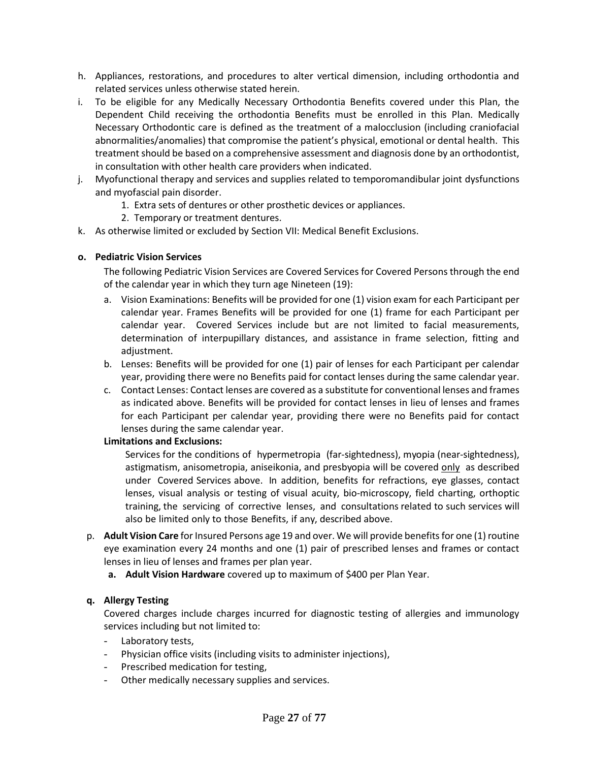h. Appliances, restorations, and procedures to alter vertical dimension, including orthodontia and related services unless otherwise stated herein.
i. To be eligible for any Medically Necessary Orthodontia Benefits covered under this Plan, the Dependent Child receiving the orthodontia Benefits must be enrolled in this Plan. Medically Necessary Orthodontic care is defined as the treatment of a malocclusion (including craniofacial abnormalities/anomalies) that compromise the patient's physical, emotional or dental health. This treatment should be based on a comprehensive assessment and diagnosis done by an orthodontist, in consultation with other health care providers when indicated.
j. Myofunctional therapy and services and supplies related to temporomandibular joint dysfunctions and myofascial pain disorder.
    1. Extra sets of dentures or other prosthetic devices or appliances.
    2. Temporary or treatment dentures.
k. As otherwise limited or excluded by Section VII: Medical Benefit Exclusions.

**o. Pediatric Vision Services**

The following Pediatric Vision Services are Covered Services for Covered Persons through the end of the calendar year in which they turn age Nineteen (19):

a. Vision Examinations: Benefits will be provided for one (1) vision exam for each Participant per calendar year. Frames Benefits will be provided for one (1) frame for each Participant per calendar year. Covered Services include but are not limited to facial measurements, determination of interpupillary distances, and assistance in frame selection, fitting and adjustment.
b. Lenses: Benefits will be provided for one (1) pair of lenses for each Participant per calendar year, providing there were no Benefits paid for contact lenses during the same calendar year.
c. Contact Lenses: Contact lenses are covered as a substitute for conventional lenses and frames as indicated above. Benefits will be provided for contact lenses in lieu of lenses and frames for each Participant per calendar year, providing there were no Benefits paid for contact lenses during the same calendar year.

**Limitations and Exclusions:**

Services for the conditions of hypermetropia (far-sightedness), myopia (near-sightedness), astigmatism, anisometropia, aniseikonia, and presbyopia will be covered <u>only</u> as described under Covered Services above. In addition, benefits for refractions, eye glasses, contact lenses, visual analysis or testing of visual acuity, bio-microscopy, field charting, orthoptic training, the servicing of corrective lenses, and consultations related to such services will also be limited only to those Benefits, if any, described above.

p. **Adult Vision Care** for Insured Persons age 19 and over. We will provide benefits for one (1) routine eye examination every 24 months and one (1) pair of prescribed lenses and frames or contact lenses in lieu of lenses and frames per plan year.
    **a. Adult Vision Hardware** covered up to maximum of $400 per Plan Year.

**q. Allergy Testing**

Covered charges include charges incurred for diagnostic testing of allergies and immunology services including but not limited to:

- Laboratory tests,
- Physician office visits (including visits to administer injections),
- Prescribed medication for testing,
- Other medically necessary supplies and services.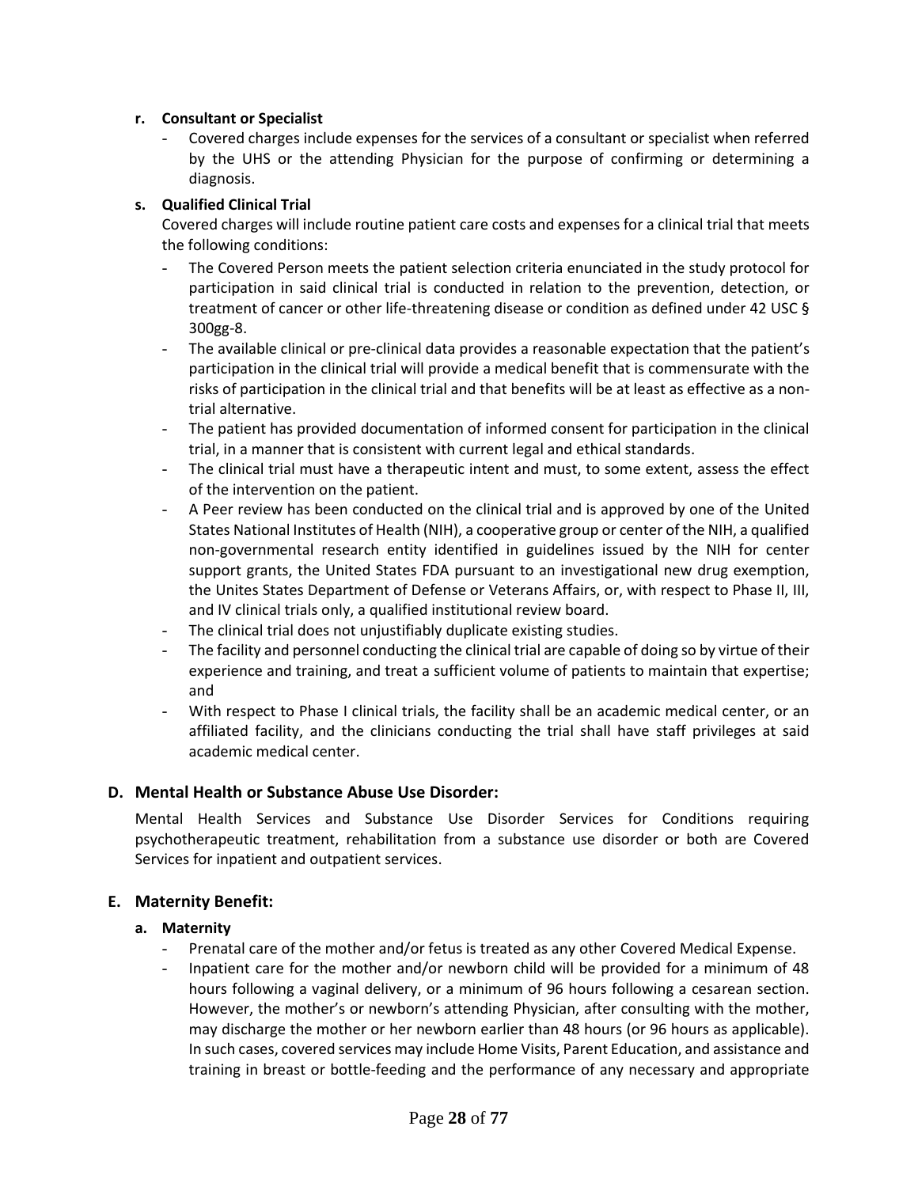**r. Consultant or Specialist**

- Covered charges include expenses for the services of a consultant or specialist when referred by the UHS or the attending Physician for the purpose of confirming or determining a diagnosis.

**s. Qualified Clinical Trial**

Covered charges will include routine patient care costs and expenses for a clinical trial that meets the following conditions:

- The Covered Person meets the patient selection criteria enunciated in the study protocol for participation in said clinical trial is conducted in relation to the prevention, detection, or treatment of cancer or other life-threatening disease or condition as defined under 42 USC § 300gg-8.
- The available clinical or pre-clinical data provides a reasonable expectation that the patient's participation in the clinical trial will provide a medical benefit that is commensurate with the risks of participation in the clinical trial and that benefits will be at least as effective as a non-trial alternative.
- The patient has provided documentation of informed consent for participation in the clinical trial, in a manner that is consistent with current legal and ethical standards.
- The clinical trial must have a therapeutic intent and must, to some extent, assess the effect of the intervention on the patient.
- A Peer review has been conducted on the clinical trial and is approved by one of the United States National Institutes of Health (NIH), a cooperative group or center of the NIH, a qualified non-governmental research entity identified in guidelines issued by the NIH for center support grants, the United States FDA pursuant to an investigational new drug exemption, the Unites States Department of Defense or Veterans Affairs, or, with respect to Phase II, III, and IV clinical trials only, a qualified institutional review board.
- The clinical trial does not unjustifiably duplicate existing studies.
- The facility and personnel conducting the clinical trial are capable of doing so by virtue of their experience and training, and treat a sufficient volume of patients to maintain that expertise; and
- With respect to Phase I clinical trials, the facility shall be an academic medical center, or an affiliated facility, and the clinicians conducting the trial shall have staff privileges at said academic medical center.

## D. Mental Health or Substance Abuse Use Disorder:

Mental Health Services and Substance Use Disorder Services for Conditions requiring psychotherapeutic treatment, rehabilitation from a substance use disorder or both are Covered Services for inpatient and outpatient services.

## E. Maternity Benefit:

**a. Maternity**

- Prenatal care of the mother and/or fetus is treated as any other Covered Medical Expense.
- Inpatient care for the mother and/or newborn child will be provided for a minimum of 48 hours following a vaginal delivery, or a minimum of 96 hours following a cesarean section. However, the mother's or newborn's attending Physician, after consulting with the mother, may discharge the mother or her newborn earlier than 48 hours (or 96 hours as applicable). In such cases, covered services may include Home Visits, Parent Education, and assistance and training in breast or bottle-feeding and the performance of any necessary and appropriate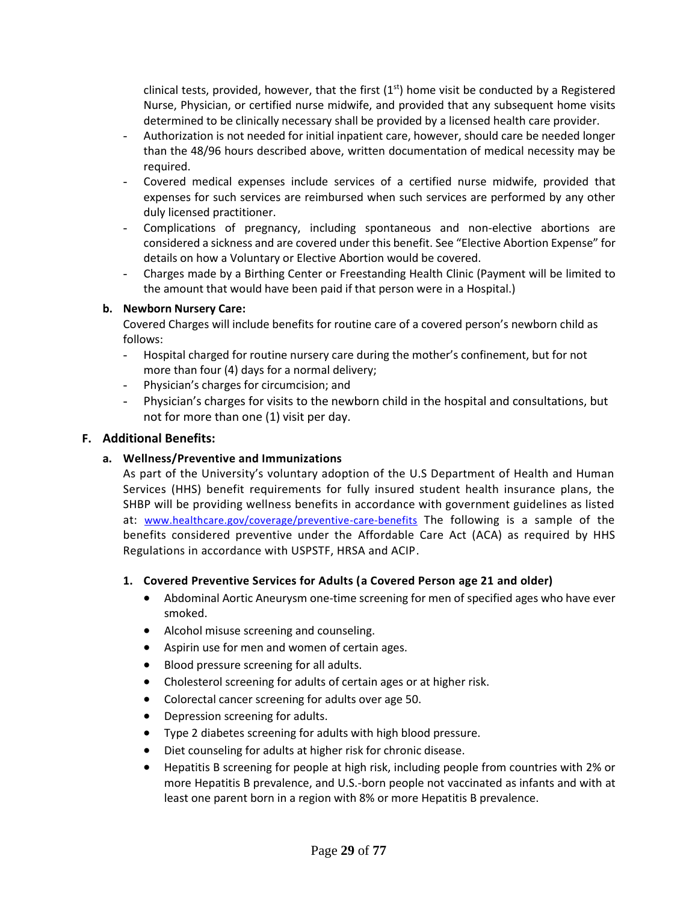clinical tests, provided, however, that the first (1st) home visit be conducted by a Registered Nurse, Physician, or certified nurse midwife, and provided that any subsequent home visits determined to be clinically necessary shall be provided by a licensed health care provider.

- Authorization is not needed for initial inpatient care, however, should care be needed longer than the 48/96 hours described above, written documentation of medical necessity may be required.
- Covered medical expenses include services of a certified nurse midwife, provided that expenses for such services are reimbursed when such services are performed by any other duly licensed practitioner.
- Complications of pregnancy, including spontaneous and non-elective abortions are considered a sickness and are covered under this benefit. See "Elective Abortion Expense" for details on how a Voluntary or Elective Abortion would be covered.
- Charges made by a Birthing Center or Freestanding Health Clinic (Payment will be limited to the amount that would have been paid if that person were in a Hospital.)

**b. Newborn Nursery Care:**

Covered Charges will include benefits for routine care of a covered person's newborn child as follows:

- Hospital charged for routine nursery care during the mother's confinement, but for not more than four (4) days for a normal delivery;
- Physician's charges for circumcision; and
- Physician's charges for visits to the newborn child in the hospital and consultations, but not for more than one (1) visit per day.

## F. Additional Benefits:

### a. Wellness/Preventive and Immunizations

As part of the University's voluntary adoption of the U.S Department of Health and Human Services (HHS) benefit requirements for fully insured student health insurance plans, the SHBP will be providing wellness benefits in accordance with government guidelines as listed at: www.healthcare.gov/coverage/preventive-care-benefits The following is a sample of the benefits considered preventive under the Affordable Care Act (ACA) as required by HHS Regulations in accordance with USPSTF, HRSA and ACIP.

**1. Covered Preventive Services for Adults (a Covered Person age 21 and older)**

- Abdominal Aortic Aneurysm one-time screening for men of specified ages who have ever smoked.
- Alcohol misuse screening and counseling.
- Aspirin use for men and women of certain ages.
- Blood pressure screening for all adults.
- Cholesterol screening for adults of certain ages or at higher risk.
- Colorectal cancer screening for adults over age 50.
- Depression screening for adults.
- Type 2 diabetes screening for adults with high blood pressure.
- Diet counseling for adults at higher risk for chronic disease.
- Hepatitis B screening for people at high risk, including people from countries with 2% or more Hepatitis B prevalence, and U.S.-born people not vaccinated as infants and with at least one parent born in a region with 8% or more Hepatitis B prevalence.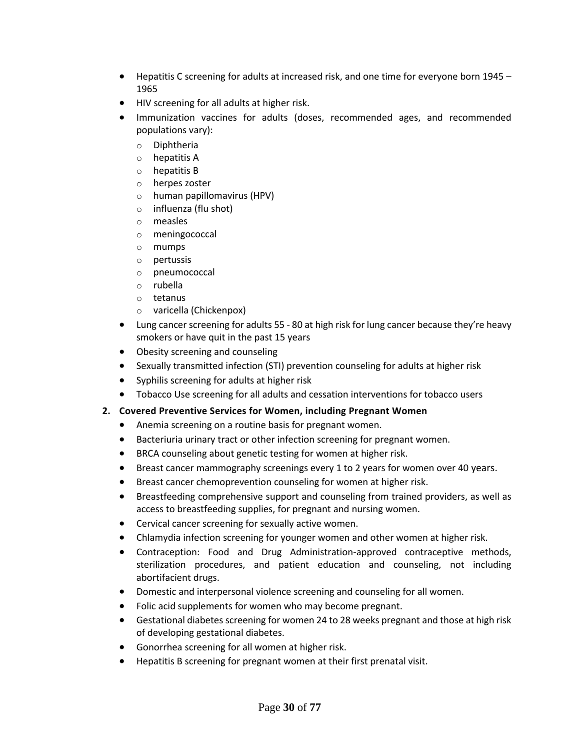- Hepatitis C screening for adults at increased risk, and one time for everyone born 1945 – 1965
- HIV screening for all adults at higher risk.
- Immunization vaccines for adults (doses, recommended ages, and recommended populations vary):
    - Diphtheria
    - hepatitis A
    - hepatitis B
    - herpes zoster
    - human papillomavirus (HPV)
    - influenza (flu shot)
    - measles
    - meningococcal
    - mumps
    - pertussis
    - pneumococcal
    - rubella
    - tetanus
    - varicella (Chickenpox)
- Lung cancer screening for adults 55 - 80 at high risk for lung cancer because they're heavy smokers or have quit in the past 15 years
- Obesity screening and counseling
- Sexually transmitted infection (STI) prevention counseling for adults at higher risk
- Syphilis screening for adults at higher risk
- Tobacco Use screening for all adults and cessation interventions for tobacco users

2. **Covered Preventive Services for Women, including Pregnant Women**
    - Anemia screening on a routine basis for pregnant women.
    - Bacteriuria urinary tract or other infection screening for pregnant women.
    - BRCA counseling about genetic testing for women at higher risk.
    - Breast cancer mammography screenings every 1 to 2 years for women over 40 years.
    - Breast cancer chemoprevention counseling for women at higher risk.
    - Breastfeeding comprehensive support and counseling from trained providers, as well as access to breastfeeding supplies, for pregnant and nursing women.
    - Cervical cancer screening for sexually active women.
    - Chlamydia infection screening for younger women and other women at higher risk.
    - Contraception: Food and Drug Administration-approved contraceptive methods, sterilization procedures, and patient education and counseling, not including abortifacient drugs.
    - Domestic and interpersonal violence screening and counseling for all women.
    - Folic acid supplements for women who may become pregnant.
    - Gestational diabetes screening for women 24 to 28 weeks pregnant and those at high risk of developing gestational diabetes.
    - Gonorrhea screening for all women at higher risk.
    - Hepatitis B screening for pregnant women at their first prenatal visit.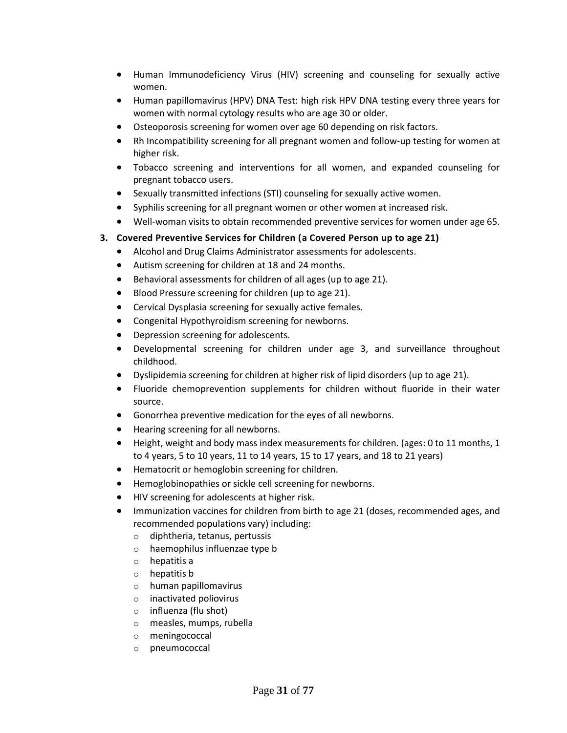- Human Immunodeficiency Virus (HIV) screening and counseling for sexually active women.
- Human papillomavirus (HPV) DNA Test: high risk HPV DNA testing every three years for women with normal cytology results who are age 30 or older.
- Osteoporosis screening for women over age 60 depending on risk factors.
- Rh Incompatibility screening for all pregnant women and follow-up testing for women at higher risk.
- Tobacco screening and interventions for all women, and expanded counseling for pregnant tobacco users.
- Sexually transmitted infections (STI) counseling for sexually active women.
- Syphilis screening for all pregnant women or other women at increased risk.
- Well-woman visits to obtain recommended preventive services for women under age 65.

**3. Covered Preventive Services for Children (a Covered Person up to age 21)**

- Alcohol and Drug Claims Administrator assessments for adolescents.
- Autism screening for children at 18 and 24 months.
- Behavioral assessments for children of all ages (up to age 21).
- Blood Pressure screening for children (up to age 21).
- Cervical Dysplasia screening for sexually active females.
- Congenital Hypothyroidism screening for newborns.
- Depression screening for adolescents.
- Developmental screening for children under age 3, and surveillance throughout childhood.
- Dyslipidemia screening for children at higher risk of lipid disorders (up to age 21).
- Fluoride chemoprevention supplements for children without fluoride in their water source.
- Gonorrhea preventive medication for the eyes of all newborns.
- Hearing screening for all newborns.
- Height, weight and body mass index measurements for children. (ages: 0 to 11 months, 1 to 4 years, 5 to 10 years, 11 to 14 years, 15 to 17 years, and 18 to 21 years)
- Hematocrit or hemoglobin screening for children.
- Hemoglobinopathies or sickle cell screening for newborns.
- HIV screening for adolescents at higher risk.
- Immunization vaccines for children from birth to age 21 (doses, recommended ages, and recommended populations vary) including:
  - diphtheria, tetanus, pertussis
  - haemophilus influenzae type b
  - hepatitis a
  - hepatitis b
  - human papillomavirus
  - inactivated poliovirus
  - influenza (flu shot)
  - measles, mumps, rubella
  - meningococcal
  - pneumococcal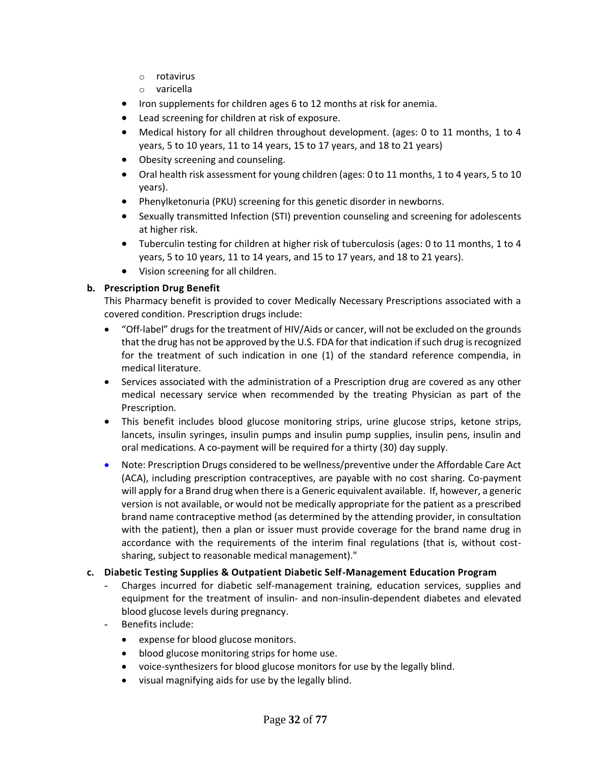- rotavirus
  - varicella
- Iron supplements for children ages 6 to 12 months at risk for anemia.
- Lead screening for children at risk of exposure.
- Medical history for all children throughout development. (ages: 0 to 11 months, 1 to 4 years, 5 to 10 years, 11 to 14 years, 15 to 17 years, and 18 to 21 years)
- Obesity screening and counseling.
- Oral health risk assessment for young children (ages: 0 to 11 months, 1 to 4 years, 5 to 10 years).
- Phenylketonuria (PKU) screening for this genetic disorder in newborns.
- Sexually transmitted Infection (STI) prevention counseling and screening for adolescents at higher risk.
- Tuberculin testing for children at higher risk of tuberculosis (ages: 0 to 11 months, 1 to 4 years, 5 to 10 years, 11 to 14 years, and 15 to 17 years, and 18 to 21 years).
- Vision screening for all children.

**b. Prescription Drug Benefit**

This Pharmacy benefit is provided to cover Medically Necessary Prescriptions associated with a covered condition. Prescription drugs include:

- "Off-label" drugs for the treatment of HIV/Aids or cancer, will not be excluded on the grounds that the drug has not be approved by the U.S. FDA for that indication if such drug is recognized for the treatment of such indication in one (1) of the standard reference compendia, in medical literature.
- Services associated with the administration of a Prescription drug are covered as any other medical necessary service when recommended by the treating Physician as part of the Prescription.
- This benefit includes blood glucose monitoring strips, urine glucose strips, ketone strips, lancets, insulin syringes, insulin pumps and insulin pump supplies, insulin pens, insulin and oral medications. A co-payment will be required for a thirty (30) day supply.
- Note: Prescription Drugs considered to be wellness/preventive under the Affordable Care Act (ACA), including prescription contraceptives, are payable with no cost sharing. Co-payment will apply for a Brand drug when there is a Generic equivalent available. If, however, a generic version is not available, or would not be medically appropriate for the patient as a prescribed brand name contraceptive method (as determined by the attending provider, in consultation with the patient), then a plan or issuer must provide coverage for the brand name drug in accordance with the requirements of the interim final regulations (that is, without cost-sharing, subject to reasonable medical management)."

**c. Diabetic Testing Supplies & Outpatient Diabetic Self-Management Education Program**

- Charges incurred for diabetic self-management training, education services, supplies and equipment for the treatment of insulin- and non-insulin-dependent diabetes and elevated blood glucose levels during pregnancy.
- Benefits include:
  - expense for blood glucose monitors.
  - blood glucose monitoring strips for home use.
  - voice-synthesizers for blood glucose monitors for use by the legally blind.
  - visual magnifying aids for use by the legally blind.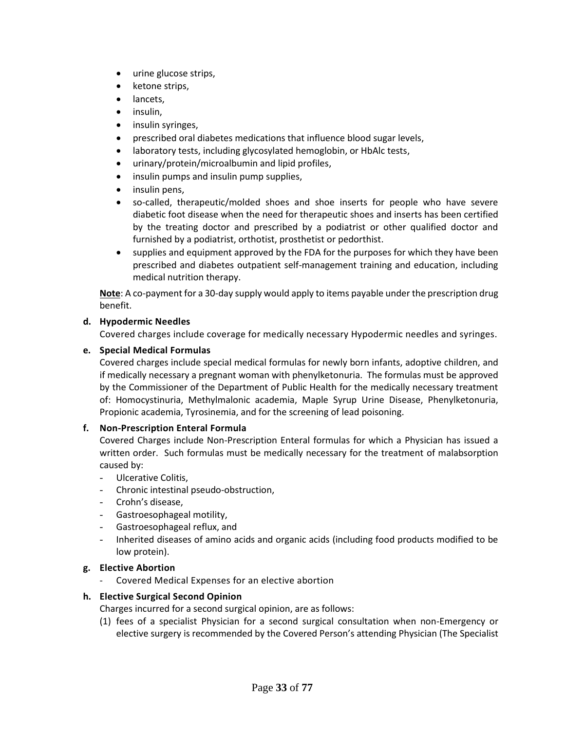- urine glucose strips,
- ketone strips,
- lancets,
- insulin,
- insulin syringes,
- prescribed oral diabetes medications that influence blood sugar levels,
- laboratory tests, including glycosylated hemoglobin, or HbAlc tests,
- urinary/protein/microalbumin and lipid profiles,
- insulin pumps and insulin pump supplies,
- insulin pens,
- so-called, therapeutic/molded shoes and shoe inserts for people who have severe diabetic foot disease when the need for therapeutic shoes and inserts has been certified by the treating doctor and prescribed by a podiatrist or other qualified doctor and furnished by a podiatrist, orthotist, prosthetist or pedorthist.
- supplies and equipment approved by the FDA for the purposes for which they have been prescribed and diabetes outpatient self-management training and education, including medical nutrition therapy.

**Note**: A co-payment for a 30-day supply would apply to items payable under the prescription drug benefit.

**d. Hypodermic Needles**

Covered charges include coverage for medically necessary Hypodermic needles and syringes.

**e. Special Medical Formulas**

Covered charges include special medical formulas for newly born infants, adoptive children, and if medically necessary a pregnant woman with phenylketonuria. The formulas must be approved by the Commissioner of the Department of Public Health for the medically necessary treatment of: Homocystinuria, Methylmalonic academia, Maple Syrup Urine Disease, Phenylketonuria, Propionic academia, Tyrosinemia, and for the screening of lead poisoning.

**f. Non-Prescription Enteral Formula**

Covered Charges include Non-Prescription Enteral formulas for which a Physician has issued a written order. Such formulas must be medically necessary for the treatment of malabsorption caused by:

- Ulcerative Colitis,
- Chronic intestinal pseudo-obstruction,
- Crohn's disease,
- Gastroesophageal motility,
- Gastroesophageal reflux, and
- Inherited diseases of amino acids and organic acids (including food products modified to be low protein).

**g. Elective Abortion**

- Covered Medical Expenses for an elective abortion

**h. Elective Surgical Second Opinion**

Charges incurred for a second surgical opinion, are as follows:

(1) fees of a specialist Physician for a second surgical consultation when non-Emergency or elective surgery is recommended by the Covered Person's attending Physician (The Specialist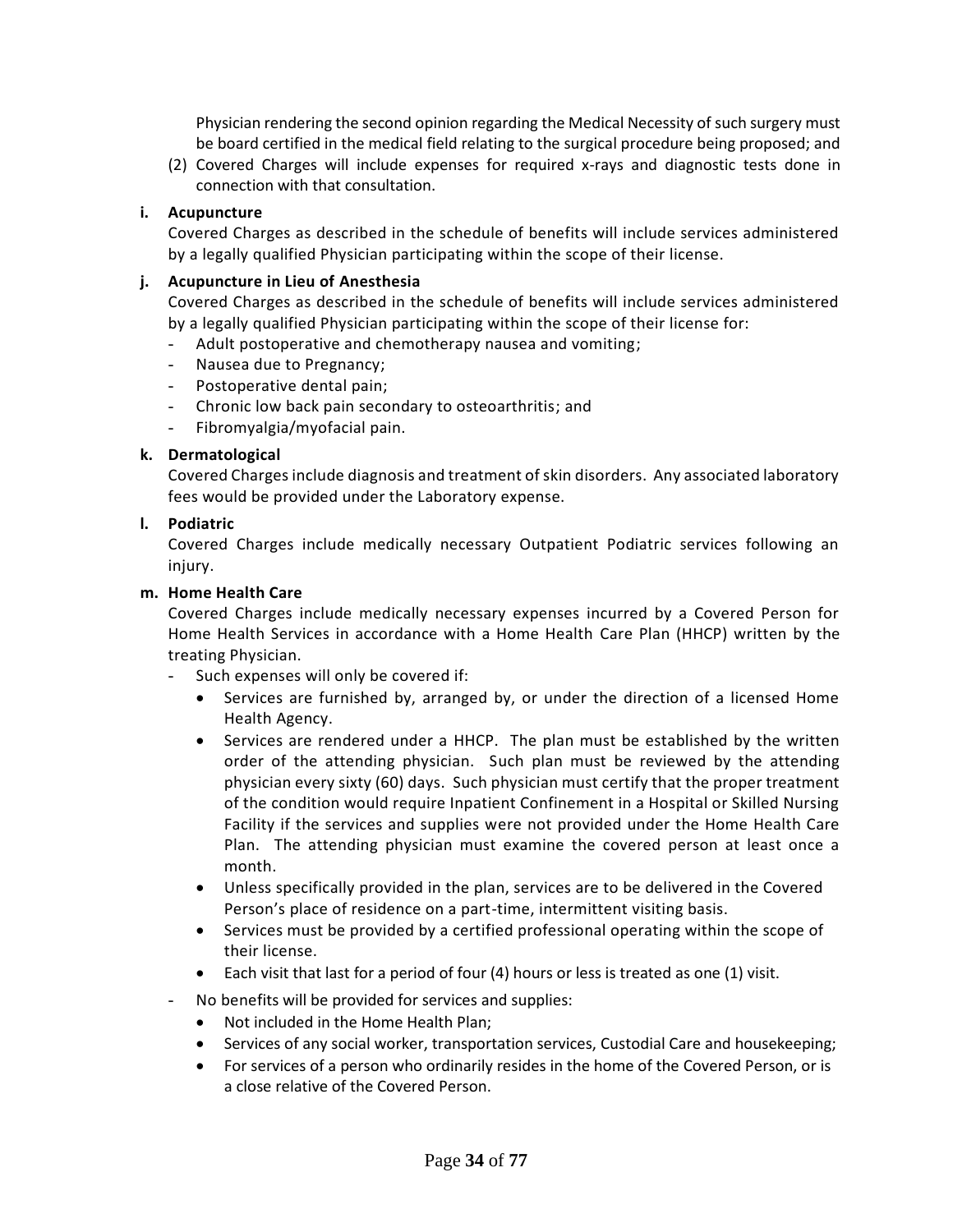Physician rendering the second opinion regarding the Medical Necessity of such surgery must be board certified in the medical field relating to the surgical procedure being proposed; and

(2) Covered Charges will include expenses for required x-rays and diagnostic tests done in connection with that consultation.

**i. Acupuncture**

Covered Charges as described in the schedule of benefits will include services administered by a legally qualified Physician participating within the scope of their license.

**j. Acupuncture in Lieu of Anesthesia**

Covered Charges as described in the schedule of benefits will include services administered by a legally qualified Physician participating within the scope of their license for:

- Adult postoperative and chemotherapy nausea and vomiting;
- Nausea due to Pregnancy;
- Postoperative dental pain;
- Chronic low back pain secondary to osteoarthritis; and
- Fibromyalgia/myofacial pain.

**k. Dermatological**

Covered Charges include diagnosis and treatment of skin disorders. Any associated laboratory fees would be provided under the Laboratory expense.

**l. Podiatric**

Covered Charges include medically necessary Outpatient Podiatric services following an injury.

**m. Home Health Care**

Covered Charges include medically necessary expenses incurred by a Covered Person for Home Health Services in accordance with a Home Health Care Plan (HHCP) written by the treating Physician.

- Such expenses will only be covered if:
  - Services are furnished by, arranged by, or under the direction of a licensed Home Health Agency.
  - Services are rendered under a HHCP. The plan must be established by the written order of the attending physician. Such plan must be reviewed by the attending physician every sixty (60) days. Such physician must certify that the proper treatment of the condition would require Inpatient Confinement in a Hospital or Skilled Nursing Facility if the services and supplies were not provided under the Home Health Care Plan. The attending physician must examine the covered person at least once a month.
  - Unless specifically provided in the plan, services are to be delivered in the Covered Person's place of residence on a part-time, intermittent visiting basis.
  - Services must be provided by a certified professional operating within the scope of their license.
  - Each visit that last for a period of four (4) hours or less is treated as one (1) visit.
- No benefits will be provided for services and supplies:
  - Not included in the Home Health Plan;
  - Services of any social worker, transportation services, Custodial Care and housekeeping;
  - For services of a person who ordinarily resides in the home of the Covered Person, or is a close relative of the Covered Person.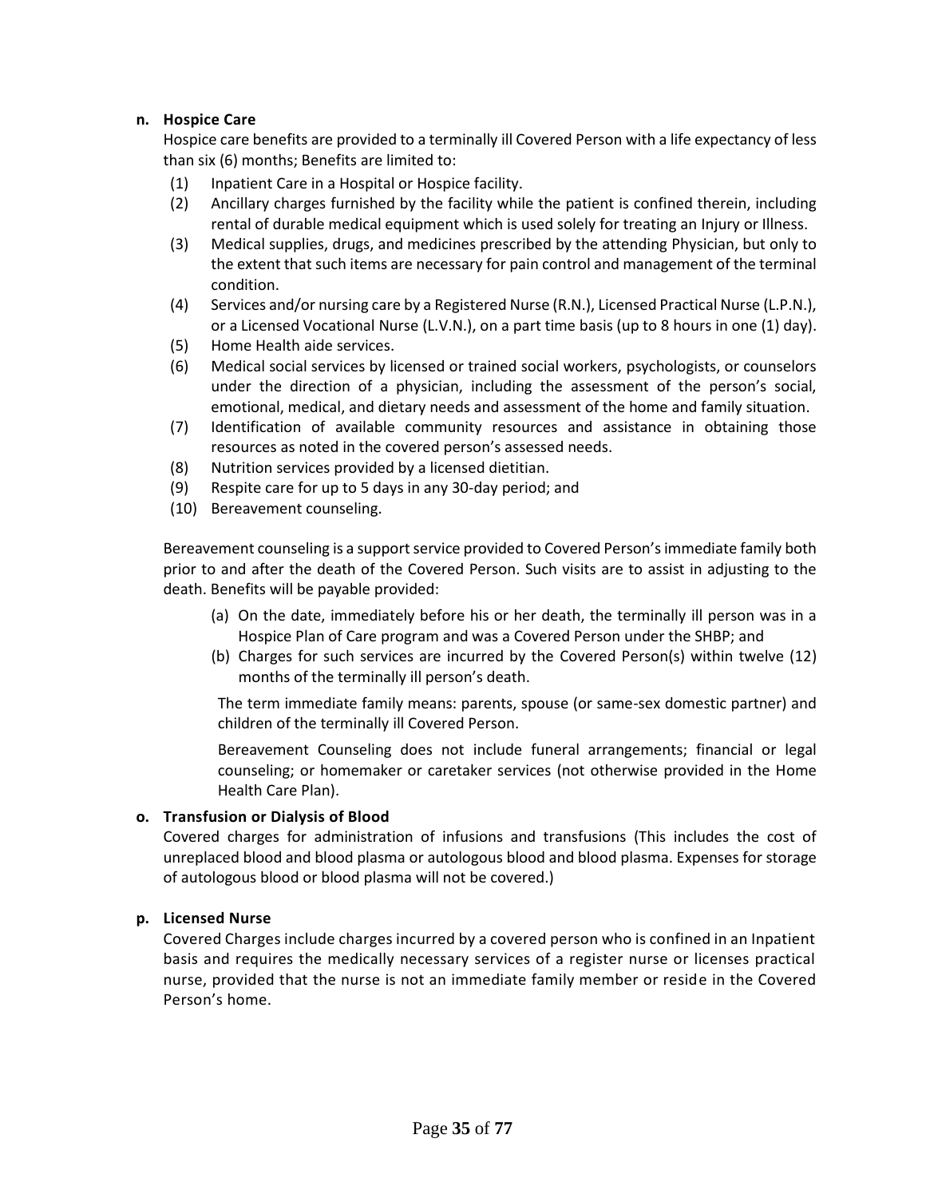**n. Hospice Care**

Hospice care benefits are provided to a terminally ill Covered Person with a life expectancy of less than six (6) months; Benefits are limited to:

(1) Inpatient Care in a Hospital or Hospice facility.
(2) Ancillary charges furnished by the facility while the patient is confined therein, including rental of durable medical equipment which is used solely for treating an Injury or Illness.
(3) Medical supplies, drugs, and medicines prescribed by the attending Physician, but only to the extent that such items are necessary for pain control and management of the terminal condition.
(4) Services and/or nursing care by a Registered Nurse (R.N.), Licensed Practical Nurse (L.P.N.), or a Licensed Vocational Nurse (L.V.N.), on a part time basis (up to 8 hours in one (1) day).
(5) Home Health aide services.
(6) Medical social services by licensed or trained social workers, psychologists, or counselors under the direction of a physician, including the assessment of the person's social, emotional, medical, and dietary needs and assessment of the home and family situation.
(7) Identification of available community resources and assistance in obtaining those resources as noted in the covered person's assessed needs.
(8) Nutrition services provided by a licensed dietitian.
(9) Respite care for up to 5 days in any 30-day period; and
(10) Bereavement counseling.

Bereavement counseling is a support service provided to Covered Person's immediate family both prior to and after the death of the Covered Person. Such visits are to assist in adjusting to the death. Benefits will be payable provided:

(a) On the date, immediately before his or her death, the terminally ill person was in a Hospice Plan of Care program and was a Covered Person under the SHBP; and
(b) Charges for such services are incurred by the Covered Person(s) within twelve (12) months of the terminally ill person's death.

The term immediate family means: parents, spouse (or same-sex domestic partner) and children of the terminally ill Covered Person.

Bereavement Counseling does not include funeral arrangements; financial or legal counseling; or homemaker or caretaker services (not otherwise provided in the Home Health Care Plan).

**o. Transfusion or Dialysis of Blood**

Covered charges for administration of infusions and transfusions (This includes the cost of unreplaced blood and blood plasma or autologous blood and blood plasma. Expenses for storage of autologous blood or blood plasma will not be covered.)

**p. Licensed Nurse**

Covered Charges include charges incurred by a covered person who is confined in an Inpatient basis and requires the medically necessary services of a register nurse or licenses practical nurse, provided that the nurse is not an immediate family member or reside in the Covered Person's home.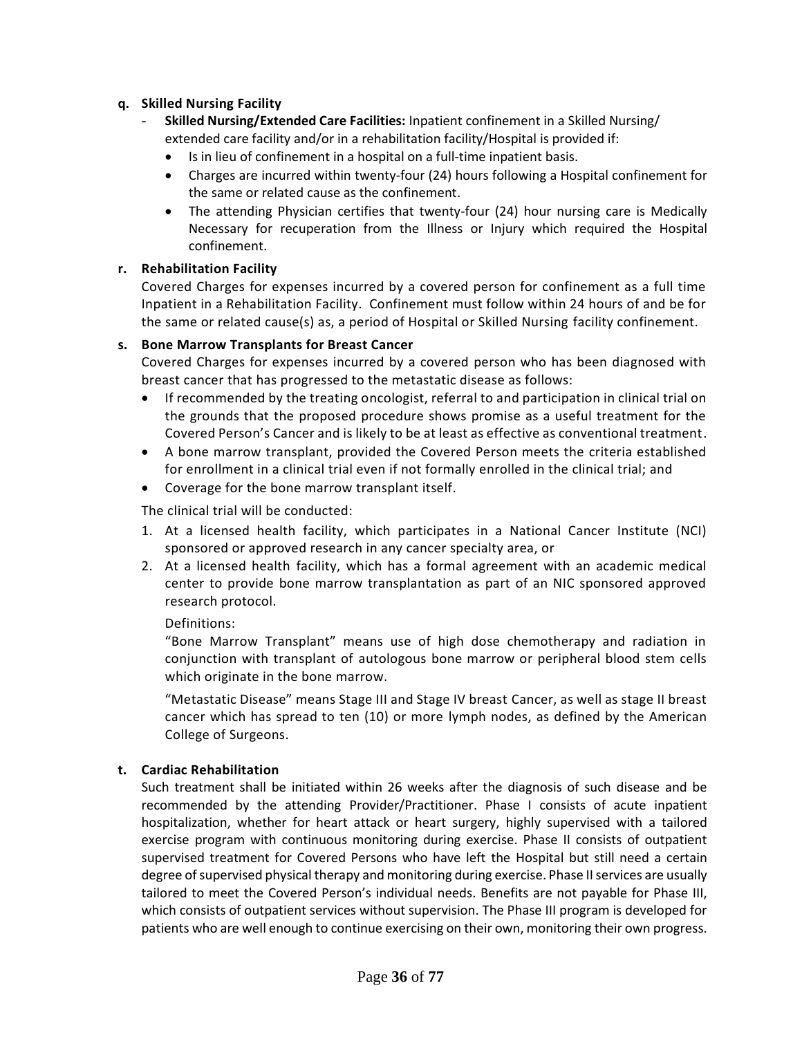**q. Skilled Nursing Facility**

- **Skilled Nursing/Extended Care Facilities:** Inpatient confinement in a Skilled Nursing/ extended care facility and/or in a rehabilitation facility/Hospital is provided if:
  - Is in lieu of confinement in a hospital on a full-time inpatient basis.
  - Charges are incurred within twenty-four (24) hours following a Hospital confinement for the same or related cause as the confinement.
  - The attending Physician certifies that twenty-four (24) hour nursing care is Medically Necessary for recuperation from the Illness or Injury which required the Hospital confinement.

**r. Rehabilitation Facility**

Covered Charges for expenses incurred by a covered person for confinement as a full time Inpatient in a Rehabilitation Facility. Confinement must follow within 24 hours of and be for the same or related cause(s) as, a period of Hospital or Skilled Nursing facility confinement.

**s. Bone Marrow Transplants for Breast Cancer**

Covered Charges for expenses incurred by a covered person who has been diagnosed with breast cancer that has progressed to the metastatic disease as follows:

- If recommended by the treating oncologist, referral to and participation in clinical trial on the grounds that the proposed procedure shows promise as a useful treatment for the Covered Person's Cancer and is likely to be at least as effective as conventional treatment.
- A bone marrow transplant, provided the Covered Person meets the criteria established for enrollment in a clinical trial even if not formally enrolled in the clinical trial; and
- Coverage for the bone marrow transplant itself.

The clinical trial will be conducted:

1. At a licensed health facility, which participates in a National Cancer Institute (NCI) sponsored or approved research in any cancer specialty area, or
2. At a licensed health facility, which has a formal agreement with an academic medical center to provide bone marrow transplantation as part of an NIC sponsored approved research protocol.

   Definitions:

   "Bone Marrow Transplant" means use of high dose chemotherapy and radiation in conjunction with transplant of autologous bone marrow or peripheral blood stem cells which originate in the bone marrow.

   "Metastatic Disease" means Stage III and Stage IV breast Cancer, as well as stage II breast cancer which has spread to ten (10) or more lymph nodes, as defined by the American College of Surgeons.

**t. Cardiac Rehabilitation**

Such treatment shall be initiated within 26 weeks after the diagnosis of such disease and be recommended by the attending Provider/Practitioner. Phase I consists of acute inpatient hospitalization, whether for heart attack or heart surgery, highly supervised with a tailored exercise program with continuous monitoring during exercise. Phase II consists of outpatient supervised treatment for Covered Persons who have left the Hospital but still need a certain degree of supervised physical therapy and monitoring during exercise. Phase II services are usually tailored to meet the Covered Person's individual needs. Benefits are not payable for Phase III, which consists of outpatient services without supervision. The Phase III program is developed for patients who are well enough to continue exercising on their own, monitoring their own progress.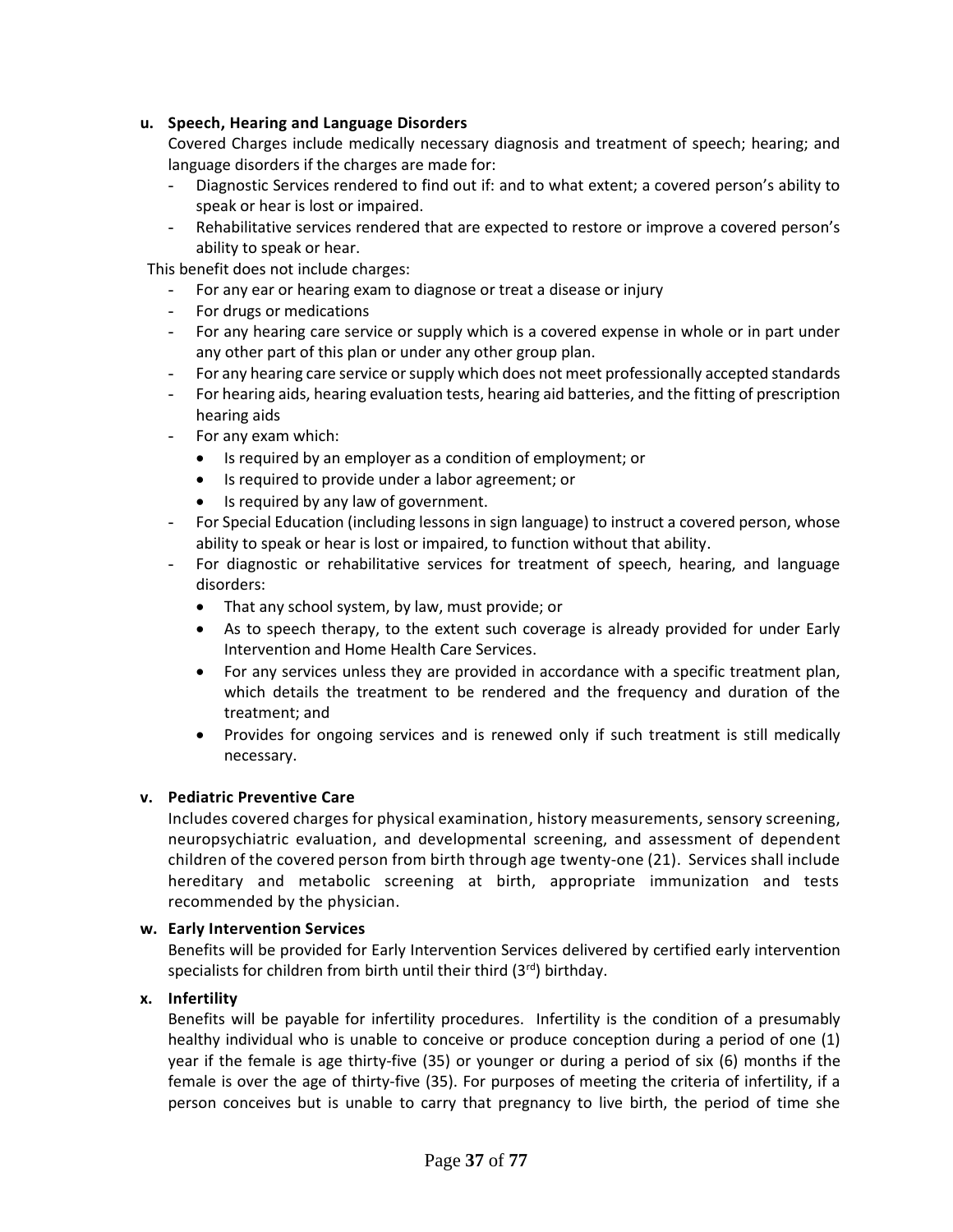**u. Speech, Hearing and Language Disorders**

Covered Charges include medically necessary diagnosis and treatment of speech; hearing; and language disorders if the charges are made for:

- Diagnostic Services rendered to find out if: and to what extent; a covered person's ability to speak or hear is lost or impaired.
- Rehabilitative services rendered that are expected to restore or improve a covered person's ability to speak or hear.

This benefit does not include charges:

- For any ear or hearing exam to diagnose or treat a disease or injury
- For drugs or medications
- For any hearing care service or supply which is a covered expense in whole or in part under any other part of this plan or under any other group plan.
- For any hearing care service or supply which does not meet professionally accepted standards
- For hearing aids, hearing evaluation tests, hearing aid batteries, and the fitting of prescription hearing aids
- For any exam which:
  - Is required by an employer as a condition of employment; or
  - Is required to provide under a labor agreement; or
  - Is required by any law of government.
- For Special Education (including lessons in sign language) to instruct a covered person, whose ability to speak or hear is lost or impaired, to function without that ability.
- For diagnostic or rehabilitative services for treatment of speech, hearing, and language disorders:
  - That any school system, by law, must provide; or
  - As to speech therapy, to the extent such coverage is already provided for under Early Intervention and Home Health Care Services.
  - For any services unless they are provided in accordance with a specific treatment plan, which details the treatment to be rendered and the frequency and duration of the treatment; and
  - Provides for ongoing services and is renewed only if such treatment is still medically necessary.

**v. Pediatric Preventive Care**

Includes covered charges for physical examination, history measurements, sensory screening, neuropsychiatric evaluation, and developmental screening, and assessment of dependent children of the covered person from birth through age twenty-one (21). Services shall include hereditary and metabolic screening at birth, appropriate immunization and tests recommended by the physician.

**w. Early Intervention Services**

Benefits will be provided for Early Intervention Services delivered by certified early intervention specialists for children from birth until their third (3rd) birthday.

**x. Infertility**

Benefits will be payable for infertility procedures. Infertility is the condition of a presumably healthy individual who is unable to conceive or produce conception during a period of one (1) year if the female is age thirty-five (35) or younger or during a period of six (6) months if the female is over the age of thirty-five (35). For purposes of meeting the criteria of infertility, if a person conceives but is unable to carry that pregnancy to live birth, the period of time she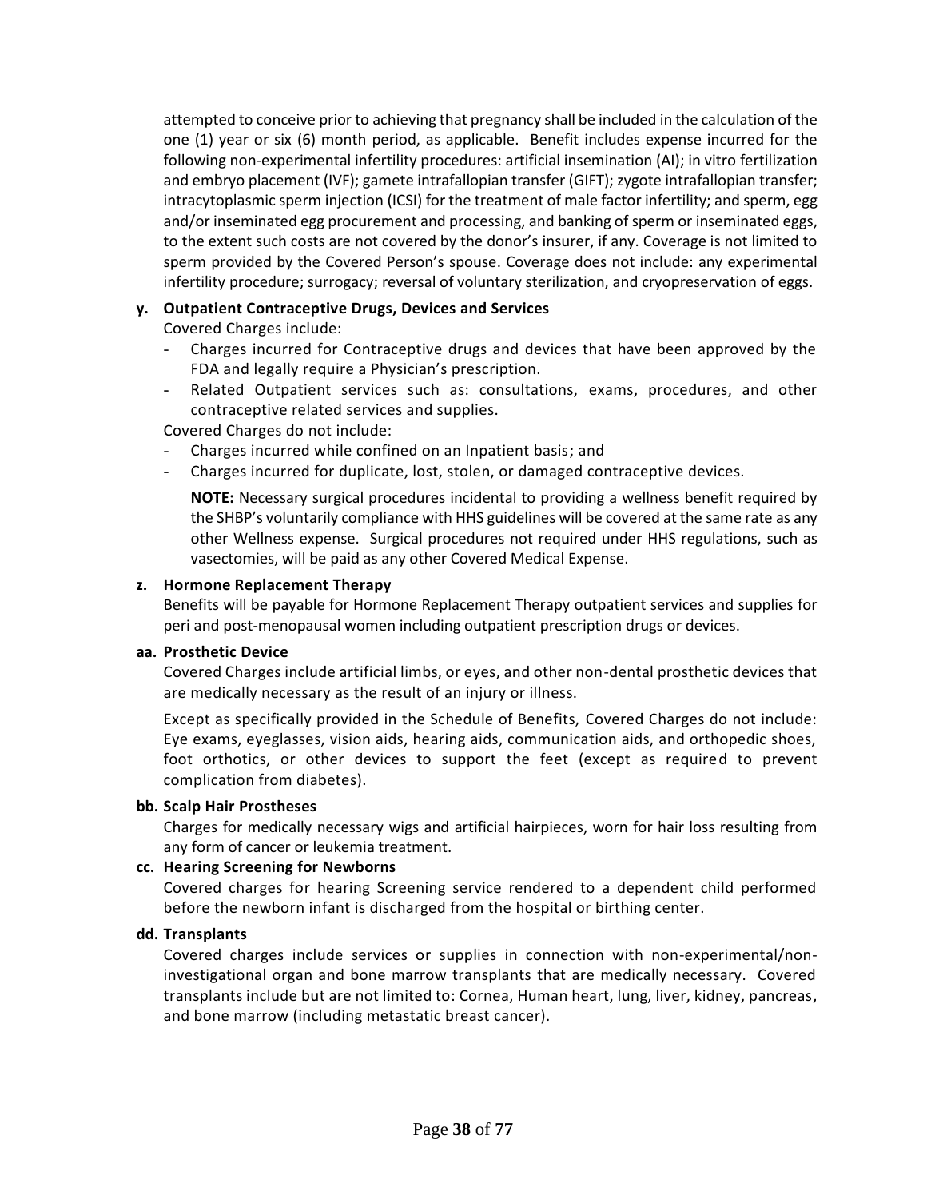attempted to conceive prior to achieving that pregnancy shall be included in the calculation of the one (1) year or six (6) month period, as applicable. Benefit includes expense incurred for the following non-experimental infertility procedures: artificial insemination (AI); in vitro fertilization and embryo placement (IVF); gamete intrafallopian transfer (GIFT); zygote intrafallopian transfer; intracytoplasmic sperm injection (ICSI) for the treatment of male factor infertility; and sperm, egg and/or inseminated egg procurement and processing, and banking of sperm or inseminated eggs, to the extent such costs are not covered by the donor's insurer, if any. Coverage is not limited to sperm provided by the Covered Person's spouse. Coverage does not include: any experimental infertility procedure; surrogacy; reversal of voluntary sterilization, and cryopreservation of eggs.

**y. Outpatient Contraceptive Drugs, Devices and Services**

Covered Charges include:

- Charges incurred for Contraceptive drugs and devices that have been approved by the FDA and legally require a Physician's prescription.
- Related Outpatient services such as: consultations, exams, procedures, and other contraceptive related services and supplies.

Covered Charges do not include:

- Charges incurred while confined on an Inpatient basis; and
- Charges incurred for duplicate, lost, stolen, or damaged contraceptive devices.

**NOTE:** Necessary surgical procedures incidental to providing a wellness benefit required by the SHBP's voluntarily compliance with HHS guidelines will be covered at the same rate as any other Wellness expense. Surgical procedures not required under HHS regulations, such as vasectomies, will be paid as any other Covered Medical Expense.

**z. Hormone Replacement Therapy**

Benefits will be payable for Hormone Replacement Therapy outpatient services and supplies for peri and post-menopausal women including outpatient prescription drugs or devices.

**aa. Prosthetic Device**

Covered Charges include artificial limbs, or eyes, and other non-dental prosthetic devices that are medically necessary as the result of an injury or illness.

Except as specifically provided in the Schedule of Benefits, Covered Charges do not include: Eye exams, eyeglasses, vision aids, hearing aids, communication aids, and orthopedic shoes, foot orthotics, or other devices to support the feet (except as required to prevent complication from diabetes).

**bb. Scalp Hair Prostheses**

Charges for medically necessary wigs and artificial hairpieces, worn for hair loss resulting from any form of cancer or leukemia treatment.

**cc. Hearing Screening for Newborns**

Covered charges for hearing Screening service rendered to a dependent child performed before the newborn infant is discharged from the hospital or birthing center.

**dd. Transplants**

Covered charges include services or supplies in connection with non-experimental/non-investigational organ and bone marrow transplants that are medically necessary. Covered transplants include but are not limited to: Cornea, Human heart, lung, liver, kidney, pancreas, and bone marrow (including metastatic breast cancer).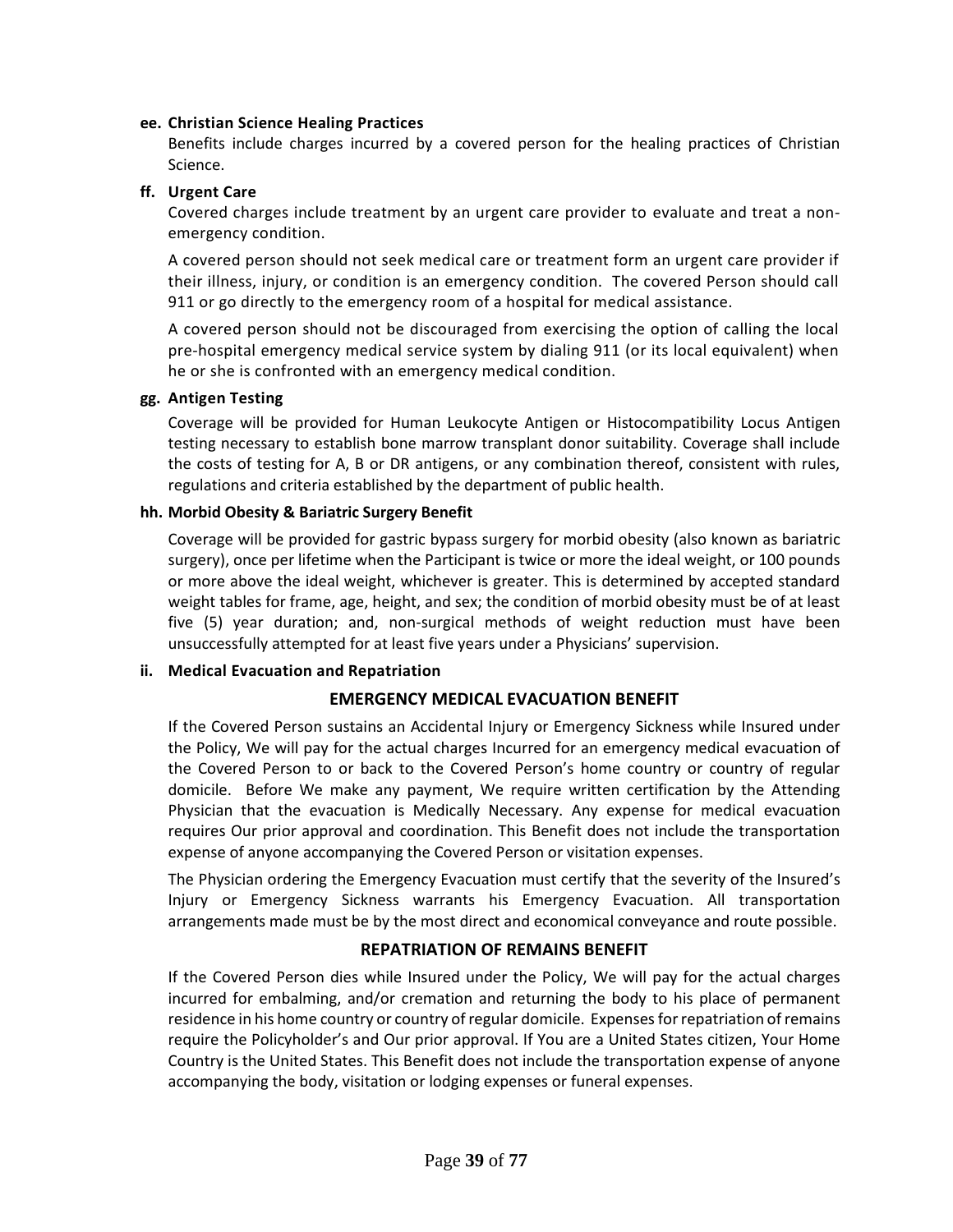**ee. Christian Science Healing Practices**

Benefits include charges incurred by a covered person for the healing practices of Christian Science.

**ff. Urgent Care**

Covered charges include treatment by an urgent care provider to evaluate and treat a non-emergency condition.

A covered person should not seek medical care or treatment form an urgent care provider if their illness, injury, or condition is an emergency condition. The covered Person should call 911 or go directly to the emergency room of a hospital for medical assistance.

A covered person should not be discouraged from exercising the option of calling the local pre-hospital emergency medical service system by dialing 911 (or its local equivalent) when he or she is confronted with an emergency medical condition.

**gg. Antigen Testing**

Coverage will be provided for Human Leukocyte Antigen or Histocompatibility Locus Antigen testing necessary to establish bone marrow transplant donor suitability. Coverage shall include the costs of testing for A, B or DR antigens, or any combination thereof, consistent with rules, regulations and criteria established by the department of public health.

**hh. Morbid Obesity & Bariatric Surgery Benefit**

Coverage will be provided for gastric bypass surgery for morbid obesity (also known as bariatric surgery), once per lifetime when the Participant is twice or more the ideal weight, or 100 pounds or more above the ideal weight, whichever is greater. This is determined by accepted standard weight tables for frame, age, height, and sex; the condition of morbid obesity must be of at least five (5) year duration; and, non-surgical methods of weight reduction must have been unsuccessfully attempted for at least five years under a Physicians' supervision.

**ii. Medical Evacuation and Repatriation**

**EMERGENCY MEDICAL EVACUATION BENEFIT**

If the Covered Person sustains an Accidental Injury or Emergency Sickness while Insured under the Policy, We will pay for the actual charges Incurred for an emergency medical evacuation of the Covered Person to or back to the Covered Person's home country or country of regular domicile. Before We make any payment, We require written certification by the Attending Physician that the evacuation is Medically Necessary. Any expense for medical evacuation requires Our prior approval and coordination. This Benefit does not include the transportation expense of anyone accompanying the Covered Person or visitation expenses.

The Physician ordering the Emergency Evacuation must certify that the severity of the Insured's Injury or Emergency Sickness warrants his Emergency Evacuation. All transportation arrangements made must be by the most direct and economical conveyance and route possible.

**REPATRIATION OF REMAINS BENEFIT**

If the Covered Person dies while Insured under the Policy, We will pay for the actual charges incurred for embalming, and/or cremation and returning the body to his place of permanent residence in his home country or country of regular domicile. Expenses for repatriation of remains require the Policyholder's and Our prior approval. If You are a United States citizen, Your Home Country is the United States. This Benefit does not include the transportation expense of anyone accompanying the body, visitation or lodging expenses or funeral expenses.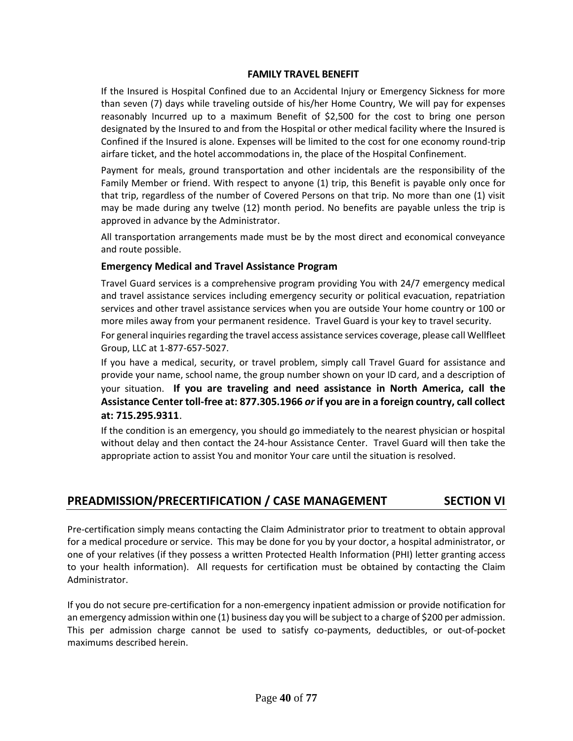### FAMILY TRAVEL BENEFIT

If the Insured is Hospital Confined due to an Accidental Injury or Emergency Sickness for more than seven (7) days while traveling outside of his/her Home Country, We will pay for expenses reasonably Incurred up to a maximum Benefit of $2,500 for the cost to bring one person designated by the Insured to and from the Hospital or other medical facility where the Insured is Confined if the Insured is alone. Expenses will be limited to the cost for one economy round-trip airfare ticket, and the hotel accommodations in, the place of the Hospital Confinement.

Payment for meals, ground transportation and other incidentals are the responsibility of the Family Member or friend. With respect to anyone (1) trip, this Benefit is payable only once for that trip, regardless of the number of Covered Persons on that trip. No more than one (1) visit may be made during any twelve (12) month period. No benefits are payable unless the trip is approved in advance by the Administrator.

All transportation arrangements made must be by the most direct and economical conveyance and route possible.

### Emergency Medical and Travel Assistance Program

Travel Guard services is a comprehensive program providing You with 24/7 emergency medical and travel assistance services including emergency security or political evacuation, repatriation services and other travel assistance services when you are outside Your home country or 100 or more miles away from your permanent residence. Travel Guard is your key to travel security.

For general inquiries regarding the travel access assistance services coverage, please call Wellfleet Group, LLC at 1-877-657-5027.

If you have a medical, security, or travel problem, simply call Travel Guard for assistance and provide your name, school name, the group number shown on your ID card, and a description of your situation. **If you are traveling and need assistance in North America, call the Assistance Center toll-free at: 877.305.1966 *or* if you are in a foreign country, call collect at: 715.295.9311**.

If the condition is an emergency, you should go immediately to the nearest physician or hospital without delay and then contact the 24-hour Assistance Center. Travel Guard will then take the appropriate action to assist You and monitor Your care until the situation is resolved.

## PREADMISSION/PRECERTIFICATION / CASE MANAGEMENT SECTION VI

Pre-certification simply means contacting the Claim Administrator prior to treatment to obtain approval for a medical procedure or service. This may be done for you by your doctor, a hospital administrator, or one of your relatives (if they possess a written Protected Health Information (PHI) letter granting access to your health information). All requests for certification must be obtained by contacting the Claim Administrator.

If you do not secure pre-certification for a non-emergency inpatient admission or provide notification for an emergency admission within one (1) business day you will be subject to a charge of $200 per admission. This per admission charge cannot be used to satisfy co-payments, deductibles, or out-of-pocket maximums described herein.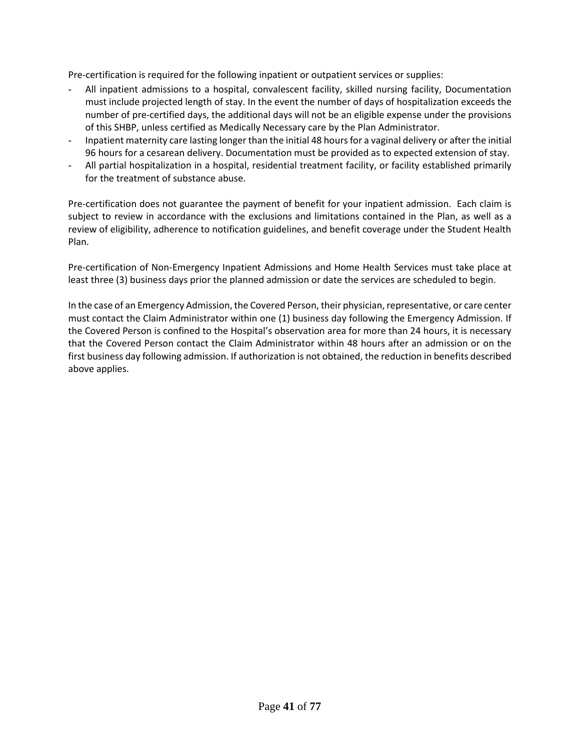Pre-certification is required for the following inpatient or outpatient services or supplies:

- All inpatient admissions to a hospital, convalescent facility, skilled nursing facility, Documentation must include projected length of stay. In the event the number of days of hospitalization exceeds the number of pre-certified days, the additional days will not be an eligible expense under the provisions of this SHBP, unless certified as Medically Necessary care by the Plan Administrator.
- Inpatient maternity care lasting longer than the initial 48 hours for a vaginal delivery or after the initial 96 hours for a cesarean delivery. Documentation must be provided as to expected extension of stay.
- All partial hospitalization in a hospital, residential treatment facility, or facility established primarily for the treatment of substance abuse.

Pre-certification does not guarantee the payment of benefit for your inpatient admission. Each claim is subject to review in accordance with the exclusions and limitations contained in the Plan, as well as a review of eligibility, adherence to notification guidelines, and benefit coverage under the Student Health Plan.

Pre-certification of Non-Emergency Inpatient Admissions and Home Health Services must take place at least three (3) business days prior the planned admission or date the services are scheduled to begin.

In the case of an Emergency Admission, the Covered Person, their physician, representative, or care center must contact the Claim Administrator within one (1) business day following the Emergency Admission. If the Covered Person is confined to the Hospital's observation area for more than 24 hours, it is necessary that the Covered Person contact the Claim Administrator within 48 hours after an admission or on the first business day following admission. If authorization is not obtained, the reduction in benefits described above applies.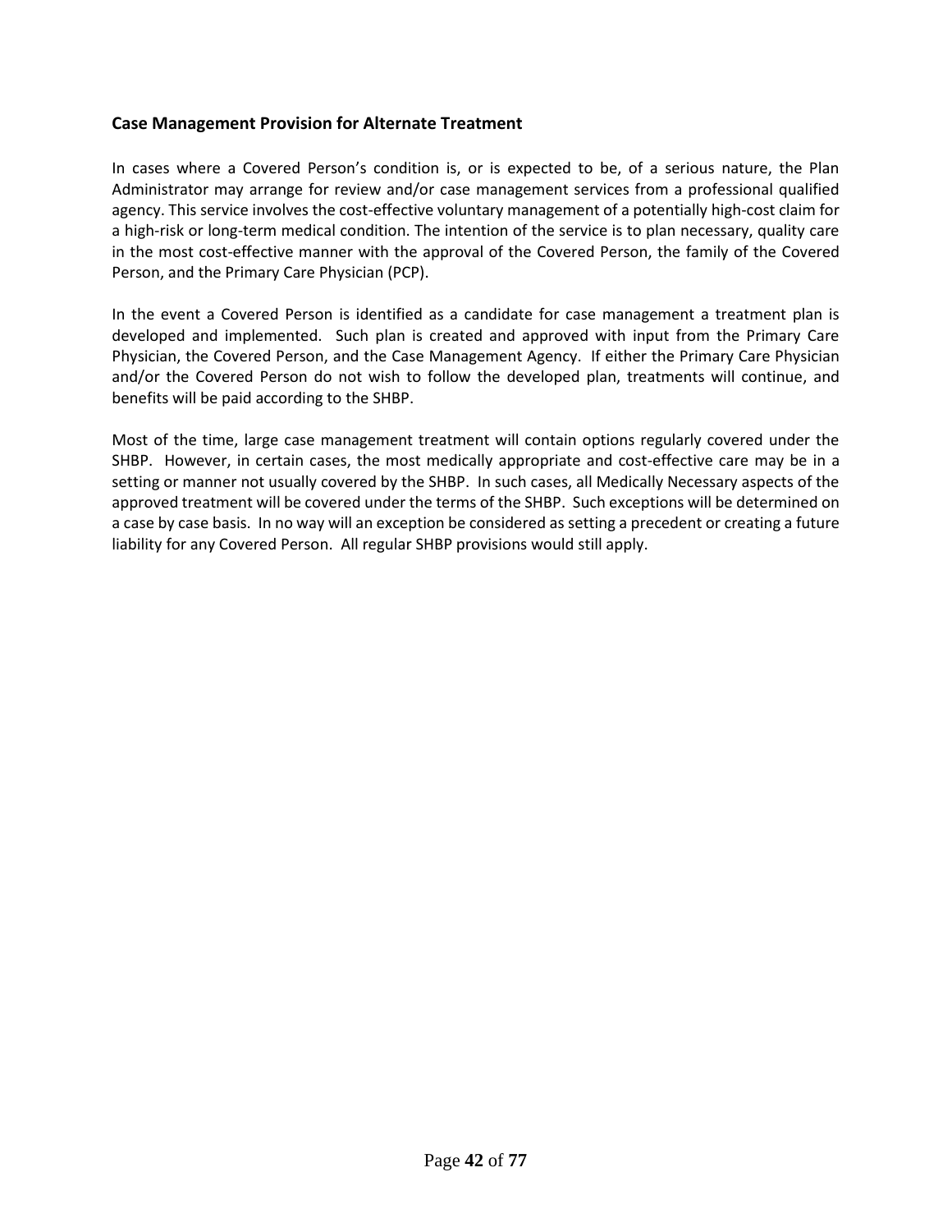## Case Management Provision for Alternate Treatment

In cases where a Covered Person's condition is, or is expected to be, of a serious nature, the Plan Administrator may arrange for review and/or case management services from a professional qualified agency. This service involves the cost-effective voluntary management of a potentially high-cost claim for a high-risk or long-term medical condition. The intention of the service is to plan necessary, quality care in the most cost-effective manner with the approval of the Covered Person, the family of the Covered Person, and the Primary Care Physician (PCP).

In the event a Covered Person is identified as a candidate for case management a treatment plan is developed and implemented. Such plan is created and approved with input from the Primary Care Physician, the Covered Person, and the Case Management Agency. If either the Primary Care Physician and/or the Covered Person do not wish to follow the developed plan, treatments will continue, and benefits will be paid according to the SHBP.

Most of the time, large case management treatment will contain options regularly covered under the SHBP. However, in certain cases, the most medically appropriate and cost-effective care may be in a setting or manner not usually covered by the SHBP. In such cases, all Medically Necessary aspects of the approved treatment will be covered under the terms of the SHBP. Such exceptions will be determined on a case by case basis. In no way will an exception be considered as setting a precedent or creating a future liability for any Covered Person. All regular SHBP provisions would still apply.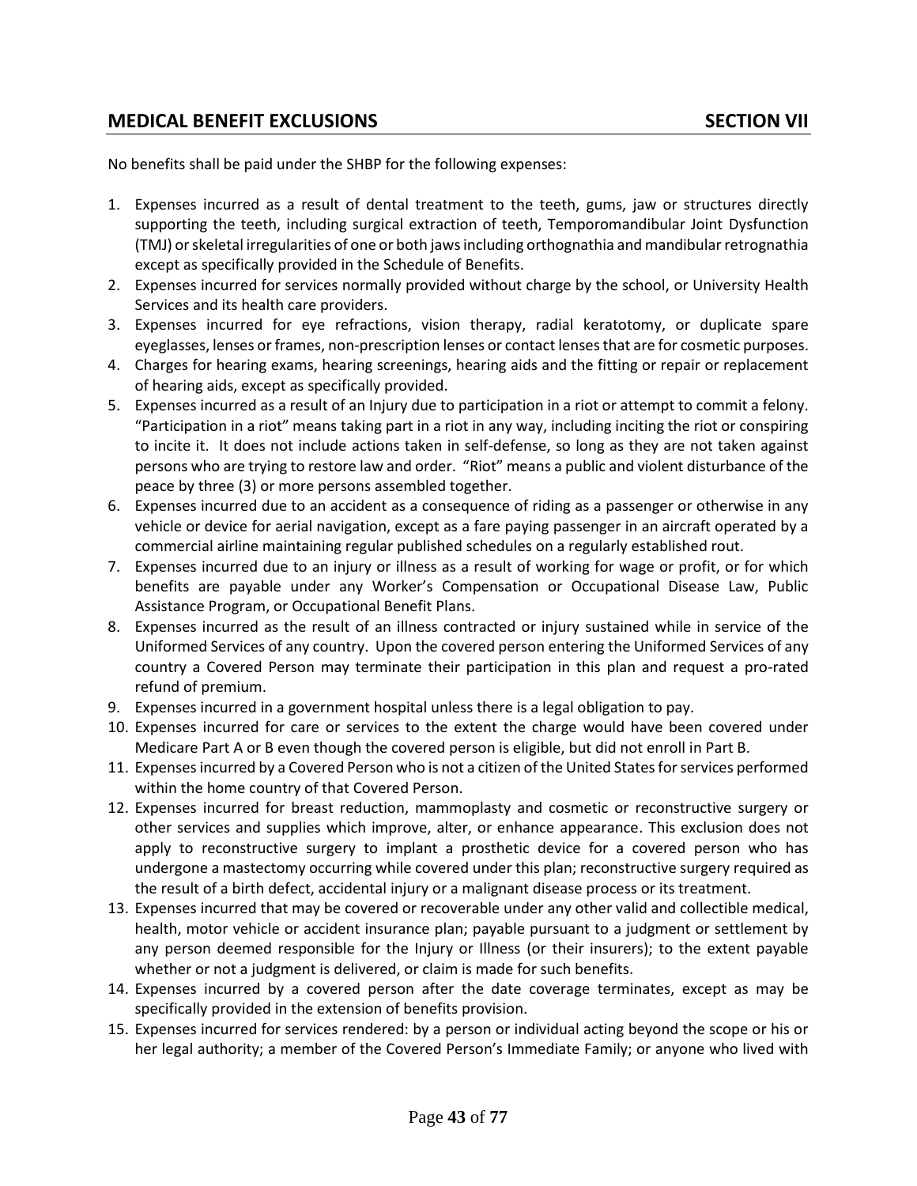## MEDICAL BENEFIT EXCLUSIONS SECTION VII

No benefits shall be paid under the SHBP for the following expenses:

1. Expenses incurred as a result of dental treatment to the teeth, gums, jaw or structures directly supporting the teeth, including surgical extraction of teeth, Temporomandibular Joint Dysfunction (TMJ) or skeletal irregularities of one or both jaws including orthognathia and mandibular retrognathia except as specifically provided in the Schedule of Benefits.
2. Expenses incurred for services normally provided without charge by the school, or University Health Services and its health care providers.
3. Expenses incurred for eye refractions, vision therapy, radial keratotomy, or duplicate spare eyeglasses, lenses or frames, non-prescription lenses or contact lenses that are for cosmetic purposes.
4. Charges for hearing exams, hearing screenings, hearing aids and the fitting or repair or replacement of hearing aids, except as specifically provided.
5. Expenses incurred as a result of an Injury due to participation in a riot or attempt to commit a felony. "Participation in a riot" means taking part in a riot in any way, including inciting the riot or conspiring to incite it. It does not include actions taken in self-defense, so long as they are not taken against persons who are trying to restore law and order. "Riot" means a public and violent disturbance of the peace by three (3) or more persons assembled together.
6. Expenses incurred due to an accident as a consequence of riding as a passenger or otherwise in any vehicle or device for aerial navigation, except as a fare paying passenger in an aircraft operated by a commercial airline maintaining regular published schedules on a regularly established rout.
7. Expenses incurred due to an injury or illness as a result of working for wage or profit, or for which benefits are payable under any Worker's Compensation or Occupational Disease Law, Public Assistance Program, or Occupational Benefit Plans.
8. Expenses incurred as the result of an illness contracted or injury sustained while in service of the Uniformed Services of any country. Upon the covered person entering the Uniformed Services of any country a Covered Person may terminate their participation in this plan and request a pro-rated refund of premium.
9. Expenses incurred in a government hospital unless there is a legal obligation to pay.
10. Expenses incurred for care or services to the extent the charge would have been covered under Medicare Part A or B even though the covered person is eligible, but did not enroll in Part B.
11. Expenses incurred by a Covered Person who is not a citizen of the United States for services performed within the home country of that Covered Person.
12. Expenses incurred for breast reduction, mammoplasty and cosmetic or reconstructive surgery or other services and supplies which improve, alter, or enhance appearance. This exclusion does not apply to reconstructive surgery to implant a prosthetic device for a covered person who has undergone a mastectomy occurring while covered under this plan; reconstructive surgery required as the result of a birth defect, accidental injury or a malignant disease process or its treatment.
13. Expenses incurred that may be covered or recoverable under any other valid and collectible medical, health, motor vehicle or accident insurance plan; payable pursuant to a judgment or settlement by any person deemed responsible for the Injury or Illness (or their insurers); to the extent payable whether or not a judgment is delivered, or claim is made for such benefits.
14. Expenses incurred by a covered person after the date coverage terminates, except as may be specifically provided in the extension of benefits provision.
15. Expenses incurred for services rendered: by a person or individual acting beyond the scope or his or her legal authority; a member of the Covered Person's Immediate Family; or anyone who lived with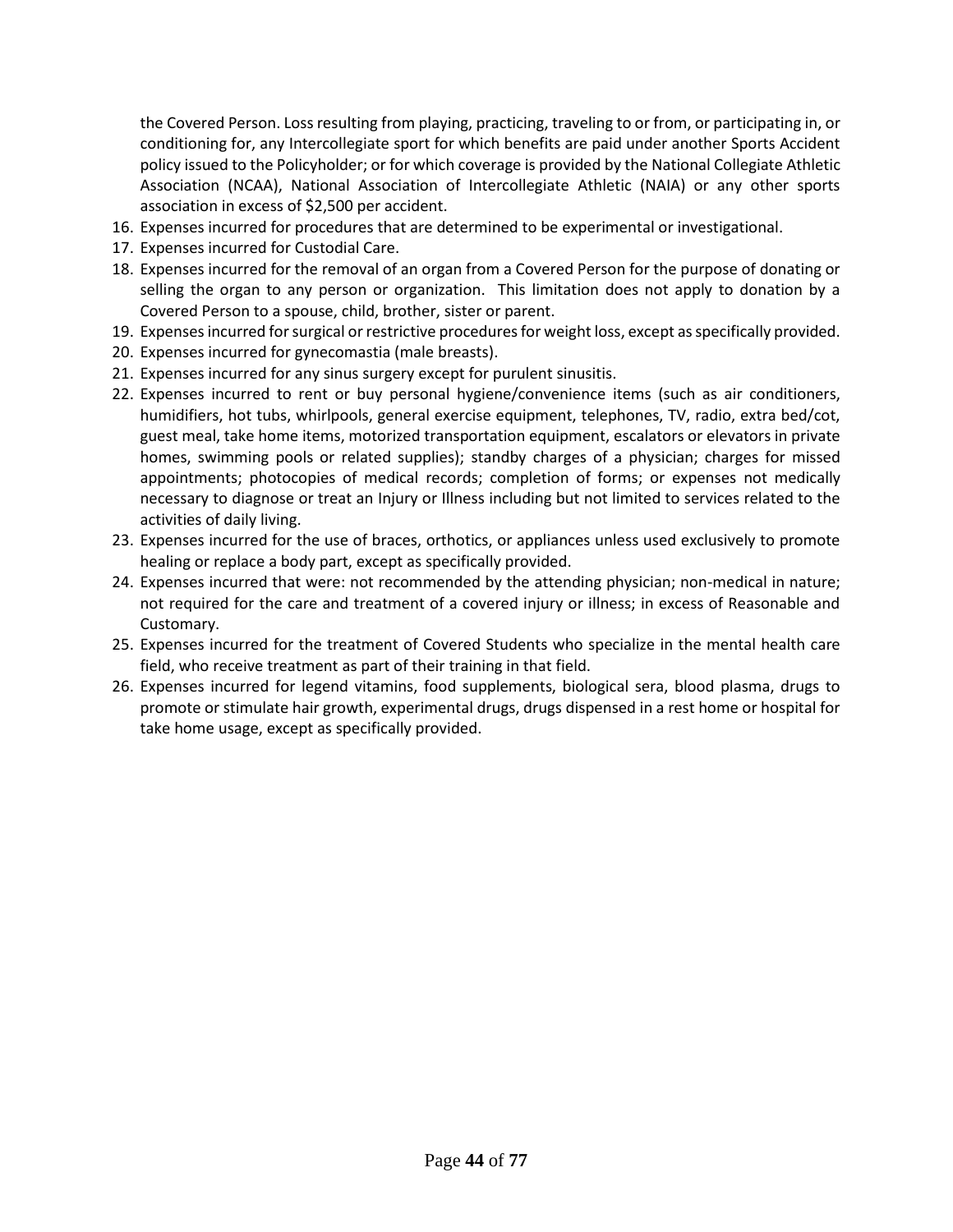the Covered Person. Loss resulting from playing, practicing, traveling to or from, or participating in, or conditioning for, any Intercollegiate sport for which benefits are paid under another Sports Accident policy issued to the Policyholder; or for which coverage is provided by the National Collegiate Athletic Association (NCAA), National Association of Intercollegiate Athletic (NAIA) or any other sports association in excess of $2,500 per accident.

16. Expenses incurred for procedures that are determined to be experimental or investigational.
17. Expenses incurred for Custodial Care.
18. Expenses incurred for the removal of an organ from a Covered Person for the purpose of donating or selling the organ to any person or organization. This limitation does not apply to donation by a Covered Person to a spouse, child, brother, sister or parent.
19. Expenses incurred for surgical or restrictive procedures for weight loss, except as specifically provided.
20. Expenses incurred for gynecomastia (male breasts).
21. Expenses incurred for any sinus surgery except for purulent sinusitis.
22. Expenses incurred to rent or buy personal hygiene/convenience items (such as air conditioners, humidifiers, hot tubs, whirlpools, general exercise equipment, telephones, TV, radio, extra bed/cot, guest meal, take home items, motorized transportation equipment, escalators or elevators in private homes, swimming pools or related supplies); standby charges of a physician; charges for missed appointments; photocopies of medical records; completion of forms; or expenses not medically necessary to diagnose or treat an Injury or Illness including but not limited to services related to the activities of daily living.
23. Expenses incurred for the use of braces, orthotics, or appliances unless used exclusively to promote healing or replace a body part, except as specifically provided.
24. Expenses incurred that were: not recommended by the attending physician; non-medical in nature; not required for the care and treatment of a covered injury or illness; in excess of Reasonable and Customary.
25. Expenses incurred for the treatment of Covered Students who specialize in the mental health care field, who receive treatment as part of their training in that field.
26. Expenses incurred for legend vitamins, food supplements, biological sera, blood plasma, drugs to promote or stimulate hair growth, experimental drugs, drugs dispensed in a rest home or hospital for take home usage, except as specifically provided.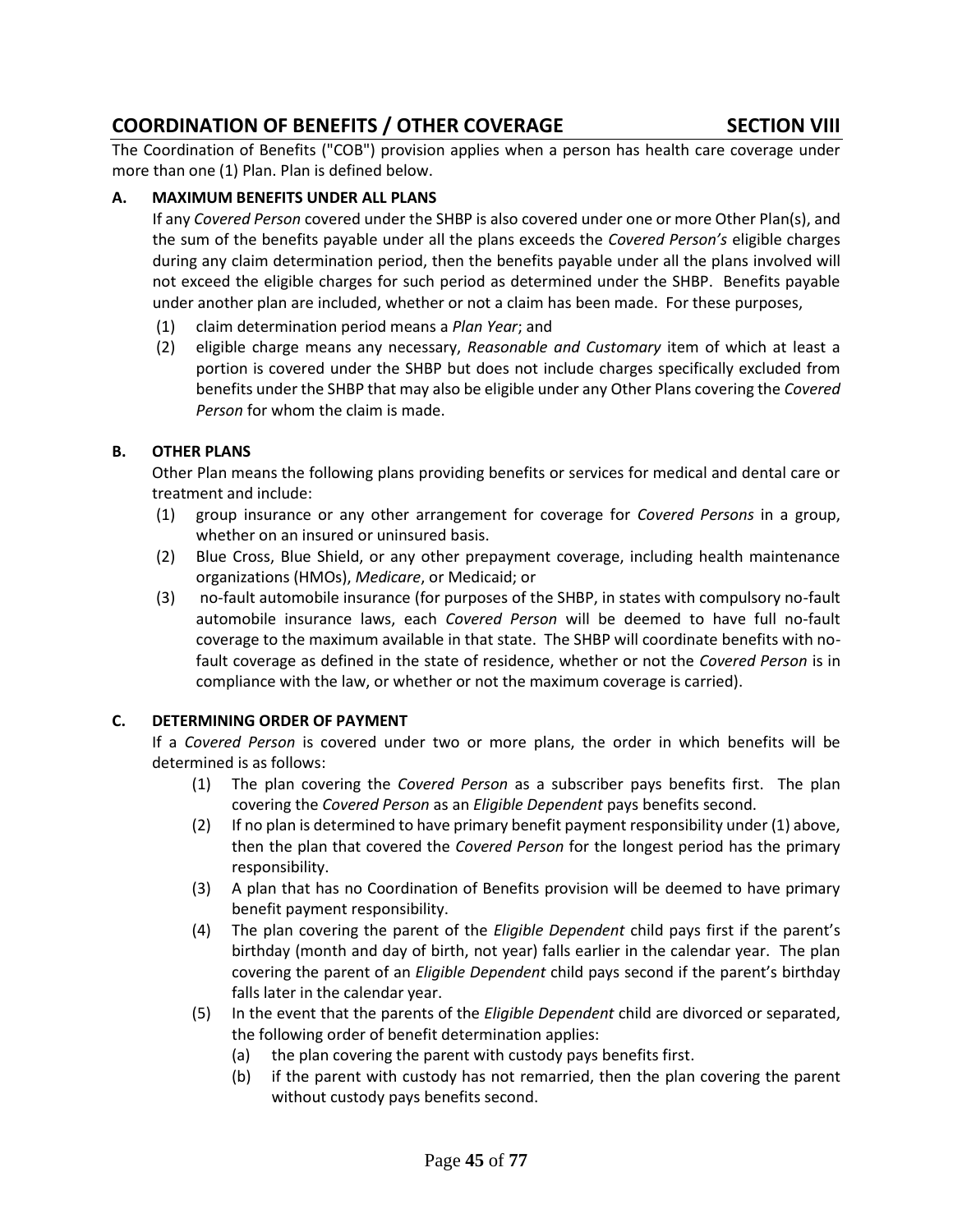## COORDINATION OF BENEFITS / OTHER COVERAGE — SECTION VIII

The Coordination of Benefits ("COB") provision applies when a person has health care coverage under more than one (1) Plan. Plan is defined below.

### A. MAXIMUM BENEFITS UNDER ALL PLANS

If any *Covered Person* covered under the SHBP is also covered under one or more Other Plan(s), and the sum of the benefits payable under all the plans exceeds the *Covered Person's* eligible charges during any claim determination period, then the benefits payable under all the plans involved will not exceed the eligible charges for such period as determined under the SHBP. Benefits payable under another plan are included, whether or not a claim has been made. For these purposes,

(1) claim determination period means a *Plan Year*; and

(2) eligible charge means any necessary, *Reasonable and Customary* item of which at least a portion is covered under the SHBP but does not include charges specifically excluded from benefits under the SHBP that may also be eligible under any Other Plans covering the *Covered Person* for whom the claim is made.

### B. OTHER PLANS

Other Plan means the following plans providing benefits or services for medical and dental care or treatment and include:

(1) group insurance or any other arrangement for coverage for *Covered Persons* in a group, whether on an insured or uninsured basis.

(2) Blue Cross, Blue Shield, or any other prepayment coverage, including health maintenance organizations (HMOs), *Medicare*, or Medicaid; or

(3) no-fault automobile insurance (for purposes of the SHBP, in states with compulsory no-fault automobile insurance laws, each *Covered Person* will be deemed to have full no-fault coverage to the maximum available in that state. The SHBP will coordinate benefits with no-fault coverage as defined in the state of residence, whether or not the *Covered Person* is in compliance with the law, or whether or not the maximum coverage is carried).

### C. DETERMINING ORDER OF PAYMENT

If a *Covered Person* is covered under two or more plans, the order in which benefits will be determined is as follows:

(1) The plan covering the *Covered Person* as a subscriber pays benefits first. The plan covering the *Covered Person* as an *Eligible Dependent* pays benefits second.

(2) If no plan is determined to have primary benefit payment responsibility under (1) above, then the plan that covered the *Covered Person* for the longest period has the primary responsibility.

(3) A plan that has no Coordination of Benefits provision will be deemed to have primary benefit payment responsibility.

(4) The plan covering the parent of the *Eligible Dependent* child pays first if the parent's birthday (month and day of birth, not year) falls earlier in the calendar year. The plan covering the parent of an *Eligible Dependent* child pays second if the parent's birthday falls later in the calendar year.

(5) In the event that the parents of the *Eligible Dependent* child are divorced or separated, the following order of benefit determination applies:

   (a) the plan covering the parent with custody pays benefits first.

   (b) if the parent with custody has not remarried, then the plan covering the parent without custody pays benefits second.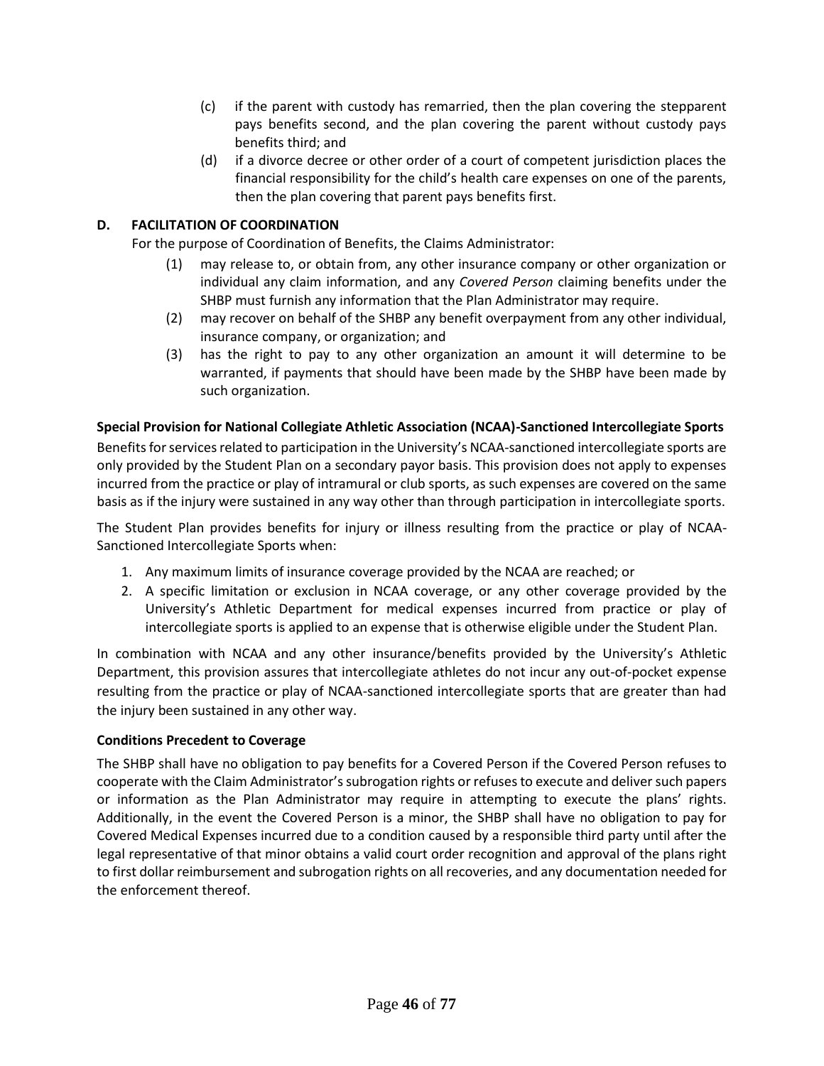(c) if the parent with custody has remarried, then the plan covering the stepparent pays benefits second, and the plan covering the parent without custody pays benefits third; and

(d) if a divorce decree or other order of a court of competent jurisdiction places the financial responsibility for the child's health care expenses on one of the parents, then the plan covering that parent pays benefits first.

**D. FACILITATION OF COORDINATION**

For the purpose of Coordination of Benefits, the Claims Administrator:

(1) may release to, or obtain from, any other insurance company or other organization or individual any claim information, and any *Covered Person* claiming benefits under the SHBP must furnish any information that the Plan Administrator may require.

(2) may recover on behalf of the SHBP any benefit overpayment from any other individual, insurance company, or organization; and

(3) has the right to pay to any other organization an amount it will determine to be warranted, if payments that should have been made by the SHBP have been made by such organization.

**Special Provision for National Collegiate Athletic Association (NCAA)-Sanctioned Intercollegiate Sports**

Benefits for services related to participation in the University's NCAA-sanctioned intercollegiate sports are only provided by the Student Plan on a secondary payor basis. This provision does not apply to expenses incurred from the practice or play of intramural or club sports, as such expenses are covered on the same basis as if the injury were sustained in any way other than through participation in intercollegiate sports.

The Student Plan provides benefits for injury or illness resulting from the practice or play of NCAA-Sanctioned Intercollegiate Sports when:

1. Any maximum limits of insurance coverage provided by the NCAA are reached; or
2. A specific limitation or exclusion in NCAA coverage, or any other coverage provided by the University's Athletic Department for medical expenses incurred from practice or play of intercollegiate sports is applied to an expense that is otherwise eligible under the Student Plan.

In combination with NCAA and any other insurance/benefits provided by the University's Athletic Department, this provision assures that intercollegiate athletes do not incur any out-of-pocket expense resulting from the practice or play of NCAA-sanctioned intercollegiate sports that are greater than had the injury been sustained in any other way.

**Conditions Precedent to Coverage**

The SHBP shall have no obligation to pay benefits for a Covered Person if the Covered Person refuses to cooperate with the Claim Administrator's subrogation rights or refuses to execute and deliver such papers or information as the Plan Administrator may require in attempting to execute the plans' rights. Additionally, in the event the Covered Person is a minor, the SHBP shall have no obligation to pay for Covered Medical Expenses incurred due to a condition caused by a responsible third party until after the legal representative of that minor obtains a valid court order recognition and approval of the plans right to first dollar reimbursement and subrogation rights on all recoveries, and any documentation needed for the enforcement thereof.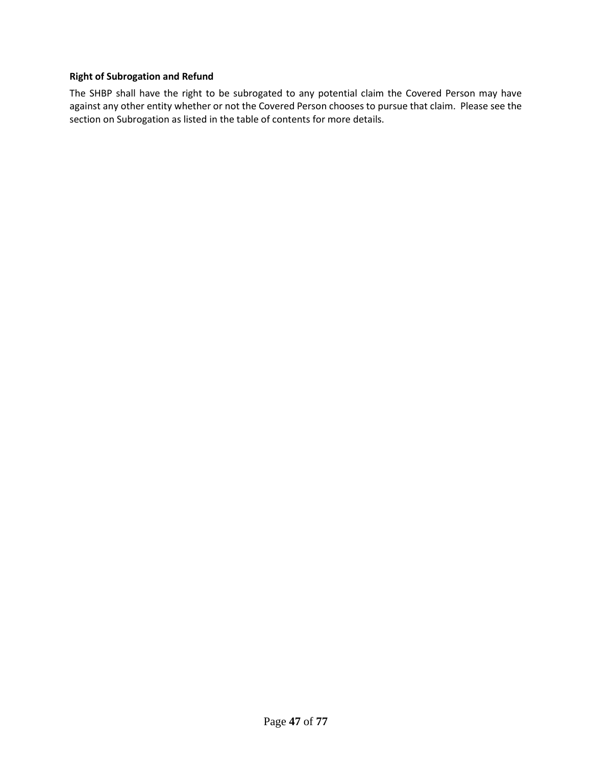**Right of Subrogation and Refund**

The SHBP shall have the right to be subrogated to any potential claim the Covered Person may have against any other entity whether or not the Covered Person chooses to pursue that claim. Please see the section on Subrogation as listed in the table of contents for more details.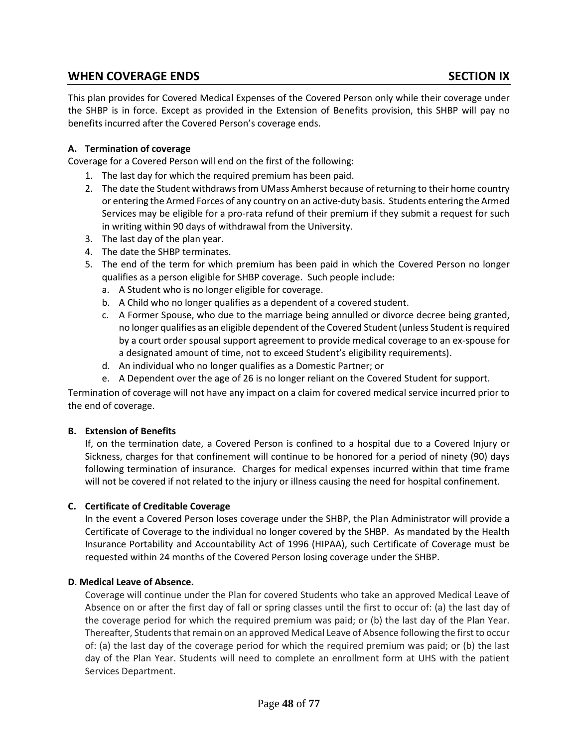## WHEN COVERAGE ENDS SECTION IX

This plan provides for Covered Medical Expenses of the Covered Person only while their coverage under the SHBP is in force. Except as provided in the Extension of Benefits provision, this SHBP will pay no benefits incurred after the Covered Person's coverage ends.

**A. Termination of coverage**

Coverage for a Covered Person will end on the first of the following:

1. The last day for which the required premium has been paid.
2. The date the Student withdraws from UMass Amherst because of returning to their home country or entering the Armed Forces of any country on an active-duty basis. Students entering the Armed Services may be eligible for a pro-rata refund of their premium if they submit a request for such in writing within 90 days of withdrawal from the University.
3. The last day of the plan year.
4. The date the SHBP terminates.
5. The end of the term for which premium has been paid in which the Covered Person no longer qualifies as a person eligible for SHBP coverage. Such people include:
   a. A Student who is no longer eligible for coverage.
   b. A Child who no longer qualifies as a dependent of a covered student.
   c. A Former Spouse, who due to the marriage being annulled or divorce decree being granted, no longer qualifies as an eligible dependent of the Covered Student (unless Student is required by a court order spousal support agreement to provide medical coverage to an ex-spouse for a designated amount of time, not to exceed Student's eligibility requirements).
   d. An individual who no longer qualifies as a Domestic Partner; or
   e. A Dependent over the age of 26 is no longer reliant on the Covered Student for support.

Termination of coverage will not have any impact on a claim for covered medical service incurred prior to the end of coverage.

**B. Extension of Benefits**

If, on the termination date, a Covered Person is confined to a hospital due to a Covered Injury or Sickness, charges for that confinement will continue to be honored for a period of ninety (90) days following termination of insurance. Charges for medical expenses incurred within that time frame will not be covered if not related to the injury or illness causing the need for hospital confinement.

**C. Certificate of Creditable Coverage**

In the event a Covered Person loses coverage under the SHBP, the Plan Administrator will provide a Certificate of Coverage to the individual no longer covered by the SHBP. As mandated by the Health Insurance Portability and Accountability Act of 1996 (HIPAA), such Certificate of Coverage must be requested within 24 months of the Covered Person losing coverage under the SHBP.

**D. Medical Leave of Absence.**

Coverage will continue under the Plan for covered Students who take an approved Medical Leave of Absence on or after the first day of fall or spring classes until the first to occur of: (a) the last day of the coverage period for which the required premium was paid; or (b) the last day of the Plan Year. Thereafter, Students that remain on an approved Medical Leave of Absence following the first to occur of: (a) the last day of the coverage period for which the required premium was paid; or (b) the last day of the Plan Year. Students will need to complete an enrollment form at UHS with the patient Services Department.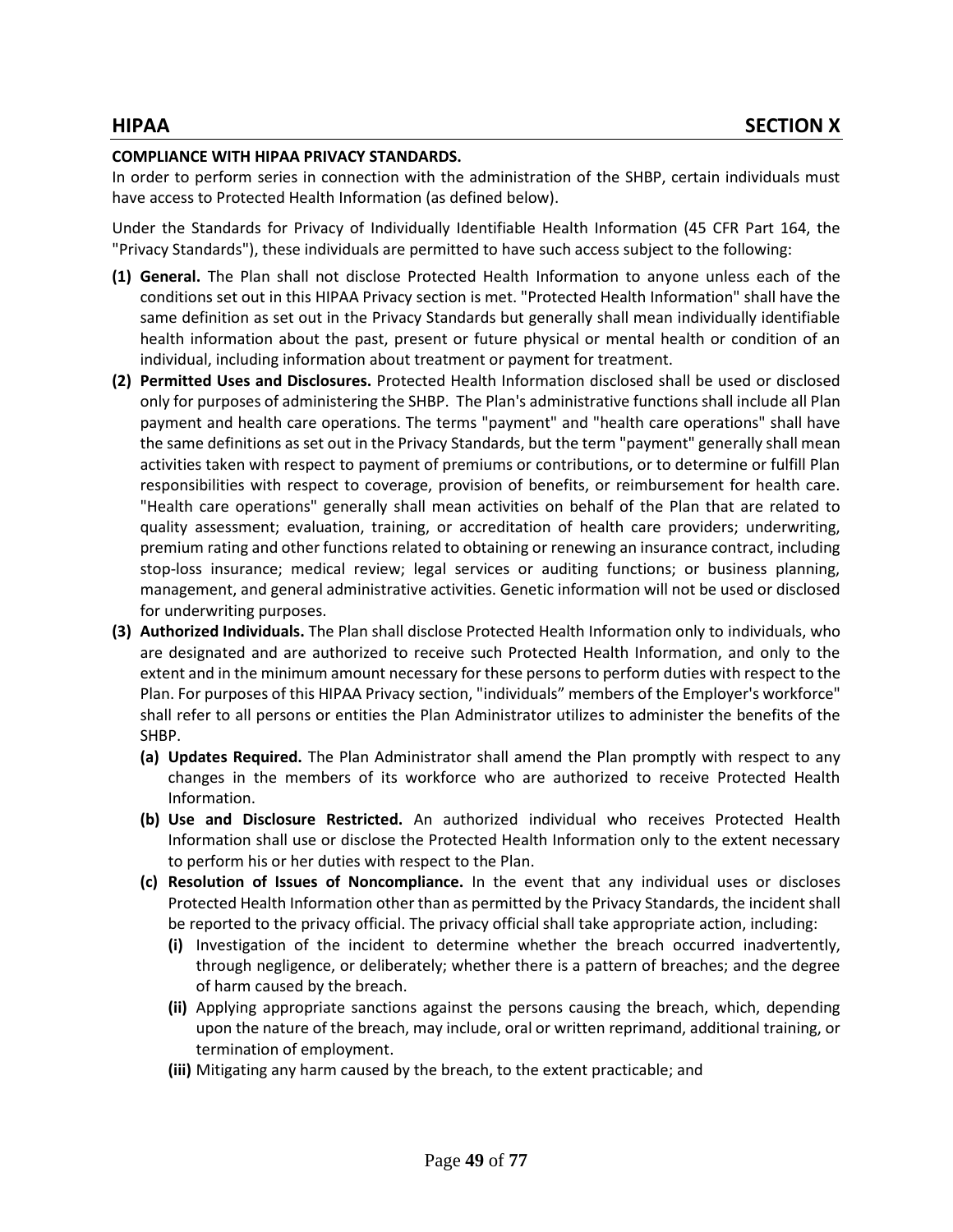## HIPAA SECTION X

**COMPLIANCE WITH HIPAA PRIVACY STANDARDS.**

In order to perform series in connection with the administration of the SHBP, certain individuals must have access to Protected Health Information (as defined below).

Under the Standards for Privacy of Individually Identifiable Health Information (45 CFR Part 164, the "Privacy Standards"), these individuals are permitted to have such access subject to the following:

**(1) General.** The Plan shall not disclose Protected Health Information to anyone unless each of the conditions set out in this HIPAA Privacy section is met. "Protected Health Information" shall have the same definition as set out in the Privacy Standards but generally shall mean individually identifiable health information about the past, present or future physical or mental health or condition of an individual, including information about treatment or payment for treatment.

**(2) Permitted Uses and Disclosures.** Protected Health Information disclosed shall be used or disclosed only for purposes of administering the SHBP. The Plan's administrative functions shall include all Plan payment and health care operations. The terms "payment" and "health care operations" shall have the same definitions as set out in the Privacy Standards, but the term "payment" generally shall mean activities taken with respect to payment of premiums or contributions, or to determine or fulfill Plan responsibilities with respect to coverage, provision of benefits, or reimbursement for health care. "Health care operations" generally shall mean activities on behalf of the Plan that are related to quality assessment; evaluation, training, or accreditation of health care providers; underwriting, premium rating and other functions related to obtaining or renewing an insurance contract, including stop-loss insurance; medical review; legal services or auditing functions; or business planning, management, and general administrative activities. Genetic information will not be used or disclosed for underwriting purposes.

**(3) Authorized Individuals.** The Plan shall disclose Protected Health Information only to individuals, who are designated and are authorized to receive such Protected Health Information, and only to the extent and in the minimum amount necessary for these persons to perform duties with respect to the Plan. For purposes of this HIPAA Privacy section, "individuals" members of the Employer's workforce" shall refer to all persons or entities the Plan Administrator utilizes to administer the benefits of the SHBP.

- **(a) Updates Required.** The Plan Administrator shall amend the Plan promptly with respect to any changes in the members of its workforce who are authorized to receive Protected Health Information.
- **(b) Use and Disclosure Restricted.** An authorized individual who receives Protected Health Information shall use or disclose the Protected Health Information only to the extent necessary to perform his or her duties with respect to the Plan.
- **(c) Resolution of Issues of Noncompliance.** In the event that any individual uses or discloses Protected Health Information other than as permitted by the Privacy Standards, the incident shall be reported to the privacy official. The privacy official shall take appropriate action, including:
  - **(i)** Investigation of the incident to determine whether the breach occurred inadvertently, through negligence, or deliberately; whether there is a pattern of breaches; and the degree of harm caused by the breach.
  - **(ii)** Applying appropriate sanctions against the persons causing the breach, which, depending upon the nature of the breach, may include, oral or written reprimand, additional training, or termination of employment.
  - **(iii)** Mitigating any harm caused by the breach, to the extent practicable; and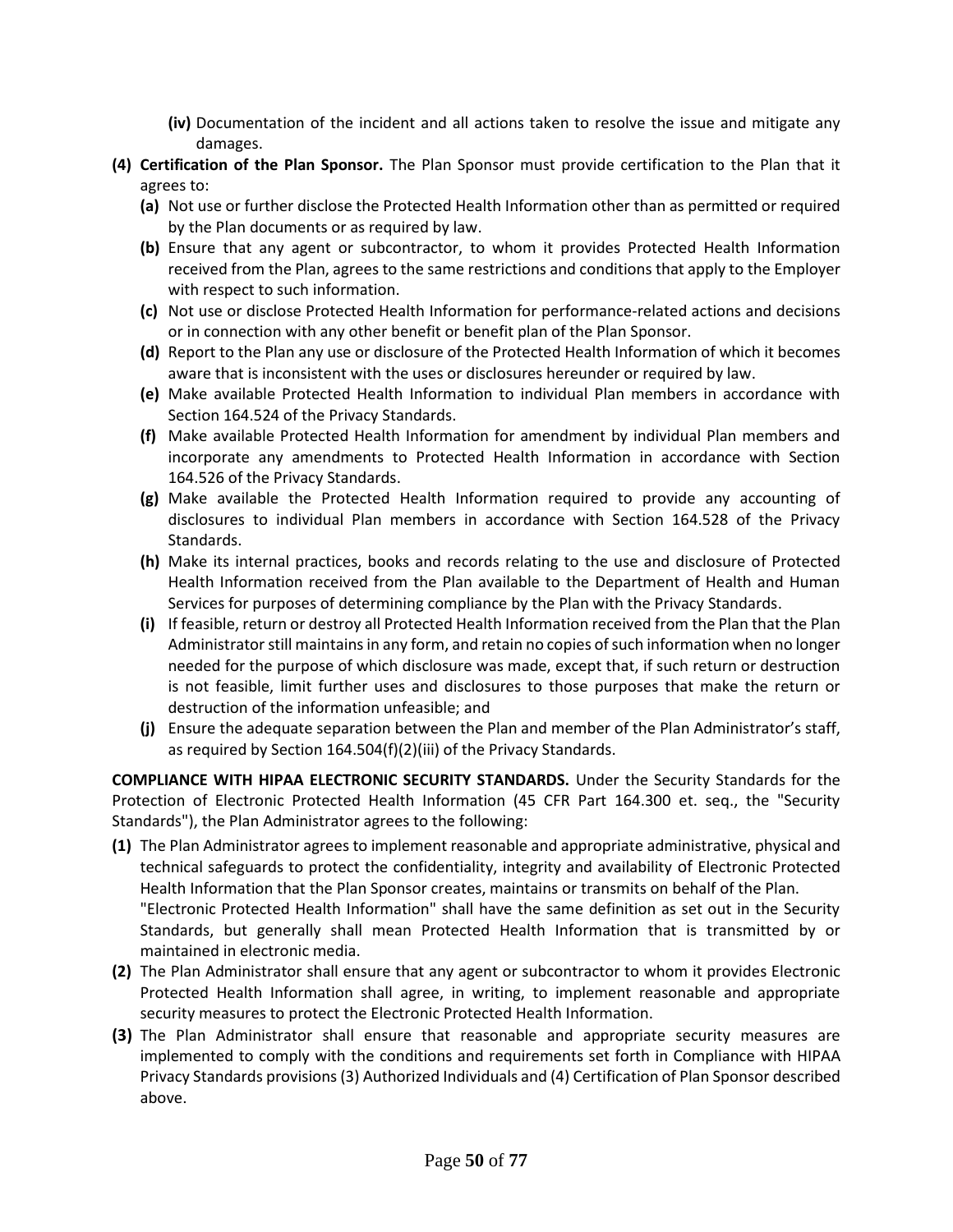- **(iv)** Documentation of the incident and all actions taken to resolve the issue and mitigate any damages.

**(4) Certification of the Plan Sponsor.** The Plan Sponsor must provide certification to the Plan that it agrees to:

- **(a)** Not use or further disclose the Protected Health Information other than as permitted or required by the Plan documents or as required by law.
- **(b)** Ensure that any agent or subcontractor, to whom it provides Protected Health Information received from the Plan, agrees to the same restrictions and conditions that apply to the Employer with respect to such information.
- **(c)** Not use or disclose Protected Health Information for performance-related actions and decisions or in connection with any other benefit or benefit plan of the Plan Sponsor.
- **(d)** Report to the Plan any use or disclosure of the Protected Health Information of which it becomes aware that is inconsistent with the uses or disclosures hereunder or required by law.
- **(e)** Make available Protected Health Information to individual Plan members in accordance with Section 164.524 of the Privacy Standards.
- **(f)** Make available Protected Health Information for amendment by individual Plan members and incorporate any amendments to Protected Health Information in accordance with Section 164.526 of the Privacy Standards.
- **(g)** Make available the Protected Health Information required to provide any accounting of disclosures to individual Plan members in accordance with Section 164.528 of the Privacy Standards.
- **(h)** Make its internal practices, books and records relating to the use and disclosure of Protected Health Information received from the Plan available to the Department of Health and Human Services for purposes of determining compliance by the Plan with the Privacy Standards.
- **(i)** If feasible, return or destroy all Protected Health Information received from the Plan that the Plan Administrator still maintains in any form, and retain no copies of such information when no longer needed for the purpose of which disclosure was made, except that, if such return or destruction is not feasible, limit further uses and disclosures to those purposes that make the return or destruction of the information unfeasible; and
- **(j)** Ensure the adequate separation between the Plan and member of the Plan Administrator's staff, as required by Section 164.504(f)(2)(iii) of the Privacy Standards.

**COMPLIANCE WITH HIPAA ELECTRONIC SECURITY STANDARDS.** Under the Security Standards for the Protection of Electronic Protected Health Information (45 CFR Part 164.300 et. seq., the "Security Standards"), the Plan Administrator agrees to the following:

**(1)** The Plan Administrator agrees to implement reasonable and appropriate administrative, physical and technical safeguards to protect the confidentiality, integrity and availability of Electronic Protected Health Information that the Plan Sponsor creates, maintains or transmits on behalf of the Plan. "Electronic Protected Health Information" shall have the same definition as set out in the Security Standards, but generally shall mean Protected Health Information that is transmitted by or maintained in electronic media.

**(2)** The Plan Administrator shall ensure that any agent or subcontractor to whom it provides Electronic Protected Health Information shall agree, in writing, to implement reasonable and appropriate security measures to protect the Electronic Protected Health Information.

**(3)** The Plan Administrator shall ensure that reasonable and appropriate security measures are implemented to comply with the conditions and requirements set forth in Compliance with HIPAA Privacy Standards provisions (3) Authorized Individuals and (4) Certification of Plan Sponsor described above.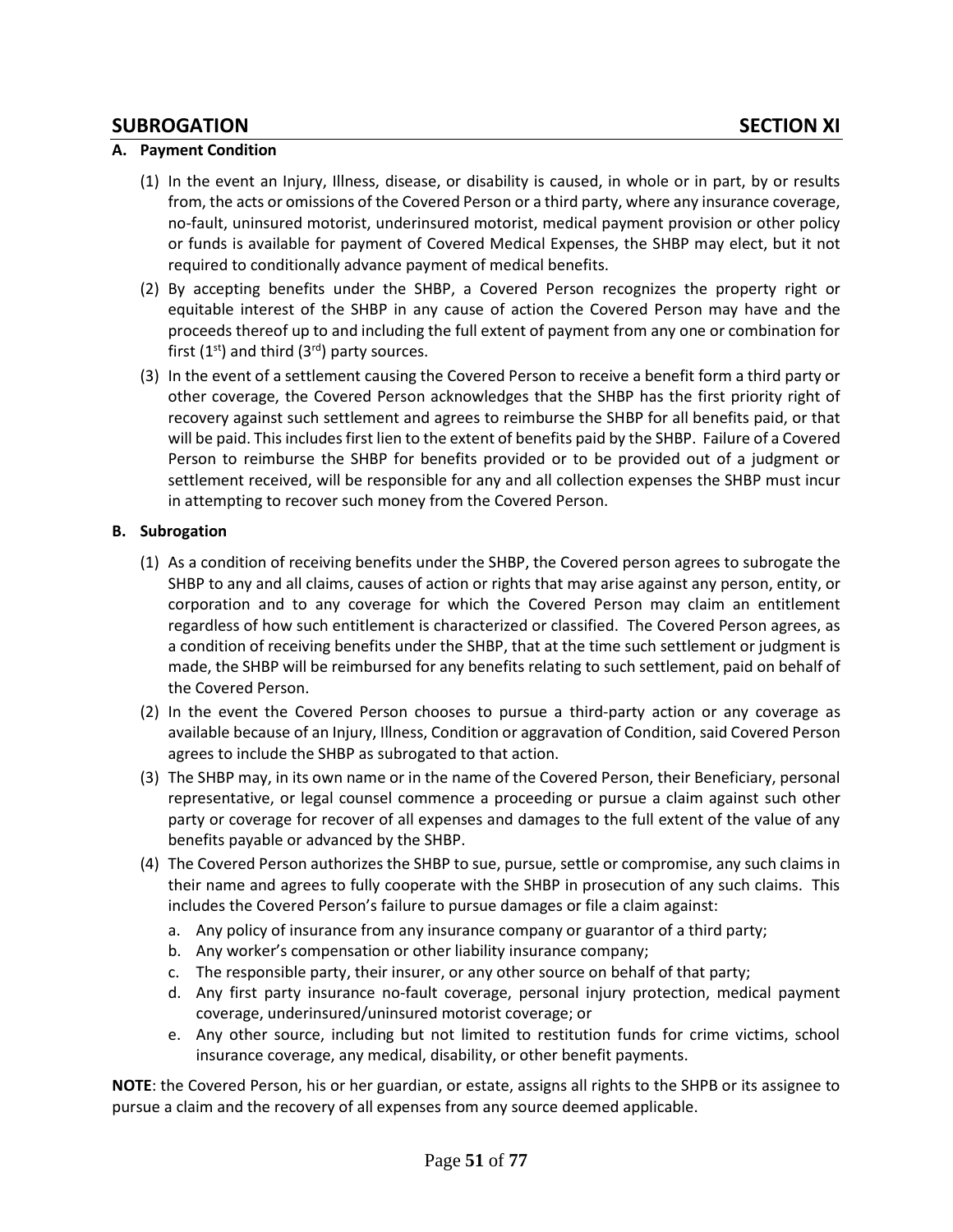## SUBROGATION SECTION XI

**A. Payment Condition**

(1) In the event an Injury, Illness, disease, or disability is caused, in whole or in part, by or results from, the acts or omissions of the Covered Person or a third party, where any insurance coverage, no-fault, uninsured motorist, underinsured motorist, medical payment provision or other policy or funds is available for payment of Covered Medical Expenses, the SHBP may elect, but it not required to conditionally advance payment of medical benefits.

(2) By accepting benefits under the SHBP, a Covered Person recognizes the property right or equitable interest of the SHBP in any cause of action the Covered Person may have and the proceeds thereof up to and including the full extent of payment from any one or combination for first (1st) and third (3rd) party sources.

(3) In the event of a settlement causing the Covered Person to receive a benefit form a third party or other coverage, the Covered Person acknowledges that the SHBP has the first priority right of recovery against such settlement and agrees to reimburse the SHBP for all benefits paid, or that will be paid. This includes first lien to the extent of benefits paid by the SHBP. Failure of a Covered Person to reimburse the SHBP for benefits provided or to be provided out of a judgment or settlement received, will be responsible for any and all collection expenses the SHBP must incur in attempting to recover such money from the Covered Person.

**B. Subrogation**

(1) As a condition of receiving benefits under the SHBP, the Covered person agrees to subrogate the SHBP to any and all claims, causes of action or rights that may arise against any person, entity, or corporation and to any coverage for which the Covered Person may claim an entitlement regardless of how such entitlement is characterized or classified. The Covered Person agrees, as a condition of receiving benefits under the SHBP, that at the time such settlement or judgment is made, the SHBP will be reimbursed for any benefits relating to such settlement, paid on behalf of the Covered Person.

(2) In the event the Covered Person chooses to pursue a third-party action or any coverage as available because of an Injury, Illness, Condition or aggravation of Condition, said Covered Person agrees to include the SHBP as subrogated to that action.

(3) The SHBP may, in its own name or in the name of the Covered Person, their Beneficiary, personal representative, or legal counsel commence a proceeding or pursue a claim against such other party or coverage for recover of all expenses and damages to the full extent of the value of any benefits payable or advanced by the SHBP.

(4) The Covered Person authorizes the SHBP to sue, pursue, settle or compromise, any such claims in their name and agrees to fully cooperate with the SHBP in prosecution of any such claims. This includes the Covered Person's failure to pursue damages or file a claim against:

   a. Any policy of insurance from any insurance company or guarantor of a third party;
   b. Any worker's compensation or other liability insurance company;
   c. The responsible party, their insurer, or any other source on behalf of that party;
   d. Any first party insurance no-fault coverage, personal injury protection, medical payment coverage, underinsured/uninsured motorist coverage; or
   e. Any other source, including but not limited to restitution funds for crime victims, school insurance coverage, any medical, disability, or other benefit payments.

**NOTE**: the Covered Person, his or her guardian, or estate, assigns all rights to the SHPB or its assignee to pursue a claim and the recovery of all expenses from any source deemed applicable.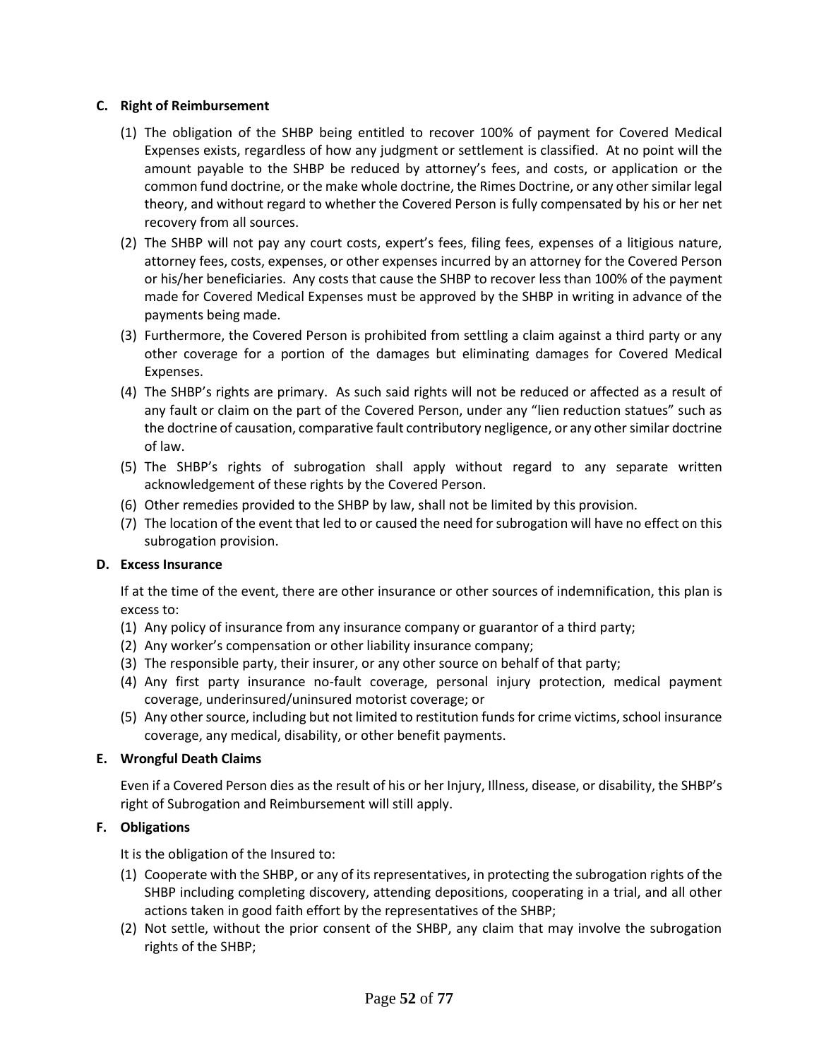### C. Right of Reimbursement

(1) The obligation of the SHBP being entitled to recover 100% of payment for Covered Medical Expenses exists, regardless of how any judgment or settlement is classified. At no point will the amount payable to the SHBP be reduced by attorney's fees, and costs, or application or the common fund doctrine, or the make whole doctrine, the Rimes Doctrine, or any other similar legal theory, and without regard to whether the Covered Person is fully compensated by his or her net recovery from all sources.

(2) The SHBP will not pay any court costs, expert's fees, filing fees, expenses of a litigious nature, attorney fees, costs, expenses, or other expenses incurred by an attorney for the Covered Person or his/her beneficiaries. Any costs that cause the SHBP to recover less than 100% of the payment made for Covered Medical Expenses must be approved by the SHBP in writing in advance of the payments being made.

(3) Furthermore, the Covered Person is prohibited from settling a claim against a third party or any other coverage for a portion of the damages but eliminating damages for Covered Medical Expenses.

(4) The SHBP's rights are primary. As such said rights will not be reduced or affected as a result of any fault or claim on the part of the Covered Person, under any "lien reduction statues" such as the doctrine of causation, comparative fault contributory negligence, or any other similar doctrine of law.

(5) The SHBP's rights of subrogation shall apply without regard to any separate written acknowledgement of these rights by the Covered Person.

(6) Other remedies provided to the SHBP by law, shall not be limited by this provision.

(7) The location of the event that led to or caused the need for subrogation will have no effect on this subrogation provision.

### D. Excess Insurance

If at the time of the event, there are other insurance or other sources of indemnification, this plan is excess to:

(1) Any policy of insurance from any insurance company or guarantor of a third party;

(2) Any worker's compensation or other liability insurance company;

(3) The responsible party, their insurer, or any other source on behalf of that party;

(4) Any first party insurance no-fault coverage, personal injury protection, medical payment coverage, underinsured/uninsured motorist coverage; or

(5) Any other source, including but not limited to restitution funds for crime victims, school insurance coverage, any medical, disability, or other benefit payments.

### E. Wrongful Death Claims

Even if a Covered Person dies as the result of his or her Injury, Illness, disease, or disability, the SHBP's right of Subrogation and Reimbursement will still apply.

### F. Obligations

It is the obligation of the Insured to:

(1) Cooperate with the SHBP, or any of its representatives, in protecting the subrogation rights of the SHBP including completing discovery, attending depositions, cooperating in a trial, and all other actions taken in good faith effort by the representatives of the SHBP;

(2) Not settle, without the prior consent of the SHBP, any claim that may involve the subrogation rights of the SHBP;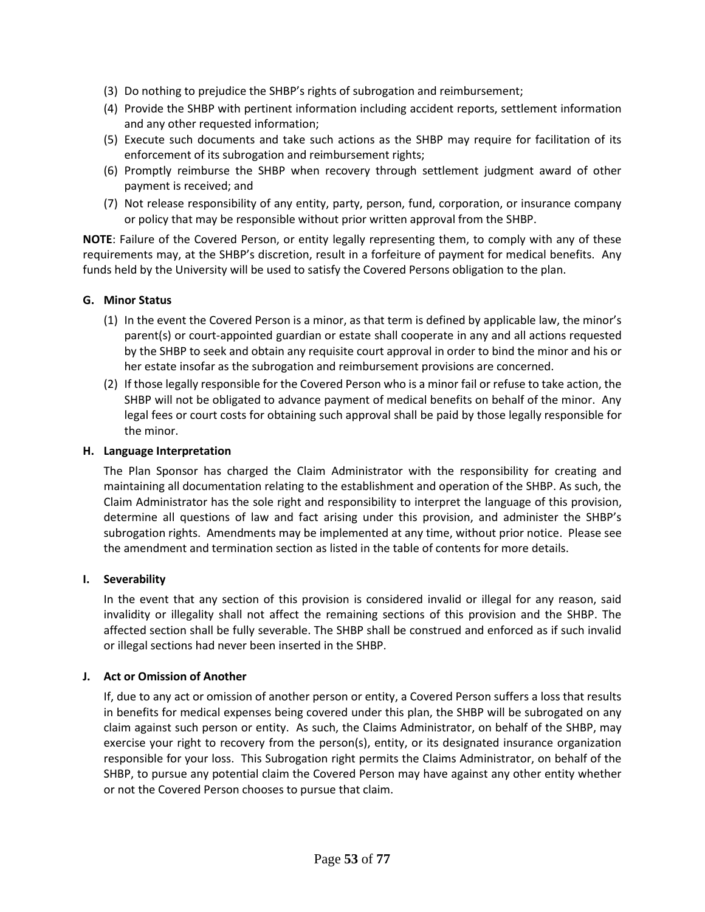(3) Do nothing to prejudice the SHBP's rights of subrogation and reimbursement;

(4) Provide the SHBP with pertinent information including accident reports, settlement information and any other requested information;

(5) Execute such documents and take such actions as the SHBP may require for facilitation of its enforcement of its subrogation and reimbursement rights;

(6) Promptly reimburse the SHBP when recovery through settlement judgment award of other payment is received; and

(7) Not release responsibility of any entity, party, person, fund, corporation, or insurance company or policy that may be responsible without prior written approval from the SHBP.

**NOTE**: Failure of the Covered Person, or entity legally representing them, to comply with any of these requirements may, at the SHBP's discretion, result in a forfeiture of payment for medical benefits. Any funds held by the University will be used to satisfy the Covered Persons obligation to the plan.

**G. Minor Status**

(1) In the event the Covered Person is a minor, as that term is defined by applicable law, the minor's parent(s) or court-appointed guardian or estate shall cooperate in any and all actions requested by the SHBP to seek and obtain any requisite court approval in order to bind the minor and his or her estate insofar as the subrogation and reimbursement provisions are concerned.

(2) If those legally responsible for the Covered Person who is a minor fail or refuse to take action, the SHBP will not be obligated to advance payment of medical benefits on behalf of the minor. Any legal fees or court costs for obtaining such approval shall be paid by those legally responsible for the minor.

**H. Language Interpretation**

The Plan Sponsor has charged the Claim Administrator with the responsibility for creating and maintaining all documentation relating to the establishment and operation of the SHBP. As such, the Claim Administrator has the sole right and responsibility to interpret the language of this provision, determine all questions of law and fact arising under this provision, and administer the SHBP's subrogation rights. Amendments may be implemented at any time, without prior notice. Please see the amendment and termination section as listed in the table of contents for more details.

**I. Severability**

In the event that any section of this provision is considered invalid or illegal for any reason, said invalidity or illegality shall not affect the remaining sections of this provision and the SHBP. The affected section shall be fully severable. The SHBP shall be construed and enforced as if such invalid or illegal sections had never been inserted in the SHBP.

**J. Act or Omission of Another**

If, due to any act or omission of another person or entity, a Covered Person suffers a loss that results in benefits for medical expenses being covered under this plan, the SHBP will be subrogated on any claim against such person or entity. As such, the Claims Administrator, on behalf of the SHBP, may exercise your right to recovery from the person(s), entity, or its designated insurance organization responsible for your loss. This Subrogation right permits the Claims Administrator, on behalf of the SHBP, to pursue any potential claim the Covered Person may have against any other entity whether or not the Covered Person chooses to pursue that claim.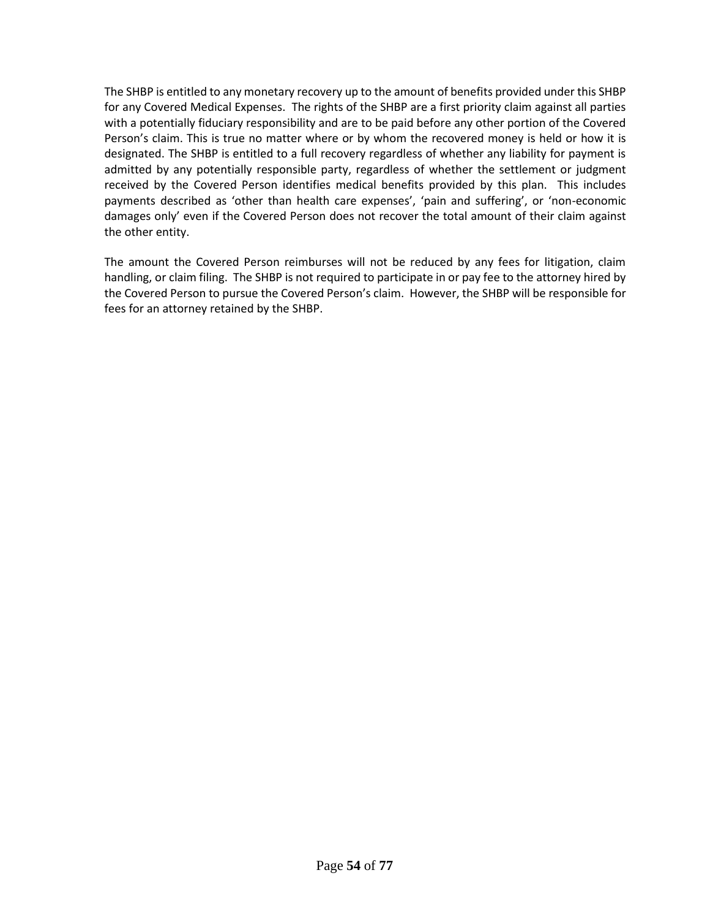The SHBP is entitled to any monetary recovery up to the amount of benefits provided under this SHBP for any Covered Medical Expenses. The rights of the SHBP are a first priority claim against all parties with a potentially fiduciary responsibility and are to be paid before any other portion of the Covered Person's claim. This is true no matter where or by whom the recovered money is held or how it is designated. The SHBP is entitled to a full recovery regardless of whether any liability for payment is admitted by any potentially responsible party, regardless of whether the settlement or judgment received by the Covered Person identifies medical benefits provided by this plan. This includes payments described as 'other than health care expenses', 'pain and suffering', or 'non-economic damages only' even if the Covered Person does not recover the total amount of their claim against the other entity.

The amount the Covered Person reimburses will not be reduced by any fees for litigation, claim handling, or claim filing. The SHBP is not required to participate in or pay fee to the attorney hired by the Covered Person to pursue the Covered Person's claim. However, the SHBP will be responsible for fees for an attorney retained by the SHBP.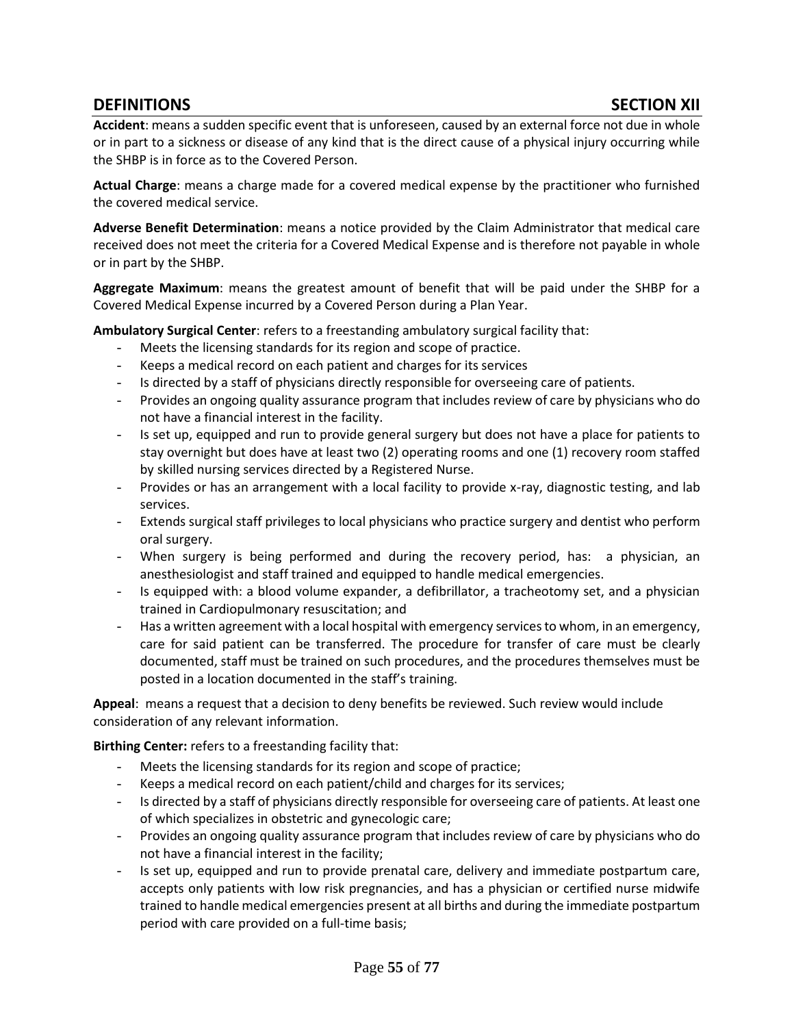## DEFINITIONS SECTION XII

**Accident**: means a sudden specific event that is unforeseen, caused by an external force not due in whole or in part to a sickness or disease of any kind that is the direct cause of a physical injury occurring while the SHBP is in force as to the Covered Person.

**Actual Charge**: means a charge made for a covered medical expense by the practitioner who furnished the covered medical service.

**Adverse Benefit Determination**: means a notice provided by the Claim Administrator that medical care received does not meet the criteria for a Covered Medical Expense and is therefore not payable in whole or in part by the SHBP.

**Aggregate Maximum**: means the greatest amount of benefit that will be paid under the SHBP for a Covered Medical Expense incurred by a Covered Person during a Plan Year.

**Ambulatory Surgical Center**: refers to a freestanding ambulatory surgical facility that:

- Meets the licensing standards for its region and scope of practice.
- Keeps a medical record on each patient and charges for its services
- Is directed by a staff of physicians directly responsible for overseeing care of patients.
- Provides an ongoing quality assurance program that includes review of care by physicians who do not have a financial interest in the facility.
- Is set up, equipped and run to provide general surgery but does not have a place for patients to stay overnight but does have at least two (2) operating rooms and one (1) recovery room staffed by skilled nursing services directed by a Registered Nurse.
- Provides or has an arrangement with a local facility to provide x-ray, diagnostic testing, and lab services.
- Extends surgical staff privileges to local physicians who practice surgery and dentist who perform oral surgery.
- When surgery is being performed and during the recovery period, has: a physician, an anesthesiologist and staff trained and equipped to handle medical emergencies.
- Is equipped with: a blood volume expander, a defibrillator, a tracheotomy set, and a physician trained in Cardiopulmonary resuscitation; and
- Has a written agreement with a local hospital with emergency services to whom, in an emergency, care for said patient can be transferred. The procedure for transfer of care must be clearly documented, staff must be trained on such procedures, and the procedures themselves must be posted in a location documented in the staff's training.

**Appeal**: means a request that a decision to deny benefits be reviewed. Such review would include consideration of any relevant information.

**Birthing Center:** refers to a freestanding facility that:

- Meets the licensing standards for its region and scope of practice;
- Keeps a medical record on each patient/child and charges for its services;
- Is directed by a staff of physicians directly responsible for overseeing care of patients. At least one of which specializes in obstetric and gynecologic care;
- Provides an ongoing quality assurance program that includes review of care by physicians who do not have a financial interest in the facility;
- Is set up, equipped and run to provide prenatal care, delivery and immediate postpartum care, accepts only patients with low risk pregnancies, and has a physician or certified nurse midwife trained to handle medical emergencies present at all births and during the immediate postpartum period with care provided on a full-time basis;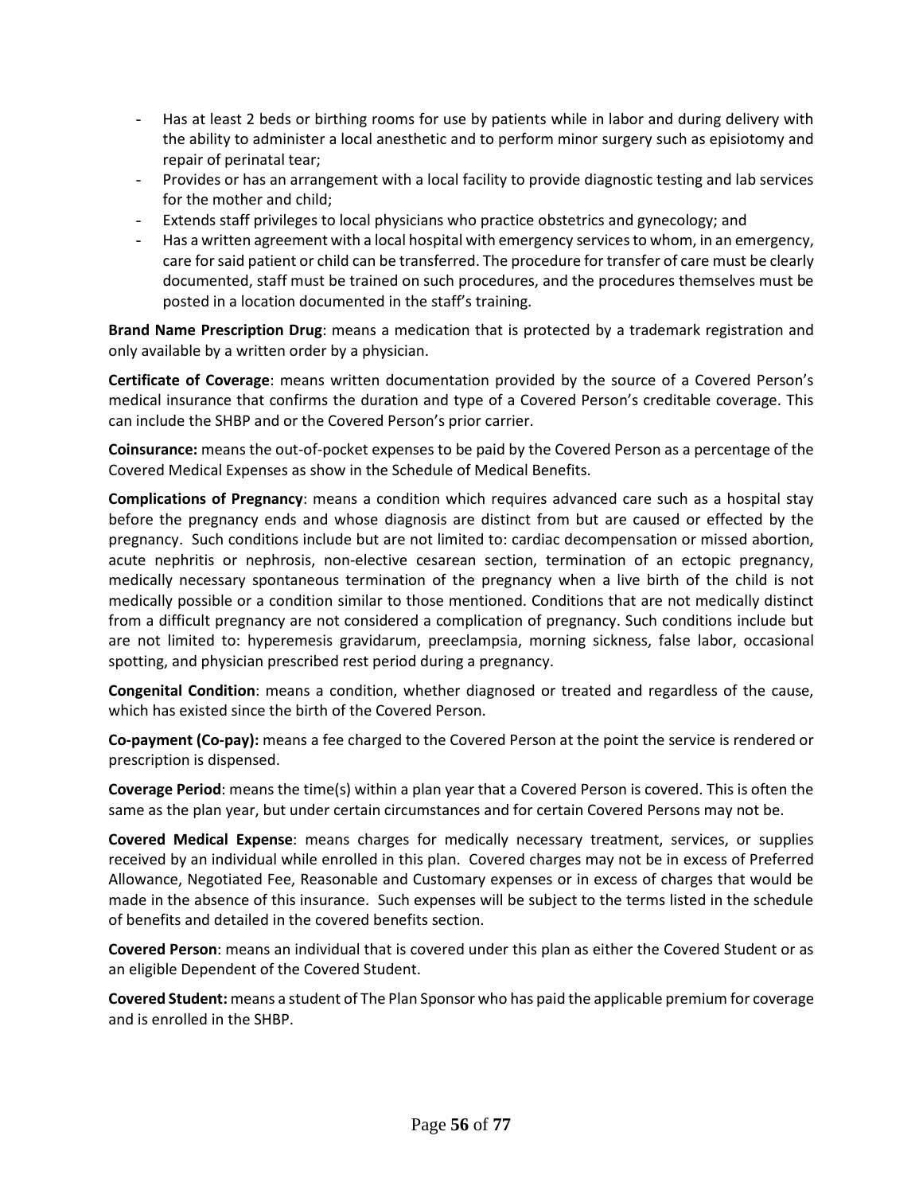- Has at least 2 beds or birthing rooms for use by patients while in labor and during delivery with the ability to administer a local anesthetic and to perform minor surgery such as episiotomy and repair of perinatal tear;
- Provides or has an arrangement with a local facility to provide diagnostic testing and lab services for the mother and child;
- Extends staff privileges to local physicians who practice obstetrics and gynecology; and
- Has a written agreement with a local hospital with emergency services to whom, in an emergency, care for said patient or child can be transferred. The procedure for transfer of care must be clearly documented, staff must be trained on such procedures, and the procedures themselves must be posted in a location documented in the staff's training.

**Brand Name Prescription Drug**: means a medication that is protected by a trademark registration and only available by a written order by a physician.

**Certificate of Coverage**: means written documentation provided by the source of a Covered Person's medical insurance that confirms the duration and type of a Covered Person's creditable coverage. This can include the SHBP and or the Covered Person's prior carrier.

**Coinsurance:** means the out-of-pocket expenses to be paid by the Covered Person as a percentage of the Covered Medical Expenses as show in the Schedule of Medical Benefits.

**Complications of Pregnancy**: means a condition which requires advanced care such as a hospital stay before the pregnancy ends and whose diagnosis are distinct from but are caused or effected by the pregnancy. Such conditions include but are not limited to: cardiac decompensation or missed abortion, acute nephritis or nephrosis, non-elective cesarean section, termination of an ectopic pregnancy, medically necessary spontaneous termination of the pregnancy when a live birth of the child is not medically possible or a condition similar to those mentioned. Conditions that are not medically distinct from a difficult pregnancy are not considered a complication of pregnancy. Such conditions include but are not limited to: hyperemesis gravidarum, preeclampsia, morning sickness, false labor, occasional spotting, and physician prescribed rest period during a pregnancy.

**Congenital Condition**: means a condition, whether diagnosed or treated and regardless of the cause, which has existed since the birth of the Covered Person.

**Co-payment (Co-pay):** means a fee charged to the Covered Person at the point the service is rendered or prescription is dispensed.

**Coverage Period**: means the time(s) within a plan year that a Covered Person is covered. This is often the same as the plan year, but under certain circumstances and for certain Covered Persons may not be.

**Covered Medical Expense**: means charges for medically necessary treatment, services, or supplies received by an individual while enrolled in this plan. Covered charges may not be in excess of Preferred Allowance, Negotiated Fee, Reasonable and Customary expenses or in excess of charges that would be made in the absence of this insurance. Such expenses will be subject to the terms listed in the schedule of benefits and detailed in the covered benefits section.

**Covered Person**: means an individual that is covered under this plan as either the Covered Student or as an eligible Dependent of the Covered Student.

**Covered Student:** means a student of The Plan Sponsor who has paid the applicable premium for coverage and is enrolled in the SHBP.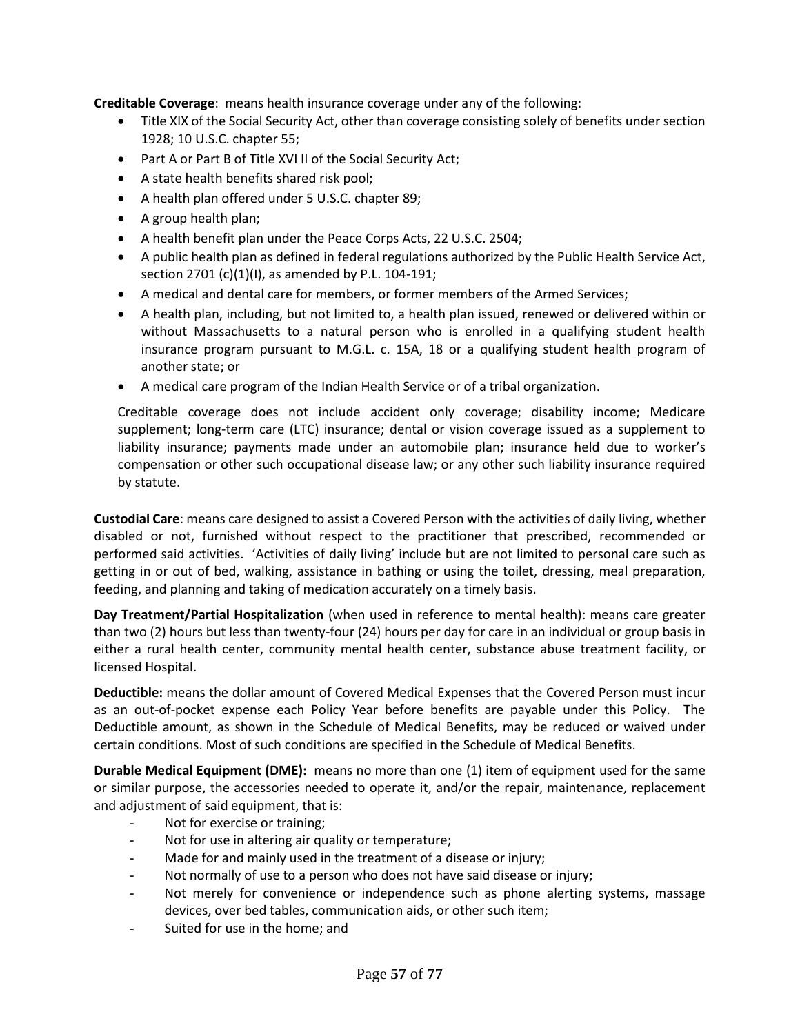**Creditable Coverage**: means health insurance coverage under any of the following:

- Title XIX of the Social Security Act, other than coverage consisting solely of benefits under section 1928; 10 U.S.C. chapter 55;
- Part A or Part B of Title XVI II of the Social Security Act;
- A state health benefits shared risk pool;
- A health plan offered under 5 U.S.C. chapter 89;
- A group health plan;
- A health benefit plan under the Peace Corps Acts, 22 U.S.C. 2504;
- A public health plan as defined in federal regulations authorized by the Public Health Service Act, section 2701 (c)(1)(I), as amended by P.L. 104-191;
- A medical and dental care for members, or former members of the Armed Services;
- A health plan, including, but not limited to, a health plan issued, renewed or delivered within or without Massachusetts to a natural person who is enrolled in a qualifying student health insurance program pursuant to M.G.L. c. 15A, 18 or a qualifying student health program of another state; or
- A medical care program of the Indian Health Service or of a tribal organization.

Creditable coverage does not include accident only coverage; disability income; Medicare supplement; long-term care (LTC) insurance; dental or vision coverage issued as a supplement to liability insurance; payments made under an automobile plan; insurance held due to worker's compensation or other such occupational disease law; or any other such liability insurance required by statute.

**Custodial Care**: means care designed to assist a Covered Person with the activities of daily living, whether disabled or not, furnished without respect to the practitioner that prescribed, recommended or performed said activities. 'Activities of daily living' include but are not limited to personal care such as getting in or out of bed, walking, assistance in bathing or using the toilet, dressing, meal preparation, feeding, and planning and taking of medication accurately on a timely basis.

**Day Treatment/Partial Hospitalization** (when used in reference to mental health): means care greater than two (2) hours but less than twenty-four (24) hours per day for care in an individual or group basis in either a rural health center, community mental health center, substance abuse treatment facility, or licensed Hospital.

**Deductible:** means the dollar amount of Covered Medical Expenses that the Covered Person must incur as an out-of-pocket expense each Policy Year before benefits are payable under this Policy. The Deductible amount, as shown in the Schedule of Medical Benefits, may be reduced or waived under certain conditions. Most of such conditions are specified in the Schedule of Medical Benefits.

**Durable Medical Equipment (DME):** means no more than one (1) item of equipment used for the same or similar purpose, the accessories needed to operate it, and/or the repair, maintenance, replacement and adjustment of said equipment, that is:

- Not for exercise or training;
- Not for use in altering air quality or temperature;
- Made for and mainly used in the treatment of a disease or injury;
- Not normally of use to a person who does not have said disease or injury;
- Not merely for convenience or independence such as phone alerting systems, massage devices, over bed tables, communication aids, or other such item;
- Suited for use in the home; and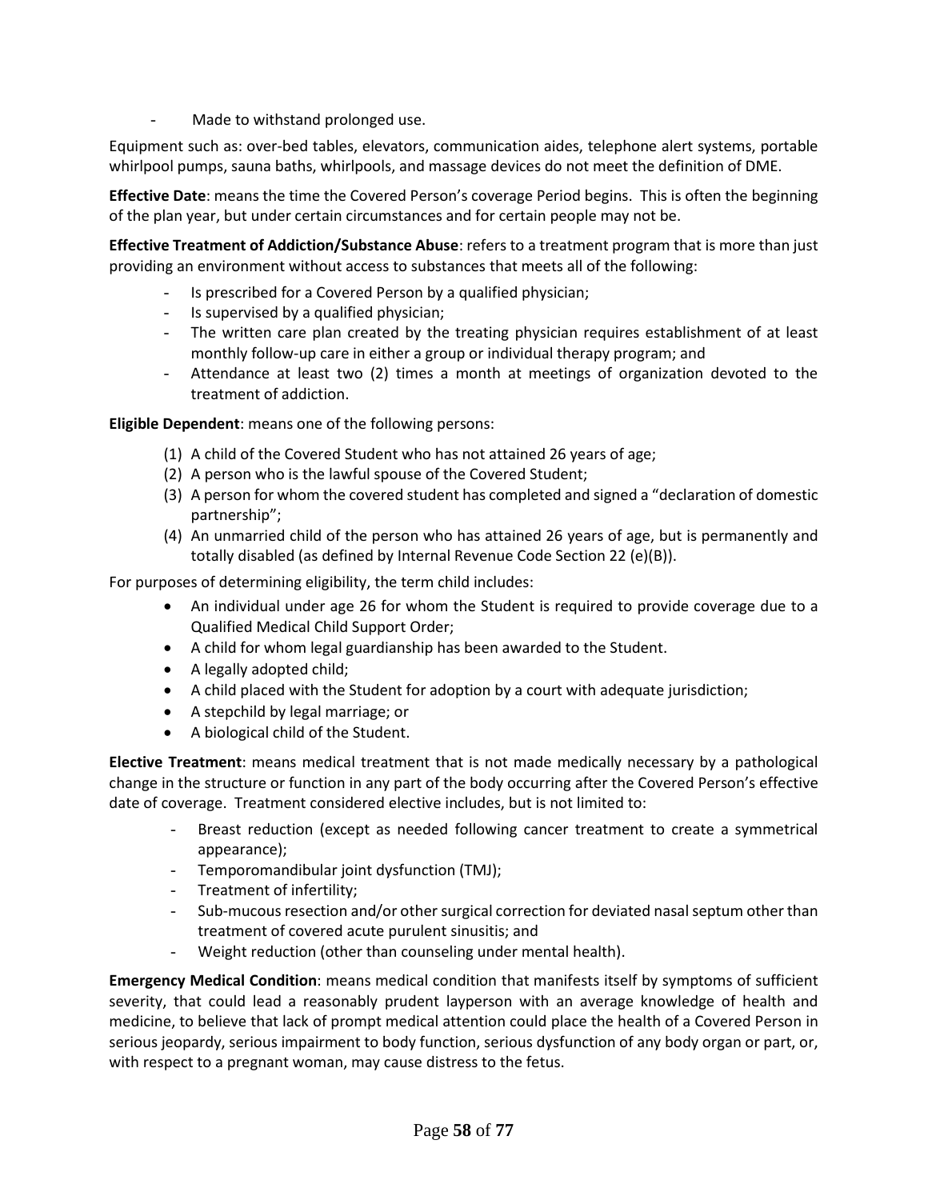- Made to withstand prolonged use.

Equipment such as: over-bed tables, elevators, communication aides, telephone alert systems, portable whirlpool pumps, sauna baths, whirlpools, and massage devices do not meet the definition of DME.

**Effective Date**: means the time the Covered Person's coverage Period begins. This is often the beginning of the plan year, but under certain circumstances and for certain people may not be.

**Effective Treatment of Addiction/Substance Abuse**: refers to a treatment program that is more than just providing an environment without access to substances that meets all of the following:

- Is prescribed for a Covered Person by a qualified physician;
- Is supervised by a qualified physician;
- The written care plan created by the treating physician requires establishment of at least monthly follow-up care in either a group or individual therapy program; and
- Attendance at least two (2) times a month at meetings of organization devoted to the treatment of addiction.

**Eligible Dependent**: means one of the following persons:

(1) A child of the Covered Student who has not attained 26 years of age;
(2) A person who is the lawful spouse of the Covered Student;
(3) A person for whom the covered student has completed and signed a "declaration of domestic partnership";
(4) An unmarried child of the person who has attained 26 years of age, but is permanently and totally disabled (as defined by Internal Revenue Code Section 22 (e)(B)).

For purposes of determining eligibility, the term child includes:

- An individual under age 26 for whom the Student is required to provide coverage due to a Qualified Medical Child Support Order;
- A child for whom legal guardianship has been awarded to the Student.
- A legally adopted child;
- A child placed with the Student for adoption by a court with adequate jurisdiction;
- A stepchild by legal marriage; or
- A biological child of the Student.

**Elective Treatment**: means medical treatment that is not made medically necessary by a pathological change in the structure or function in any part of the body occurring after the Covered Person's effective date of coverage. Treatment considered elective includes, but is not limited to:

- Breast reduction (except as needed following cancer treatment to create a symmetrical appearance);
- Temporomandibular joint dysfunction (TMJ);
- Treatment of infertility;
- Sub-mucous resection and/or other surgical correction for deviated nasal septum other than treatment of covered acute purulent sinusitis; and
- Weight reduction (other than counseling under mental health).

**Emergency Medical Condition**: means medical condition that manifests itself by symptoms of sufficient severity, that could lead a reasonably prudent layperson with an average knowledge of health and medicine, to believe that lack of prompt medical attention could place the health of a Covered Person in serious jeopardy, serious impairment to body function, serious dysfunction of any body organ or part, or, with respect to a pregnant woman, may cause distress to the fetus.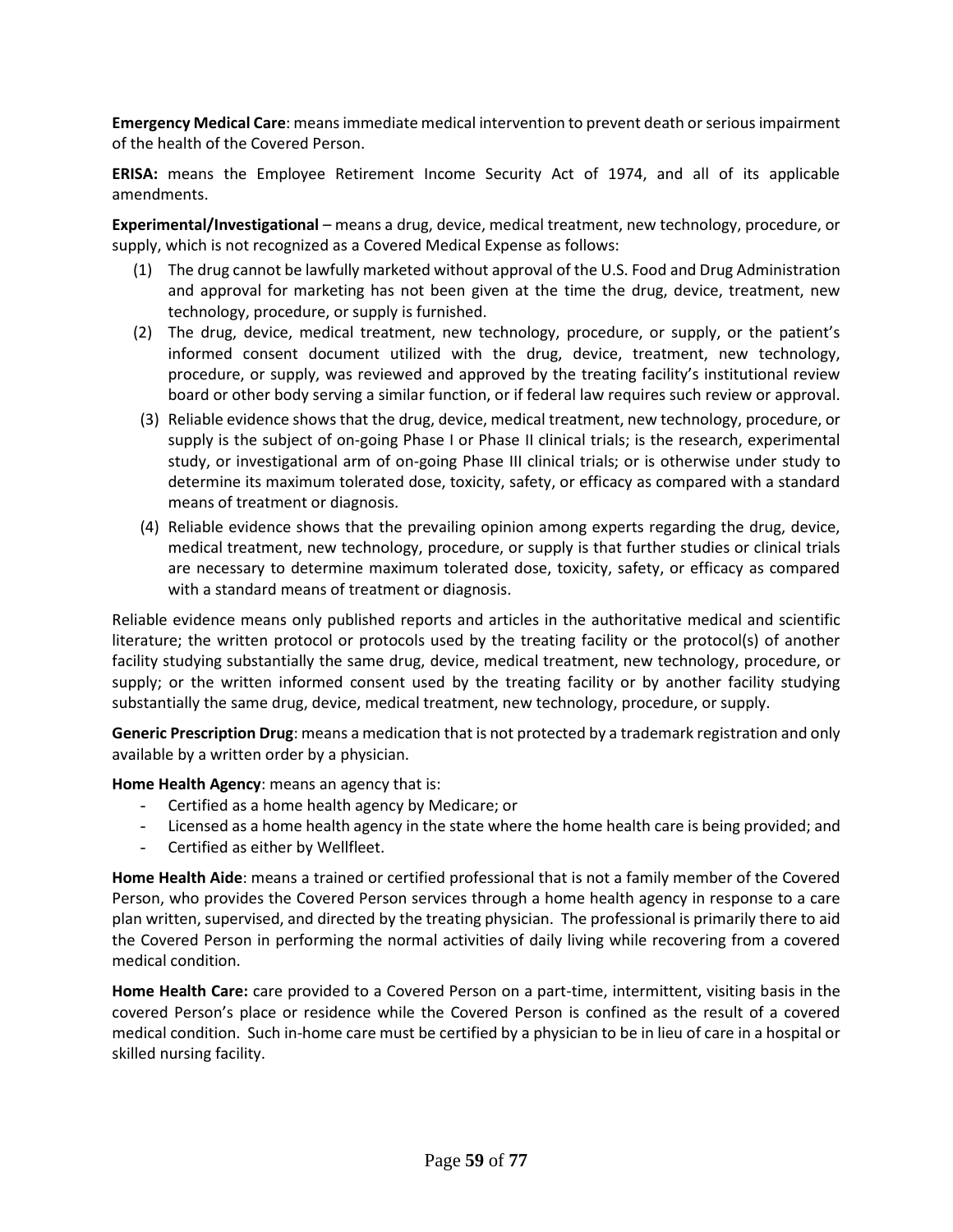**Emergency Medical Care**: means immediate medical intervention to prevent death or serious impairment of the health of the Covered Person.

**ERISA:** means the Employee Retirement Income Security Act of 1974, and all of its applicable amendments.

**Experimental/Investigational** – means a drug, device, medical treatment, new technology, procedure, or supply, which is not recognized as a Covered Medical Expense as follows:

(1) The drug cannot be lawfully marketed without approval of the U.S. Food and Drug Administration and approval for marketing has not been given at the time the drug, device, treatment, new technology, procedure, or supply is furnished.

(2) The drug, device, medical treatment, new technology, procedure, or supply, or the patient's informed consent document utilized with the drug, device, treatment, new technology, procedure, or supply, was reviewed and approved by the treating facility's institutional review board or other body serving a similar function, or if federal law requires such review or approval.

(3) Reliable evidence shows that the drug, device, medical treatment, new technology, procedure, or supply is the subject of on-going Phase I or Phase II clinical trials; is the research, experimental study, or investigational arm of on-going Phase III clinical trials; or is otherwise under study to determine its maximum tolerated dose, toxicity, safety, or efficacy as compared with a standard means of treatment or diagnosis.

(4) Reliable evidence shows that the prevailing opinion among experts regarding the drug, device, medical treatment, new technology, procedure, or supply is that further studies or clinical trials are necessary to determine maximum tolerated dose, toxicity, safety, or efficacy as compared with a standard means of treatment or diagnosis.

Reliable evidence means only published reports and articles in the authoritative medical and scientific literature; the written protocol or protocols used by the treating facility or the protocol(s) of another facility studying substantially the same drug, device, medical treatment, new technology, procedure, or supply; or the written informed consent used by the treating facility or by another facility studying substantially the same drug, device, medical treatment, new technology, procedure, or supply.

**Generic Prescription Drug**: means a medication that is not protected by a trademark registration and only available by a written order by a physician.

**Home Health Agency**: means an agency that is:

- Certified as a home health agency by Medicare; or
- Licensed as a home health agency in the state where the home health care is being provided; and
- Certified as either by Wellfleet.

**Home Health Aide**: means a trained or certified professional that is not a family member of the Covered Person, who provides the Covered Person services through a home health agency in response to a care plan written, supervised, and directed by the treating physician. The professional is primarily there to aid the Covered Person in performing the normal activities of daily living while recovering from a covered medical condition.

**Home Health Care:** care provided to a Covered Person on a part-time, intermittent, visiting basis in the covered Person's place or residence while the Covered Person is confined as the result of a covered medical condition. Such in-home care must be certified by a physician to be in lieu of care in a hospital or skilled nursing facility.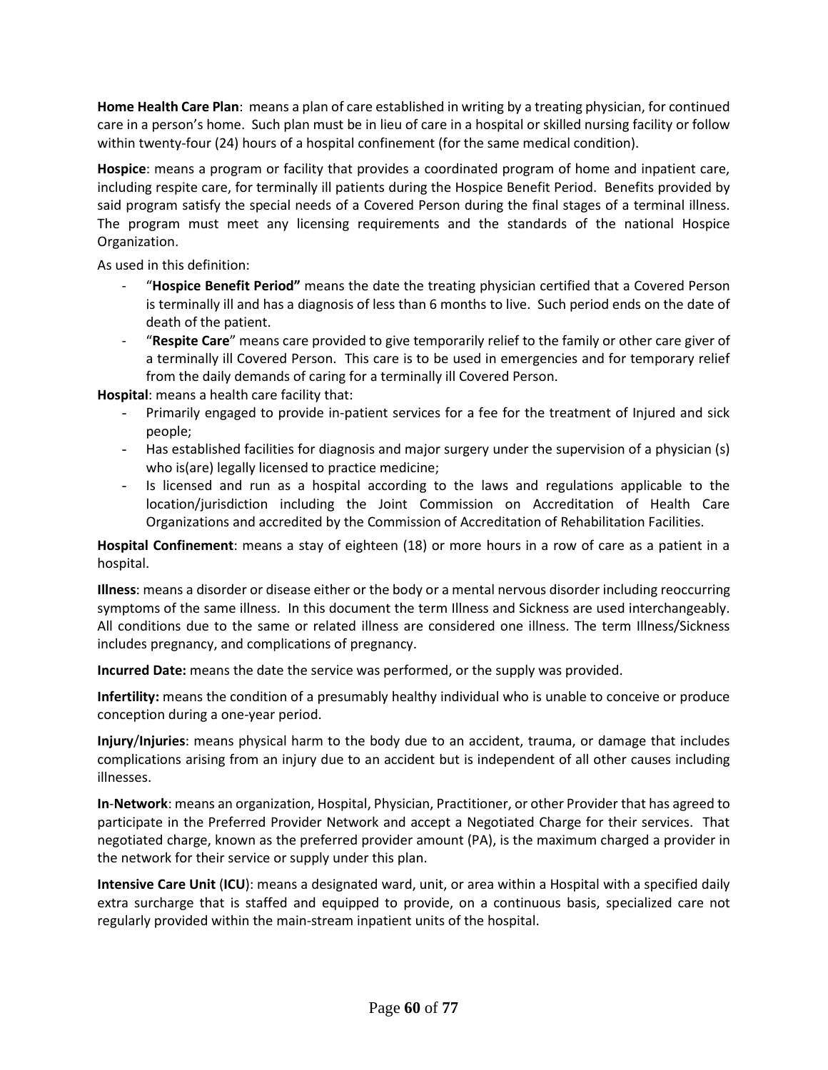**Home Health Care Plan**: means a plan of care established in writing by a treating physician, for continued care in a person's home. Such plan must be in lieu of care in a hospital or skilled nursing facility or follow within twenty-four (24) hours of a hospital confinement (for the same medical condition).

**Hospice**: means a program or facility that provides a coordinated program of home and inpatient care, including respite care, for terminally ill patients during the Hospice Benefit Period. Benefits provided by said program satisfy the special needs of a Covered Person during the final stages of a terminal illness. The program must meet any licensing requirements and the standards of the national Hospice Organization.

As used in this definition:

- "**Hospice Benefit Period"** means the date the treating physician certified that a Covered Person is terminally ill and has a diagnosis of less than 6 months to live. Such period ends on the date of death of the patient.
- "**Respite Care**" means care provided to give temporarily relief to the family or other care giver of a terminally ill Covered Person. This care is to be used in emergencies and for temporary relief from the daily demands of caring for a terminally ill Covered Person.

**Hospital**: means a health care facility that:

- Primarily engaged to provide in-patient services for a fee for the treatment of Injured and sick people;
- Has established facilities for diagnosis and major surgery under the supervision of a physician (s) who is(are) legally licensed to practice medicine;
- Is licensed and run as a hospital according to the laws and regulations applicable to the location/jurisdiction including the Joint Commission on Accreditation of Health Care Organizations and accredited by the Commission of Accreditation of Rehabilitation Facilities.

**Hospital Confinement**: means a stay of eighteen (18) or more hours in a row of care as a patient in a hospital.

**Illness**: means a disorder or disease either or the body or a mental nervous disorder including reoccurring symptoms of the same illness. In this document the term Illness and Sickness are used interchangeably. All conditions due to the same or related illness are considered one illness. The term Illness/Sickness includes pregnancy, and complications of pregnancy.

**Incurred Date:** means the date the service was performed, or the supply was provided.

**Infertility:** means the condition of a presumably healthy individual who is unable to conceive or produce conception during a one-year period.

**Injury**/**Injuries**: means physical harm to the body due to an accident, trauma, or damage that includes complications arising from an injury due to an accident but is independent of all other causes including illnesses.

**In**-**Network**: means an organization, Hospital, Physician, Practitioner, or other Provider that has agreed to participate in the Preferred Provider Network and accept a Negotiated Charge for their services. That negotiated charge, known as the preferred provider amount (PA), is the maximum charged a provider in the network for their service or supply under this plan.

**Intensive Care Unit** (**ICU**): means a designated ward, unit, or area within a Hospital with a specified daily extra surcharge that is staffed and equipped to provide, on a continuous basis, specialized care not regularly provided within the main-stream inpatient units of the hospital.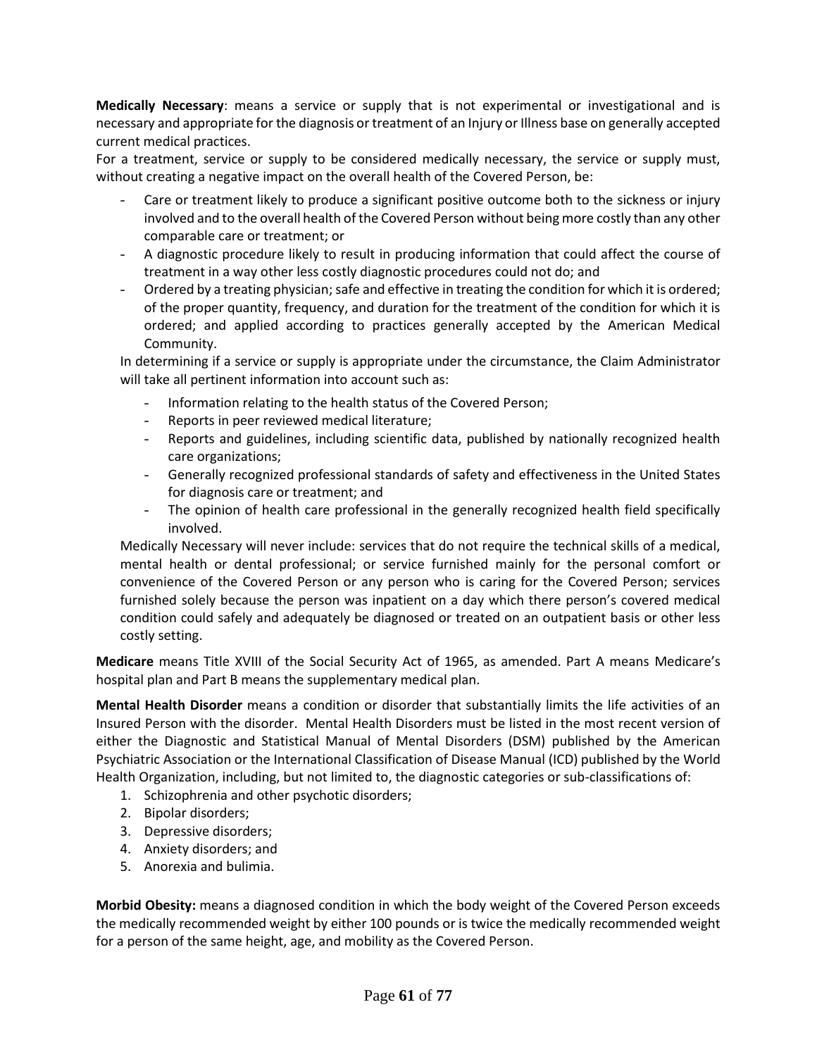**Medically Necessary**: means a service or supply that is not experimental or investigational and is necessary and appropriate for the diagnosis or treatment of an Injury or Illness base on generally accepted current medical practices.

For a treatment, service or supply to be considered medically necessary, the service or supply must, without creating a negative impact on the overall health of the Covered Person, be:

- Care or treatment likely to produce a significant positive outcome both to the sickness or injury involved and to the overall health of the Covered Person without being more costly than any other comparable care or treatment; or
- A diagnostic procedure likely to result in producing information that could affect the course of treatment in a way other less costly diagnostic procedures could not do; and
- Ordered by a treating physician; safe and effective in treating the condition for which it is ordered; of the proper quantity, frequency, and duration for the treatment of the condition for which it is ordered; and applied according to practices generally accepted by the American Medical Community.

In determining if a service or supply is appropriate under the circumstance, the Claim Administrator will take all pertinent information into account such as:

- Information relating to the health status of the Covered Person;
- Reports in peer reviewed medical literature;
- Reports and guidelines, including scientific data, published by nationally recognized health care organizations;
- Generally recognized professional standards of safety and effectiveness in the United States for diagnosis care or treatment; and
- The opinion of health care professional in the generally recognized health field specifically involved.

Medically Necessary will never include: services that do not require the technical skills of a medical, mental health or dental professional; or service furnished mainly for the personal comfort or convenience of the Covered Person or any person who is caring for the Covered Person; services furnished solely because the person was inpatient on a day which there person's covered medical condition could safely and adequately be diagnosed or treated on an outpatient basis or other less costly setting.

**Medicare** means Title XVIII of the Social Security Act of 1965, as amended. Part A means Medicare's hospital plan and Part B means the supplementary medical plan.

**Mental Health Disorder** means a condition or disorder that substantially limits the life activities of an Insured Person with the disorder. Mental Health Disorders must be listed in the most recent version of either the Diagnostic and Statistical Manual of Mental Disorders (DSM) published by the American Psychiatric Association or the International Classification of Disease Manual (ICD) published by the World Health Organization, including, but not limited to, the diagnostic categories or sub-classifications of:

1. Schizophrenia and other psychotic disorders;
2. Bipolar disorders;
3. Depressive disorders;
4. Anxiety disorders; and
5. Anorexia and bulimia.

**Morbid Obesity:** means a diagnosed condition in which the body weight of the Covered Person exceeds the medically recommended weight by either 100 pounds or is twice the medically recommended weight for a person of the same height, age, and mobility as the Covered Person.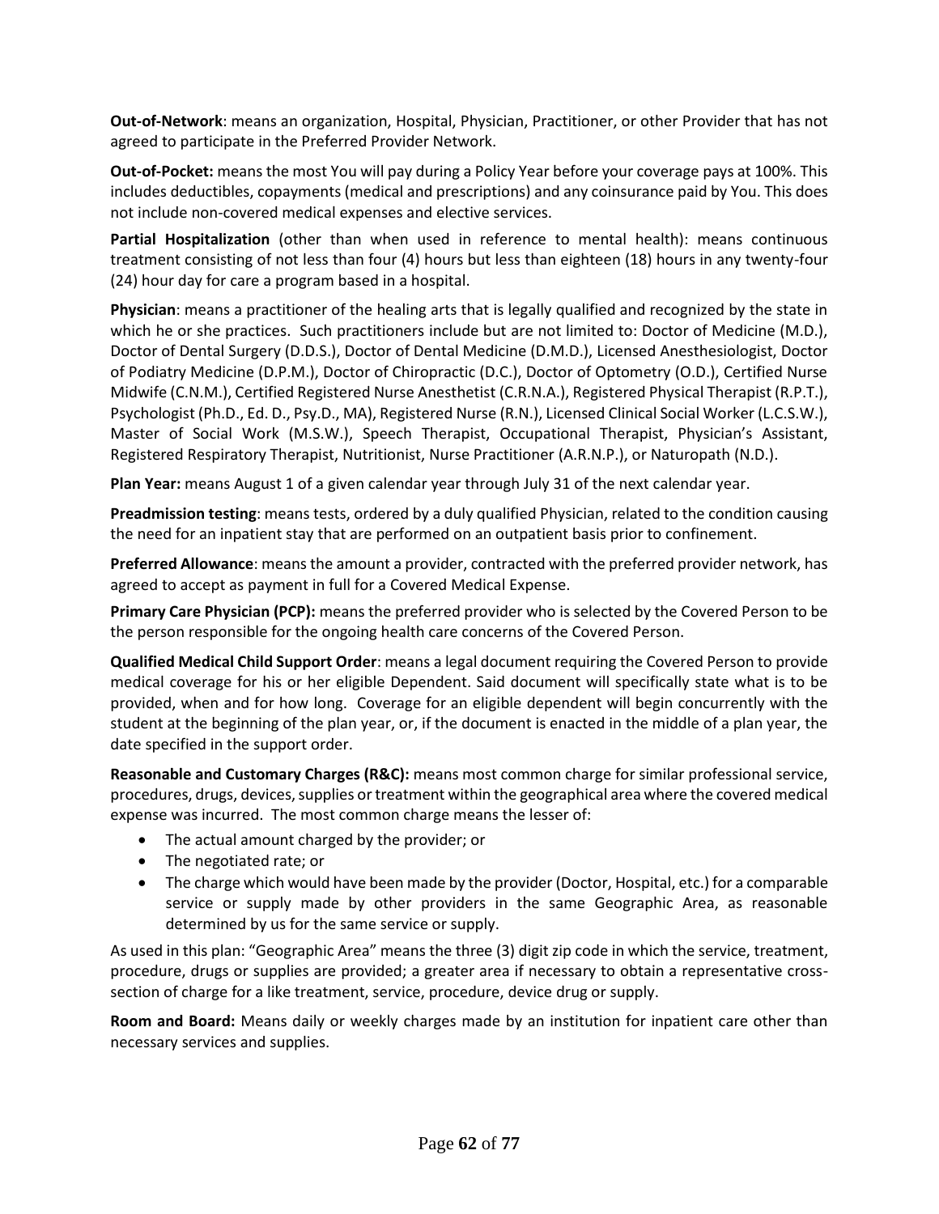**Out-of-Network**: means an organization, Hospital, Physician, Practitioner, or other Provider that has not agreed to participate in the Preferred Provider Network.

**Out-of-Pocket:** means the most You will pay during a Policy Year before your coverage pays at 100%. This includes deductibles, copayments (medical and prescriptions) and any coinsurance paid by You. This does not include non-covered medical expenses and elective services.

**Partial Hospitalization** (other than when used in reference to mental health): means continuous treatment consisting of not less than four (4) hours but less than eighteen (18) hours in any twenty-four (24) hour day for care a program based in a hospital.

**Physician**: means a practitioner of the healing arts that is legally qualified and recognized by the state in which he or she practices. Such practitioners include but are not limited to: Doctor of Medicine (M.D.), Doctor of Dental Surgery (D.D.S.), Doctor of Dental Medicine (D.M.D.), Licensed Anesthesiologist, Doctor of Podiatry Medicine (D.P.M.), Doctor of Chiropractic (D.C.), Doctor of Optometry (O.D.), Certified Nurse Midwife (C.N.M.), Certified Registered Nurse Anesthetist (C.R.N.A.), Registered Physical Therapist (R.P.T.), Psychologist (Ph.D., Ed. D., Psy.D., MA), Registered Nurse (R.N.), Licensed Clinical Social Worker (L.C.S.W.), Master of Social Work (M.S.W.), Speech Therapist, Occupational Therapist, Physician's Assistant, Registered Respiratory Therapist, Nutritionist, Nurse Practitioner (A.R.N.P.), or Naturopath (N.D.).

**Plan Year:** means August 1 of a given calendar year through July 31 of the next calendar year.

**Preadmission testing**: means tests, ordered by a duly qualified Physician, related to the condition causing the need for an inpatient stay that are performed on an outpatient basis prior to confinement.

**Preferred Allowance**: means the amount a provider, contracted with the preferred provider network, has agreed to accept as payment in full for a Covered Medical Expense.

**Primary Care Physician (PCP):** means the preferred provider who is selected by the Covered Person to be the person responsible for the ongoing health care concerns of the Covered Person.

**Qualified Medical Child Support Order**: means a legal document requiring the Covered Person to provide medical coverage for his or her eligible Dependent. Said document will specifically state what is to be provided, when and for how long. Coverage for an eligible dependent will begin concurrently with the student at the beginning of the plan year, or, if the document is enacted in the middle of a plan year, the date specified in the support order.

**Reasonable and Customary Charges (R&C):** means most common charge for similar professional service, procedures, drugs, devices, supplies or treatment within the geographical area where the covered medical expense was incurred. The most common charge means the lesser of:

- The actual amount charged by the provider; or
- The negotiated rate; or
- The charge which would have been made by the provider (Doctor, Hospital, etc.) for a comparable service or supply made by other providers in the same Geographic Area, as reasonable determined by us for the same service or supply.

As used in this plan: "Geographic Area" means the three (3) digit zip code in which the service, treatment, procedure, drugs or supplies are provided; a greater area if necessary to obtain a representative cross-section of charge for a like treatment, service, procedure, device drug or supply.

**Room and Board:** Means daily or weekly charges made by an institution for inpatient care other than necessary services and supplies.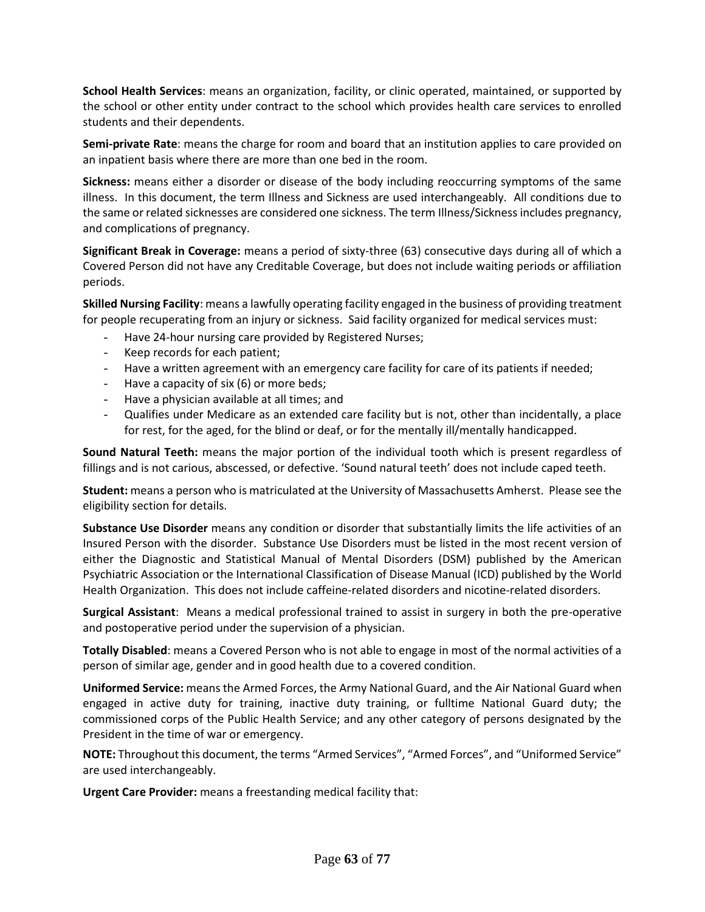**School Health Services**: means an organization, facility, or clinic operated, maintained, or supported by the school or other entity under contract to the school which provides health care services to enrolled students and their dependents.

**Semi-private Rate**: means the charge for room and board that an institution applies to care provided on an inpatient basis where there are more than one bed in the room.

**Sickness:** means either a disorder or disease of the body including reoccurring symptoms of the same illness. In this document, the term Illness and Sickness are used interchangeably. All conditions due to the same or related sicknesses are considered one sickness. The term Illness/Sickness includes pregnancy, and complications of pregnancy.

**Significant Break in Coverage:** means a period of sixty-three (63) consecutive days during all of which a Covered Person did not have any Creditable Coverage, but does not include waiting periods or affiliation periods.

**Skilled Nursing Facility**: means a lawfully operating facility engaged in the business of providing treatment for people recuperating from an injury or sickness. Said facility organized for medical services must:

- Have 24-hour nursing care provided by Registered Nurses;
- Keep records for each patient;
- Have a written agreement with an emergency care facility for care of its patients if needed;
- Have a capacity of six (6) or more beds;
- Have a physician available at all times; and
- Qualifies under Medicare as an extended care facility but is not, other than incidentally, a place for rest, for the aged, for the blind or deaf, or for the mentally ill/mentally handicapped.

**Sound Natural Teeth:** means the major portion of the individual tooth which is present regardless of fillings and is not carious, abscessed, or defective. 'Sound natural teeth' does not include caped teeth.

**Student:** means a person who is matriculated at the University of Massachusetts Amherst. Please see the eligibility section for details.

**Substance Use Disorder** means any condition or disorder that substantially limits the life activities of an Insured Person with the disorder. Substance Use Disorders must be listed in the most recent version of either the Diagnostic and Statistical Manual of Mental Disorders (DSM) published by the American Psychiatric Association or the International Classification of Disease Manual (ICD) published by the World Health Organization. This does not include caffeine-related disorders and nicotine-related disorders.

**Surgical Assistant**: Means a medical professional trained to assist in surgery in both the pre-operative and postoperative period under the supervision of a physician.

**Totally Disabled**: means a Covered Person who is not able to engage in most of the normal activities of a person of similar age, gender and in good health due to a covered condition.

**Uniformed Service:** means the Armed Forces, the Army National Guard, and the Air National Guard when engaged in active duty for training, inactive duty training, or fulltime National Guard duty; the commissioned corps of the Public Health Service; and any other category of persons designated by the President in the time of war or emergency.

**NOTE:** Throughout this document, the terms "Armed Services", "Armed Forces", and "Uniformed Service" are used interchangeably.

**Urgent Care Provider:** means a freestanding medical facility that: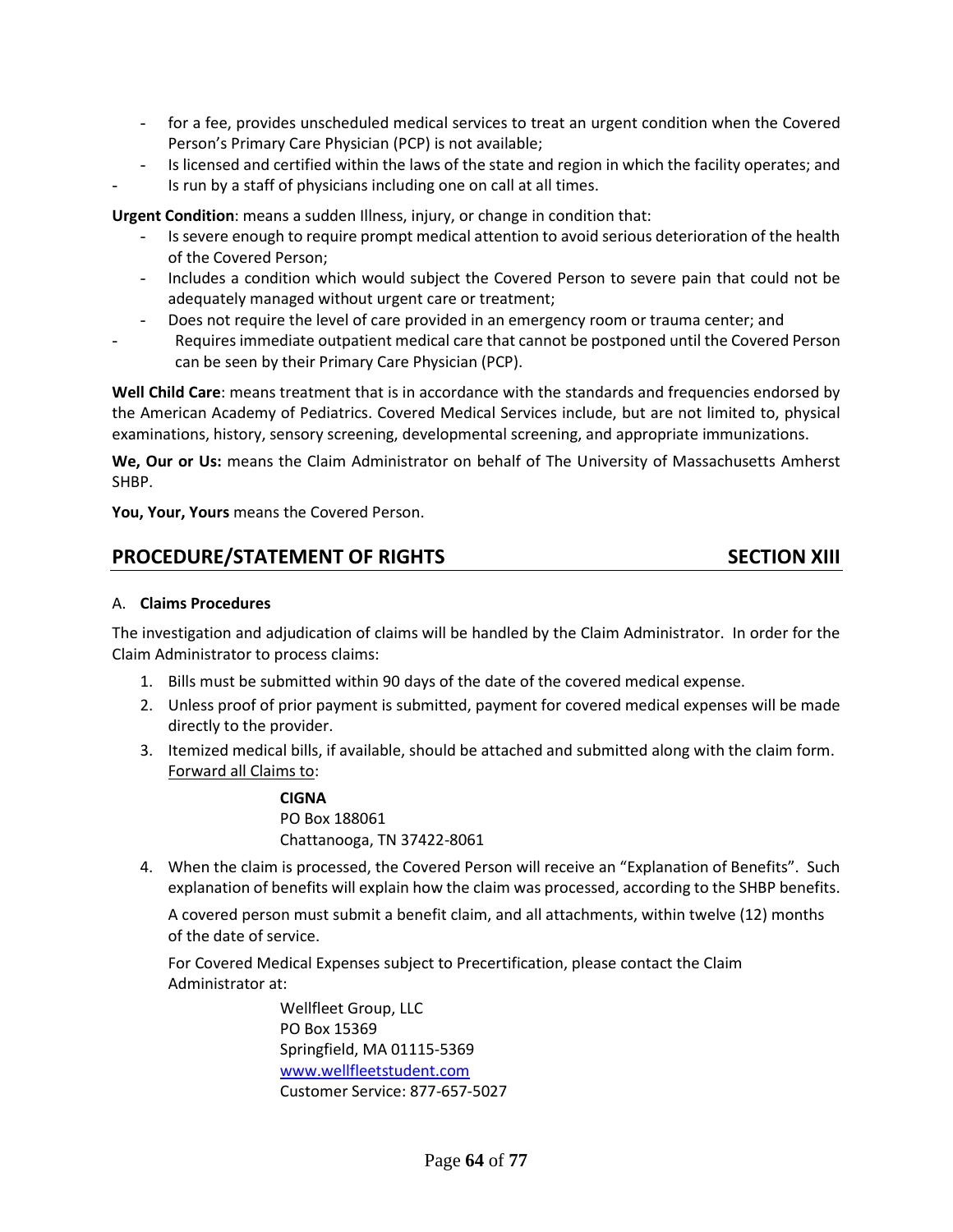- for a fee, provides unscheduled medical services to treat an urgent condition when the Covered Person's Primary Care Physician (PCP) is not available;
- Is licensed and certified within the laws of the state and region in which the facility operates; and
- Is run by a staff of physicians including one on call at all times.

**Urgent Condition**: means a sudden Illness, injury, or change in condition that:

- Is severe enough to require prompt medical attention to avoid serious deterioration of the health of the Covered Person;
- Includes a condition which would subject the Covered Person to severe pain that could not be adequately managed without urgent care or treatment;
- Does not require the level of care provided in an emergency room or trauma center; and
- Requires immediate outpatient medical care that cannot be postponed until the Covered Person can be seen by their Primary Care Physician (PCP).

**Well Child Care**: means treatment that is in accordance with the standards and frequencies endorsed by the American Academy of Pediatrics. Covered Medical Services include, but are not limited to, physical examinations, history, sensory screening, developmental screening, and appropriate immunizations.

**We, Our or Us:** means the Claim Administrator on behalf of The University of Massachusetts Amherst SHBP.

**You, Your, Yours** means the Covered Person.

## PROCEDURE/STATEMENT OF RIGHTS — SECTION XIII

A. **Claims Procedures**

The investigation and adjudication of claims will be handled by the Claim Administrator. In order for the Claim Administrator to process claims:

1. Bills must be submitted within 90 days of the date of the covered medical expense.
2. Unless proof of prior payment is submitted, payment for covered medical expenses will be made directly to the provider.
3. Itemized medical bills, if available, should be attached and submitted along with the claim form. Forward all Claims to:

   **CIGNA**
   PO Box 188061
   Chattanooga, TN 37422-8061

4. When the claim is processed, the Covered Person will receive an "Explanation of Benefits". Such explanation of benefits will explain how the claim was processed, according to the SHBP benefits.

   A covered person must submit a benefit claim, and all attachments, within twelve (12) months of the date of service.

   For Covered Medical Expenses subject to Precertification, please contact the Claim Administrator at:

   Wellfleet Group, LLC
   PO Box 15369
   Springfield, MA 01115-5369
   www.wellfleetstudent.com
   Customer Service: 877-657-5027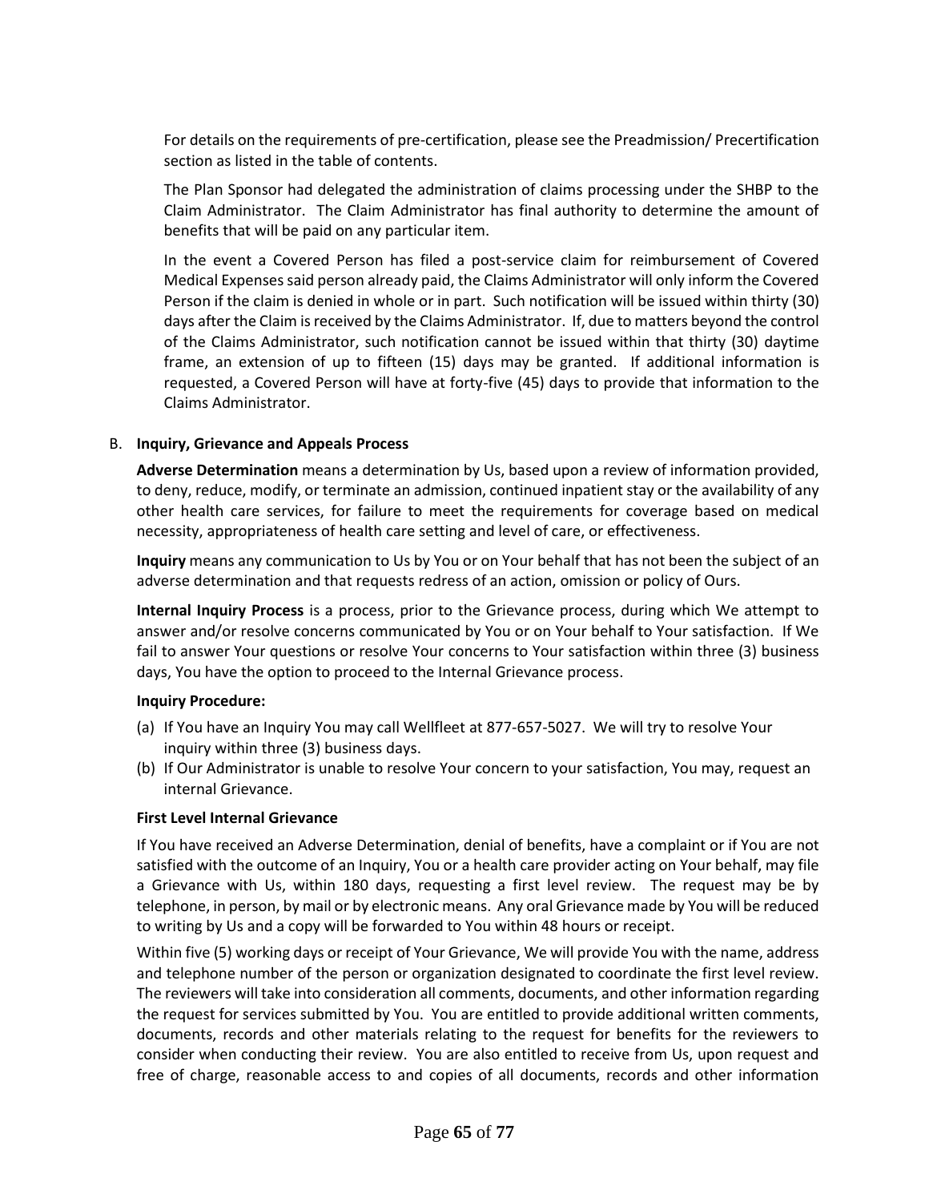For details on the requirements of pre-certification, please see the Preadmission/ Precertification section as listed in the table of contents.

The Plan Sponsor had delegated the administration of claims processing under the SHBP to the Claim Administrator. The Claim Administrator has final authority to determine the amount of benefits that will be paid on any particular item.

In the event a Covered Person has filed a post-service claim for reimbursement of Covered Medical Expenses said person already paid, the Claims Administrator will only inform the Covered Person if the claim is denied in whole or in part. Such notification will be issued within thirty (30) days after the Claim is received by the Claims Administrator. If, due to matters beyond the control of the Claims Administrator, such notification cannot be issued within that thirty (30) daytime frame, an extension of up to fifteen (15) days may be granted. If additional information is requested, a Covered Person will have at forty-five (45) days to provide that information to the Claims Administrator.

B. **Inquiry, Grievance and Appeals Process**

**Adverse Determination** means a determination by Us, based upon a review of information provided, to deny, reduce, modify, or terminate an admission, continued inpatient stay or the availability of any other health care services, for failure to meet the requirements for coverage based on medical necessity, appropriateness of health care setting and level of care, or effectiveness.

**Inquiry** means any communication to Us by You or on Your behalf that has not been the subject of an adverse determination and that requests redress of an action, omission or policy of Ours.

**Internal Inquiry Process** is a process, prior to the Grievance process, during which We attempt to answer and/or resolve concerns communicated by You or on Your behalf to Your satisfaction. If We fail to answer Your questions or resolve Your concerns to Your satisfaction within three (3) business days, You have the option to proceed to the Internal Grievance process.

**Inquiry Procedure:**

(a) If You have an Inquiry You may call Wellfleet at 877-657-5027. We will try to resolve Your inquiry within three (3) business days.
(b) If Our Administrator is unable to resolve Your concern to your satisfaction, You may, request an internal Grievance.

**First Level Internal Grievance**

If You have received an Adverse Determination, denial of benefits, have a complaint or if You are not satisfied with the outcome of an Inquiry, You or a health care provider acting on Your behalf, may file a Grievance with Us, within 180 days, requesting a first level review. The request may be by telephone, in person, by mail or by electronic means. Any oral Grievance made by You will be reduced to writing by Us and a copy will be forwarded to You within 48 hours or receipt.

Within five (5) working days or receipt of Your Grievance, We will provide You with the name, address and telephone number of the person or organization designated to coordinate the first level review. The reviewers will take into consideration all comments, documents, and other information regarding the request for services submitted by You. You are entitled to provide additional written comments, documents, records and other materials relating to the request for benefits for the reviewers to consider when conducting their review. You are also entitled to receive from Us, upon request and free of charge, reasonable access to and copies of all documents, records and other information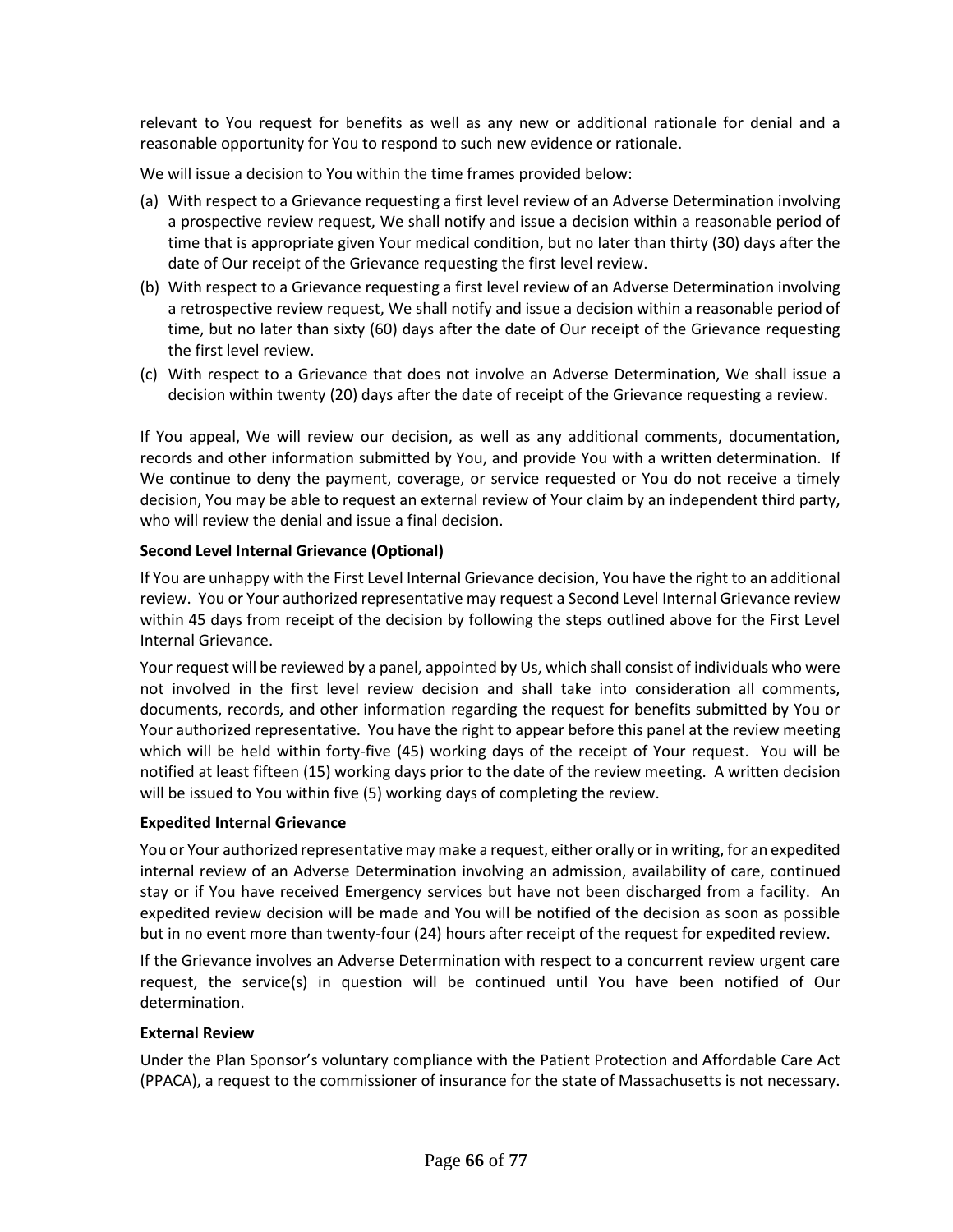relevant to You request for benefits as well as any new or additional rationale for denial and a reasonable opportunity for You to respond to such new evidence or rationale.

We will issue a decision to You within the time frames provided below:

(a) With respect to a Grievance requesting a first level review of an Adverse Determination involving a prospective review request, We shall notify and issue a decision within a reasonable period of time that is appropriate given Your medical condition, but no later than thirty (30) days after the date of Our receipt of the Grievance requesting the first level review.
(b) With respect to a Grievance requesting a first level review of an Adverse Determination involving a retrospective review request, We shall notify and issue a decision within a reasonable period of time, but no later than sixty (60) days after the date of Our receipt of the Grievance requesting the first level review.
(c) With respect to a Grievance that does not involve an Adverse Determination, We shall issue a decision within twenty (20) days after the date of receipt of the Grievance requesting a review.

If You appeal, We will review our decision, as well as any additional comments, documentation, records and other information submitted by You, and provide You with a written determination. If We continue to deny the payment, coverage, or service requested or You do not receive a timely decision, You may be able to request an external review of Your claim by an independent third party, who will review the denial and issue a final decision.

**Second Level Internal Grievance (Optional)**

If You are unhappy with the First Level Internal Grievance decision, You have the right to an additional review. You or Your authorized representative may request a Second Level Internal Grievance review within 45 days from receipt of the decision by following the steps outlined above for the First Level Internal Grievance.

Your request will be reviewed by a panel, appointed by Us, which shall consist of individuals who were not involved in the first level review decision and shall take into consideration all comments, documents, records, and other information regarding the request for benefits submitted by You or Your authorized representative. You have the right to appear before this panel at the review meeting which will be held within forty-five (45) working days of the receipt of Your request. You will be notified at least fifteen (15) working days prior to the date of the review meeting. A written decision will be issued to You within five (5) working days of completing the review.

**Expedited Internal Grievance**

You or Your authorized representative may make a request, either orally or in writing, for an expedited internal review of an Adverse Determination involving an admission, availability of care, continued stay or if You have received Emergency services but have not been discharged from a facility. An expedited review decision will be made and You will be notified of the decision as soon as possible but in no event more than twenty-four (24) hours after receipt of the request for expedited review.

If the Grievance involves an Adverse Determination with respect to a concurrent review urgent care request, the service(s) in question will be continued until You have been notified of Our determination.

**External Review**

Under the Plan Sponsor's voluntary compliance with the Patient Protection and Affordable Care Act (PPACA), a request to the commissioner of insurance for the state of Massachusetts is not necessary.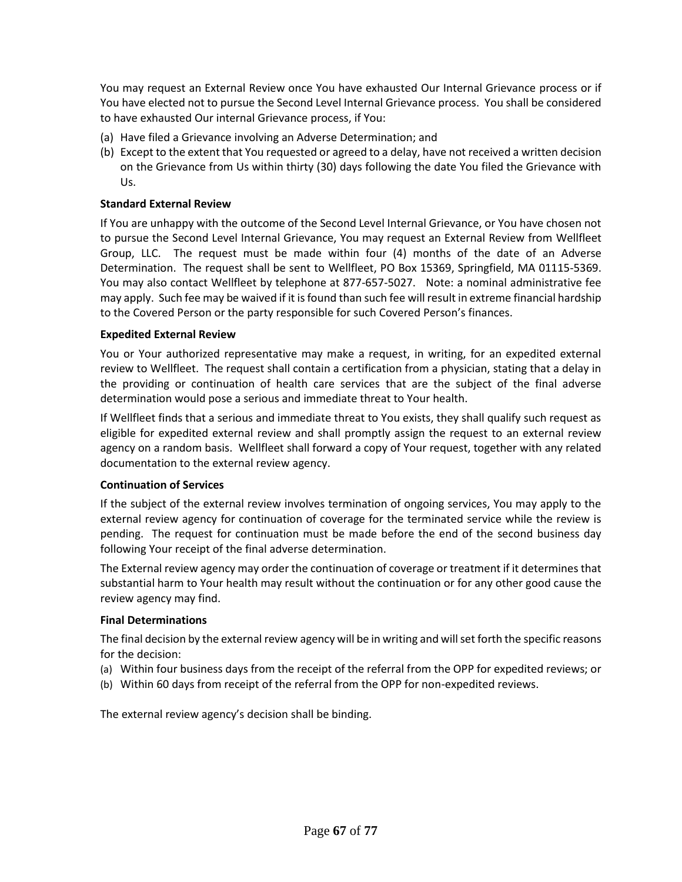You may request an External Review once You have exhausted Our Internal Grievance process or if You have elected not to pursue the Second Level Internal Grievance process. You shall be considered to have exhausted Our internal Grievance process, if You:

(a) Have filed a Grievance involving an Adverse Determination; and
(b) Except to the extent that You requested or agreed to a delay, have not received a written decision on the Grievance from Us within thirty (30) days following the date You filed the Grievance with Us.

**Standard External Review**

If You are unhappy with the outcome of the Second Level Internal Grievance, or You have chosen not to pursue the Second Level Internal Grievance, You may request an External Review from Wellfleet Group, LLC. The request must be made within four (4) months of the date of an Adverse Determination. The request shall be sent to Wellfleet, PO Box 15369, Springfield, MA 01115-5369. You may also contact Wellfleet by telephone at 877-657-5027. Note: a nominal administrative fee may apply. Such fee may be waived if it is found than such fee will result in extreme financial hardship to the Covered Person or the party responsible for such Covered Person's finances.

**Expedited External Review**

You or Your authorized representative may make a request, in writing, for an expedited external review to Wellfleet. The request shall contain a certification from a physician, stating that a delay in the providing or continuation of health care services that are the subject of the final adverse determination would pose a serious and immediate threat to Your health.

If Wellfleet finds that a serious and immediate threat to You exists, they shall qualify such request as eligible for expedited external review and shall promptly assign the request to an external review agency on a random basis. Wellfleet shall forward a copy of Your request, together with any related documentation to the external review agency.

**Continuation of Services**

If the subject of the external review involves termination of ongoing services, You may apply to the external review agency for continuation of coverage for the terminated service while the review is pending. The request for continuation must be made before the end of the second business day following Your receipt of the final adverse determination.

The External review agency may order the continuation of coverage or treatment if it determines that substantial harm to Your health may result without the continuation or for any other good cause the review agency may find.

**Final Determinations**

The final decision by the external review agency will be in writing and will set forth the specific reasons for the decision:

(a) Within four business days from the receipt of the referral from the OPP for expedited reviews; or
(b) Within 60 days from receipt of the referral from the OPP for non-expedited reviews.

The external review agency's decision shall be binding.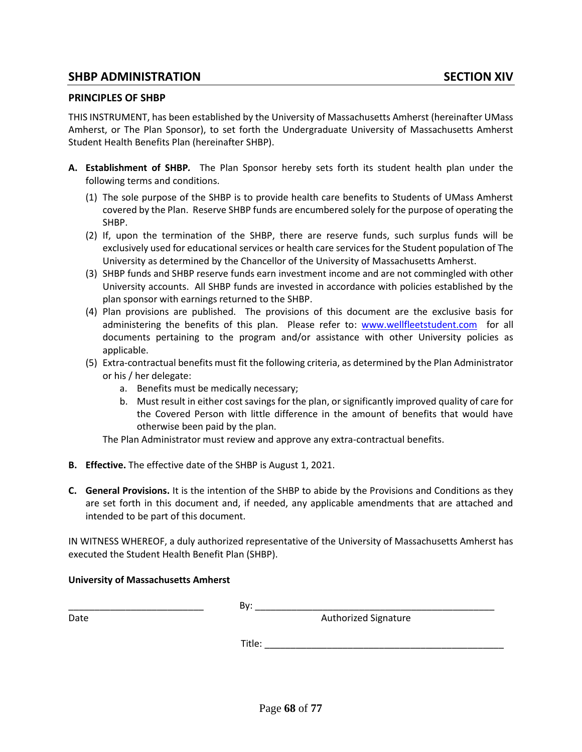## SHBP ADMINISTRATION — SECTION XIV

### PRINCIPLES OF SHBP

THIS INSTRUMENT, has been established by the University of Massachusetts Amherst (hereinafter UMass Amherst, or The Plan Sponsor), to set forth the Undergraduate University of Massachusetts Amherst Student Health Benefits Plan (hereinafter SHBP).

**A. Establishment of SHBP.** The Plan Sponsor hereby sets forth its student health plan under the following terms and conditions.

(1) The sole purpose of the SHBP is to provide health care benefits to Students of UMass Amherst covered by the Plan. Reserve SHBP funds are encumbered solely for the purpose of operating the SHBP.

(2) If, upon the termination of the SHBP, there are reserve funds, such surplus funds will be exclusively used for educational services or health care services for the Student population of The University as determined by the Chancellor of the University of Massachusetts Amherst.

(3) SHBP funds and SHBP reserve funds earn investment income and are not commingled with other University accounts. All SHBP funds are invested in accordance with policies established by the plan sponsor with earnings returned to the SHBP.

(4) Plan provisions are published. The provisions of this document are the exclusive basis for administering the benefits of this plan. Please refer to: www.wellfleetstudent.com for all documents pertaining to the program and/or assistance with other University policies as applicable.

(5) Extra-contractual benefits must fit the following criteria, as determined by the Plan Administrator or his / her delegate:

   a. Benefits must be medically necessary;
   b. Must result in either cost savings for the plan, or significantly improved quality of care for the Covered Person with little difference in the amount of benefits that would have otherwise been paid by the plan.

The Plan Administrator must review and approve any extra-contractual benefits.

**B. Effective.** The effective date of the SHBP is August 1, 2021.

**C. General Provisions.** It is the intention of the SHBP to abide by the Provisions and Conditions as they are set forth in this document and, if needed, any applicable amendments that are attached and intended to be part of this document.

IN WITNESS WHEREOF, a duly authorized representative of the University of Massachusetts Amherst has executed the Student Health Benefit Plan (SHBP).

**University of Massachusetts Amherst**

___________________________ By: _________________________________________________

Date Authorized Signature

Title: _________________________________________________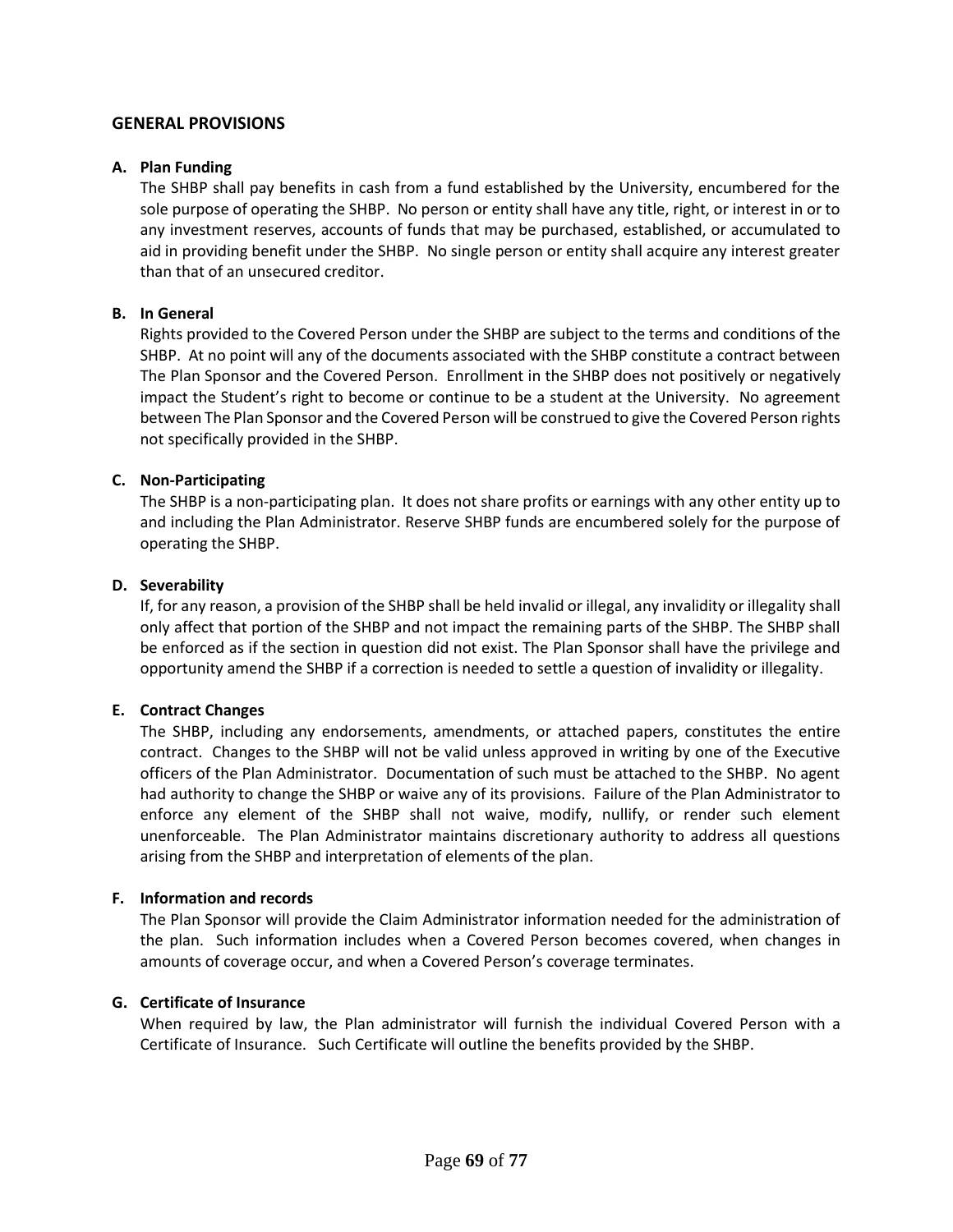## GENERAL PROVISIONS

**A. Plan Funding**

The SHBP shall pay benefits in cash from a fund established by the University, encumbered for the sole purpose of operating the SHBP. No person or entity shall have any title, right, or interest in or to any investment reserves, accounts of funds that may be purchased, established, or accumulated to aid in providing benefit under the SHBP. No single person or entity shall acquire any interest greater than that of an unsecured creditor.

**B. In General**

Rights provided to the Covered Person under the SHBP are subject to the terms and conditions of the SHBP. At no point will any of the documents associated with the SHBP constitute a contract between The Plan Sponsor and the Covered Person. Enrollment in the SHBP does not positively or negatively impact the Student's right to become or continue to be a student at the University. No agreement between The Plan Sponsor and the Covered Person will be construed to give the Covered Person rights not specifically provided in the SHBP.

**C. Non-Participating**

The SHBP is a non-participating plan. It does not share profits or earnings with any other entity up to and including the Plan Administrator. Reserve SHBP funds are encumbered solely for the purpose of operating the SHBP.

**D. Severability**

If, for any reason, a provision of the SHBP shall be held invalid or illegal, any invalidity or illegality shall only affect that portion of the SHBP and not impact the remaining parts of the SHBP. The SHBP shall be enforced as if the section in question did not exist. The Plan Sponsor shall have the privilege and opportunity amend the SHBP if a correction is needed to settle a question of invalidity or illegality.

**E. Contract Changes**

The SHBP, including any endorsements, amendments, or attached papers, constitutes the entire contract. Changes to the SHBP will not be valid unless approved in writing by one of the Executive officers of the Plan Administrator. Documentation of such must be attached to the SHBP. No agent had authority to change the SHBP or waive any of its provisions. Failure of the Plan Administrator to enforce any element of the SHBP shall not waive, modify, nullify, or render such element unenforceable. The Plan Administrator maintains discretionary authority to address all questions arising from the SHBP and interpretation of elements of the plan.

**F. Information and records**

The Plan Sponsor will provide the Claim Administrator information needed for the administration of the plan. Such information includes when a Covered Person becomes covered, when changes in amounts of coverage occur, and when a Covered Person's coverage terminates.

**G. Certificate of Insurance**

When required by law, the Plan administrator will furnish the individual Covered Person with a Certificate of Insurance. Such Certificate will outline the benefits provided by the SHBP.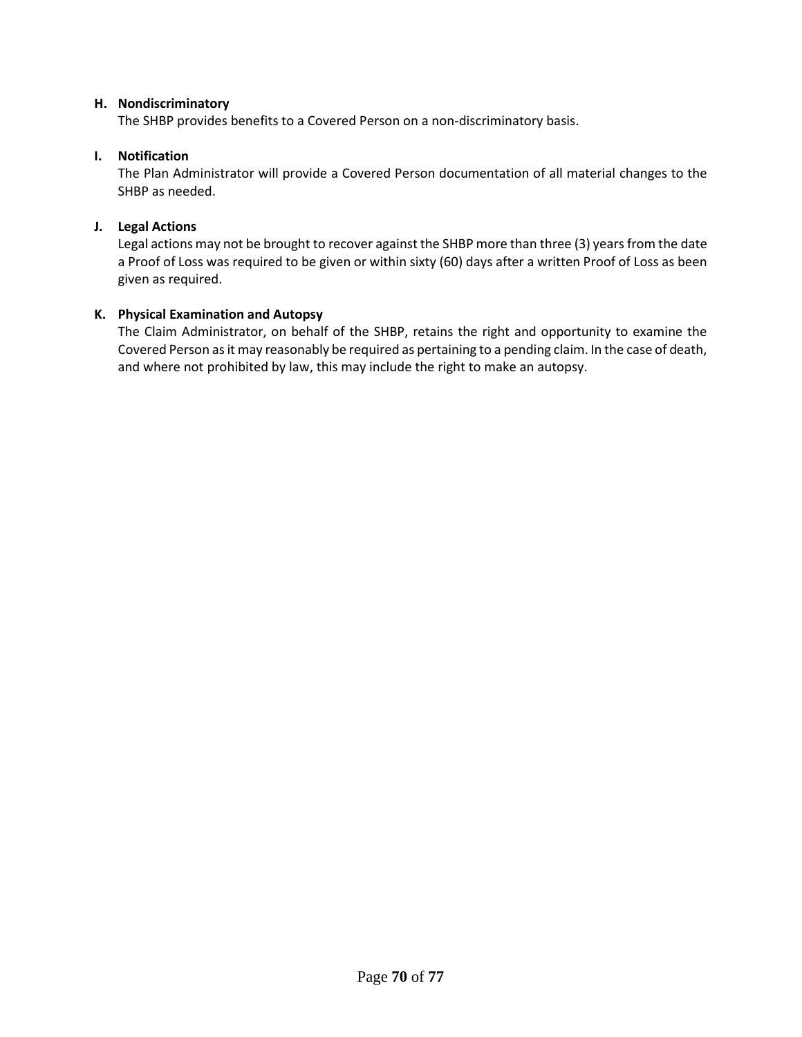**H. Nondiscriminatory**

The SHBP provides benefits to a Covered Person on a non-discriminatory basis.

**I. Notification**

The Plan Administrator will provide a Covered Person documentation of all material changes to the SHBP as needed.

**J. Legal Actions**

Legal actions may not be brought to recover against the SHBP more than three (3) years from the date a Proof of Loss was required to be given or within sixty (60) days after a written Proof of Loss as been given as required.

**K. Physical Examination and Autopsy**

The Claim Administrator, on behalf of the SHBP, retains the right and opportunity to examine the Covered Person as it may reasonably be required as pertaining to a pending claim. In the case of death, and where not prohibited by law, this may include the right to make an autopsy.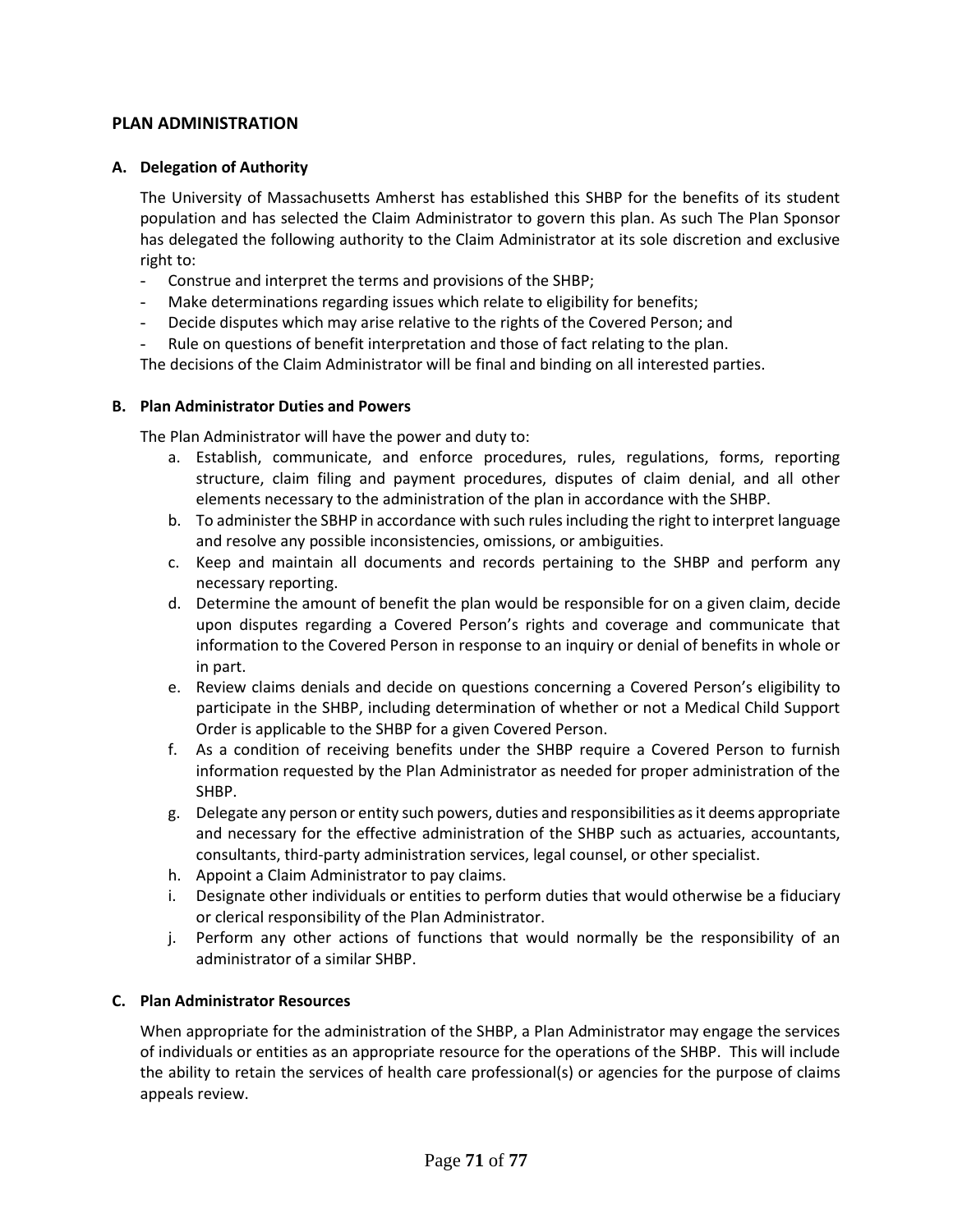## PLAN ADMINISTRATION

### A. Delegation of Authority

The University of Massachusetts Amherst has established this SHBP for the benefits of its student population and has selected the Claim Administrator to govern this plan. As such The Plan Sponsor has delegated the following authority to the Claim Administrator at its sole discretion and exclusive right to:

- Construe and interpret the terms and provisions of the SHBP;
- Make determinations regarding issues which relate to eligibility for benefits;
- Decide disputes which may arise relative to the rights of the Covered Person; and
- Rule on questions of benefit interpretation and those of fact relating to the plan.

The decisions of the Claim Administrator will be final and binding on all interested parties.

### B. Plan Administrator Duties and Powers

The Plan Administrator will have the power and duty to:

a. Establish, communicate, and enforce procedures, rules, regulations, forms, reporting structure, claim filing and payment procedures, disputes of claim denial, and all other elements necessary to the administration of the plan in accordance with the SHBP.
b. To administer the SBHP in accordance with such rules including the right to interpret language and resolve any possible inconsistencies, omissions, or ambiguities.
c. Keep and maintain all documents and records pertaining to the SHBP and perform any necessary reporting.
d. Determine the amount of benefit the plan would be responsible for on a given claim, decide upon disputes regarding a Covered Person's rights and coverage and communicate that information to the Covered Person in response to an inquiry or denial of benefits in whole or in part.
e. Review claims denials and decide on questions concerning a Covered Person's eligibility to participate in the SHBP, including determination of whether or not a Medical Child Support Order is applicable to the SHBP for a given Covered Person.
f. As a condition of receiving benefits under the SHBP require a Covered Person to furnish information requested by the Plan Administrator as needed for proper administration of the SHBP.
g. Delegate any person or entity such powers, duties and responsibilities as it deems appropriate and necessary for the effective administration of the SHBP such as actuaries, accountants, consultants, third-party administration services, legal counsel, or other specialist.
h. Appoint a Claim Administrator to pay claims.
i. Designate other individuals or entities to perform duties that would otherwise be a fiduciary or clerical responsibility of the Plan Administrator.
j. Perform any other actions of functions that would normally be the responsibility of an administrator of a similar SHBP.

### C. Plan Administrator Resources

When appropriate for the administration of the SHBP, a Plan Administrator may engage the services of individuals or entities as an appropriate resource for the operations of the SHBP. This will include the ability to retain the services of health care professional(s) or agencies for the purpose of claims appeals review.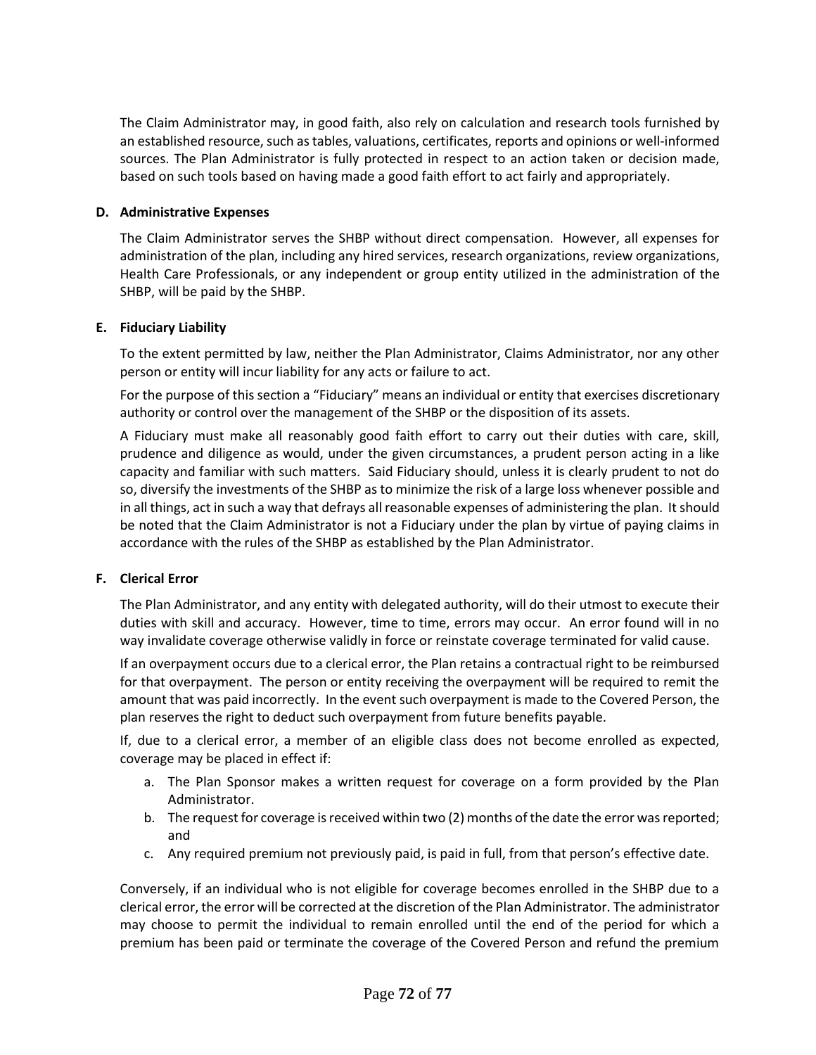The Claim Administrator may, in good faith, also rely on calculation and research tools furnished by an established resource, such as tables, valuations, certificates, reports and opinions or well-informed sources. The Plan Administrator is fully protected in respect to an action taken or decision made, based on such tools based on having made a good faith effort to act fairly and appropriately.

**D. Administrative Expenses**

The Claim Administrator serves the SHBP without direct compensation. However, all expenses for administration of the plan, including any hired services, research organizations, review organizations, Health Care Professionals, or any independent or group entity utilized in the administration of the SHBP, will be paid by the SHBP.

**E. Fiduciary Liability**

To the extent permitted by law, neither the Plan Administrator, Claims Administrator, nor any other person or entity will incur liability for any acts or failure to act.

For the purpose of this section a "Fiduciary" means an individual or entity that exercises discretionary authority or control over the management of the SHBP or the disposition of its assets.

A Fiduciary must make all reasonably good faith effort to carry out their duties with care, skill, prudence and diligence as would, under the given circumstances, a prudent person acting in a like capacity and familiar with such matters. Said Fiduciary should, unless it is clearly prudent to not do so, diversify the investments of the SHBP as to minimize the risk of a large loss whenever possible and in all things, act in such a way that defrays all reasonable expenses of administering the plan. It should be noted that the Claim Administrator is not a Fiduciary under the plan by virtue of paying claims in accordance with the rules of the SHBP as established by the Plan Administrator.

**F. Clerical Error**

The Plan Administrator, and any entity with delegated authority, will do their utmost to execute their duties with skill and accuracy. However, time to time, errors may occur. An error found will in no way invalidate coverage otherwise validly in force or reinstate coverage terminated for valid cause.

If an overpayment occurs due to a clerical error, the Plan retains a contractual right to be reimbursed for that overpayment. The person or entity receiving the overpayment will be required to remit the amount that was paid incorrectly. In the event such overpayment is made to the Covered Person, the plan reserves the right to deduct such overpayment from future benefits payable.

If, due to a clerical error, a member of an eligible class does not become enrolled as expected, coverage may be placed in effect if:

a. The Plan Sponsor makes a written request for coverage on a form provided by the Plan Administrator.
b. The request for coverage is received within two (2) months of the date the error was reported; and
c. Any required premium not previously paid, is paid in full, from that person's effective date.

Conversely, if an individual who is not eligible for coverage becomes enrolled in the SHBP due to a clerical error, the error will be corrected at the discretion of the Plan Administrator. The administrator may choose to permit the individual to remain enrolled until the end of the period for which a premium has been paid or terminate the coverage of the Covered Person and refund the premium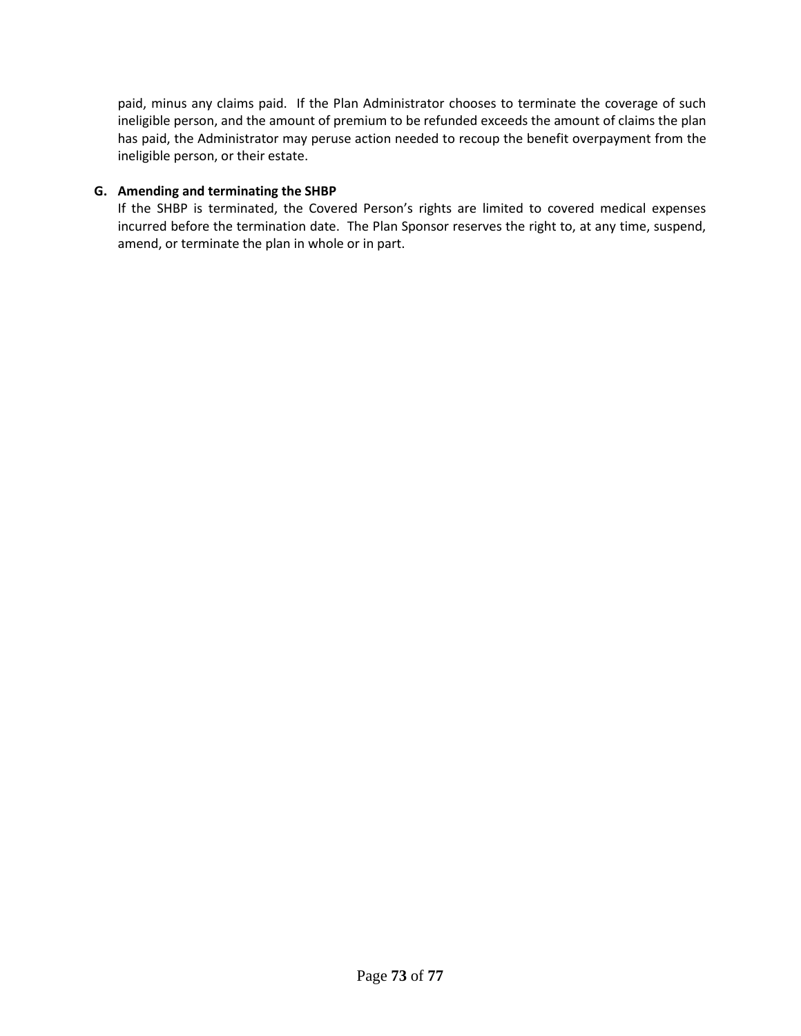paid, minus any claims paid. If the Plan Administrator chooses to terminate the coverage of such ineligible person, and the amount of premium to be refunded exceeds the amount of claims the plan has paid, the Administrator may peruse action needed to recoup the benefit overpayment from the ineligible person, or their estate.

**G. Amending and terminating the SHBP**

If the SHBP is terminated, the Covered Person's rights are limited to covered medical expenses incurred before the termination date. The Plan Sponsor reserves the right to, at any time, suspend, amend, or terminate the plan in whole or in part.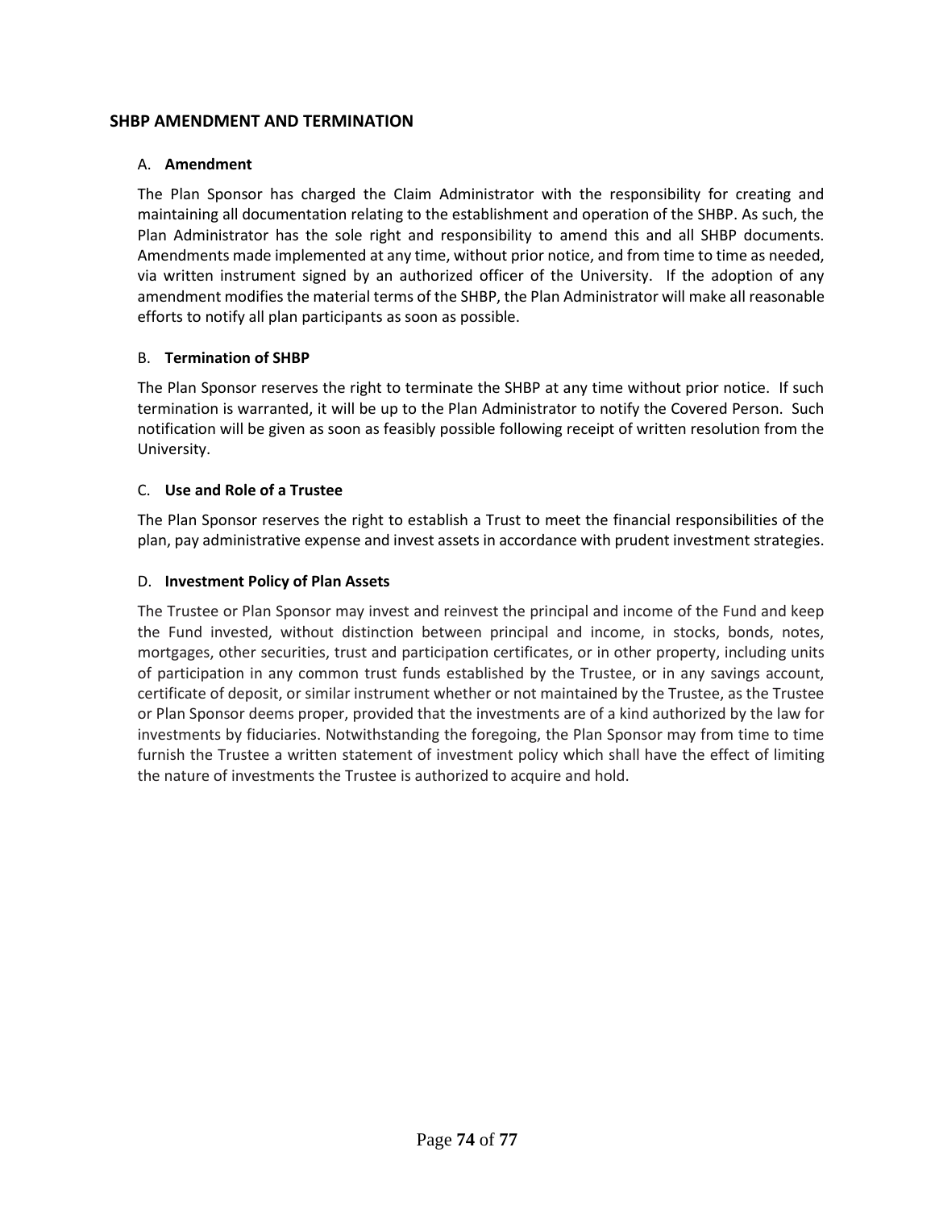## SHBP AMENDMENT AND TERMINATION

### A. **Amendment**

The Plan Sponsor has charged the Claim Administrator with the responsibility for creating and maintaining all documentation relating to the establishment and operation of the SHBP. As such, the Plan Administrator has the sole right and responsibility to amend this and all SHBP documents. Amendments made implemented at any time, without prior notice, and from time to time as needed, via written instrument signed by an authorized officer of the University. If the adoption of any amendment modifies the material terms of the SHBP, the Plan Administrator will make all reasonable efforts to notify all plan participants as soon as possible.

### B. **Termination of SHBP**

The Plan Sponsor reserves the right to terminate the SHBP at any time without prior notice. If such termination is warranted, it will be up to the Plan Administrator to notify the Covered Person. Such notification will be given as soon as feasibly possible following receipt of written resolution from the University.

### C. **Use and Role of a Trustee**

The Plan Sponsor reserves the right to establish a Trust to meet the financial responsibilities of the plan, pay administrative expense and invest assets in accordance with prudent investment strategies.

### D. **Investment Policy of Plan Assets**

The Trustee or Plan Sponsor may invest and reinvest the principal and income of the Fund and keep the Fund invested, without distinction between principal and income, in stocks, bonds, notes, mortgages, other securities, trust and participation certificates, or in other property, including units of participation in any common trust funds established by the Trustee, or in any savings account, certificate of deposit, or similar instrument whether or not maintained by the Trustee, as the Trustee or Plan Sponsor deems proper, provided that the investments are of a kind authorized by the law for investments by fiduciaries. Notwithstanding the foregoing, the Plan Sponsor may from time to time furnish the Trustee a written statement of investment policy which shall have the effect of limiting the nature of investments the Trustee is authorized to acquire and hold.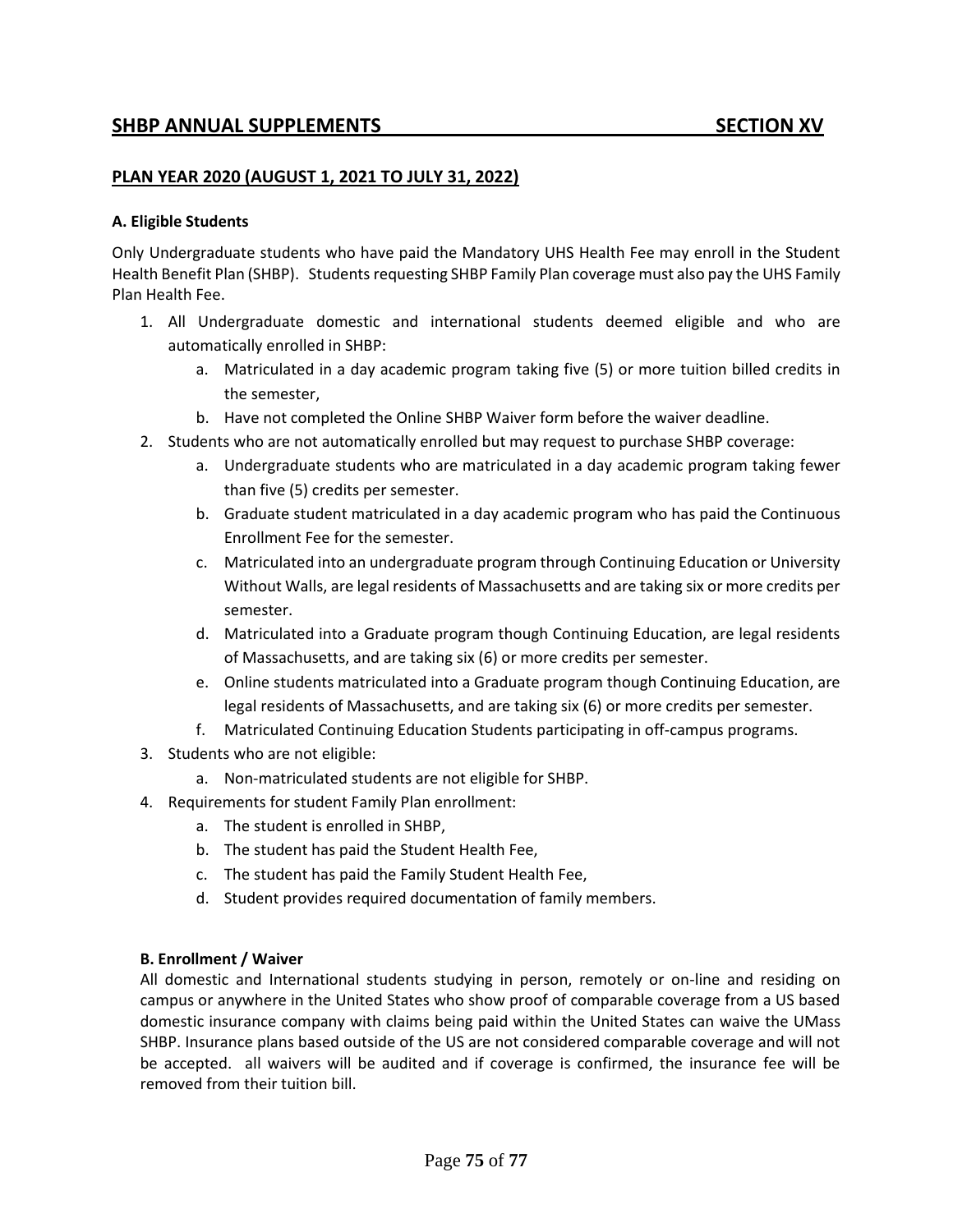## SHBP ANNUAL SUPPLEMENTS SECTION XV

### PLAN YEAR 2020 (AUGUST 1, 2021 TO JULY 31, 2022)

**A. Eligible Students**

Only Undergraduate students who have paid the Mandatory UHS Health Fee may enroll in the Student Health Benefit Plan (SHBP). Students requesting SHBP Family Plan coverage must also pay the UHS Family Plan Health Fee.

1. All Undergraduate domestic and international students deemed eligible and who are automatically enrolled in SHBP:
    a. Matriculated in a day academic program taking five (5) or more tuition billed credits in the semester,
    b. Have not completed the Online SHBP Waiver form before the waiver deadline.
2. Students who are not automatically enrolled but may request to purchase SHBP coverage:
    a. Undergraduate students who are matriculated in a day academic program taking fewer than five (5) credits per semester.
    b. Graduate student matriculated in a day academic program who has paid the Continuous Enrollment Fee for the semester.
    c. Matriculated into an undergraduate program through Continuing Education or University Without Walls, are legal residents of Massachusetts and are taking six or more credits per semester.
    d. Matriculated into a Graduate program though Continuing Education, are legal residents of Massachusetts, and are taking six (6) or more credits per semester.
    e. Online students matriculated into a Graduate program though Continuing Education, are legal residents of Massachusetts, and are taking six (6) or more credits per semester.
    f. Matriculated Continuing Education Students participating in off-campus programs.
3. Students who are not eligible:
    a. Non-matriculated students are not eligible for SHBP.
4. Requirements for student Family Plan enrollment:
    a. The student is enrolled in SHBP,
    b. The student has paid the Student Health Fee,
    c. The student has paid the Family Student Health Fee,
    d. Student provides required documentation of family members.

**B. Enrollment / Waiver**

All domestic and International students studying in person, remotely or on-line and residing on campus or anywhere in the United States who show proof of comparable coverage from a US based domestic insurance company with claims being paid within the United States can waive the UMass SHBP. Insurance plans based outside of the US are not considered comparable coverage and will not be accepted. all waivers will be audited and if coverage is confirmed, the insurance fee will be removed from their tuition bill.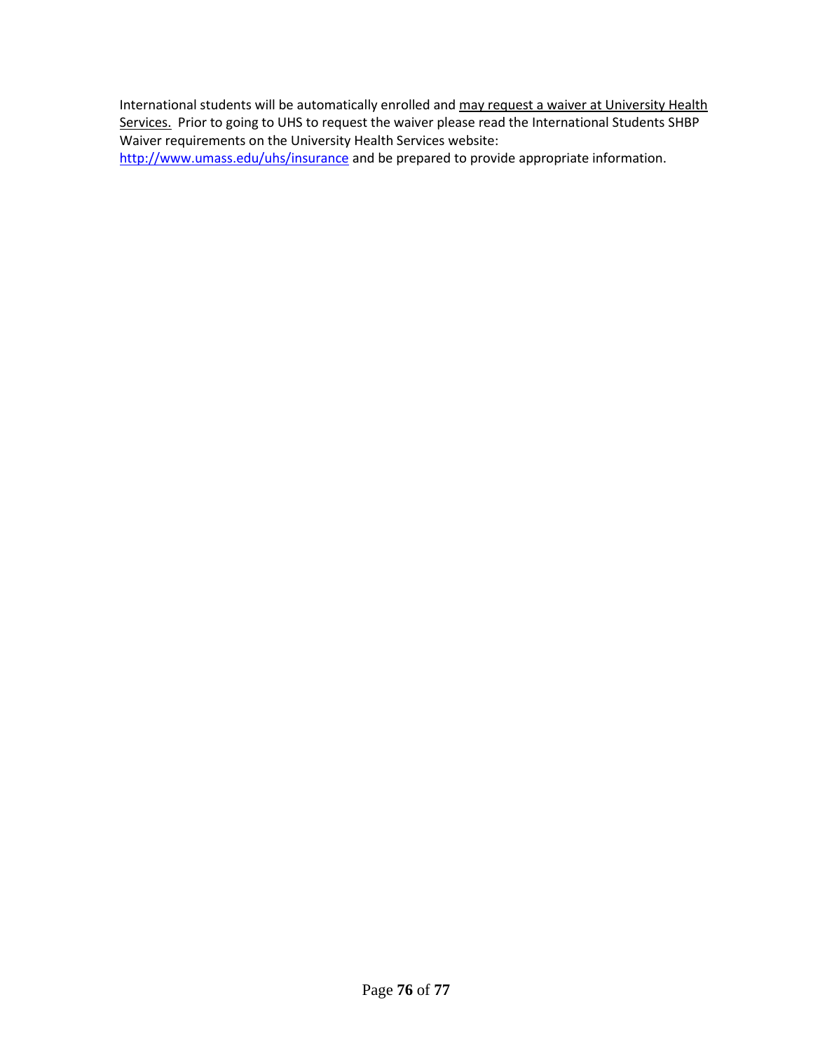International students will be automatically enrolled and may request a waiver at University Health Services. Prior to going to UHS to request the waiver please read the International Students SHBP Waiver requirements on the University Health Services website: [http://www.umass.edu/uhs/insurance](http://www.umass.edu/uhs/insurance) and be prepared to provide appropriate information.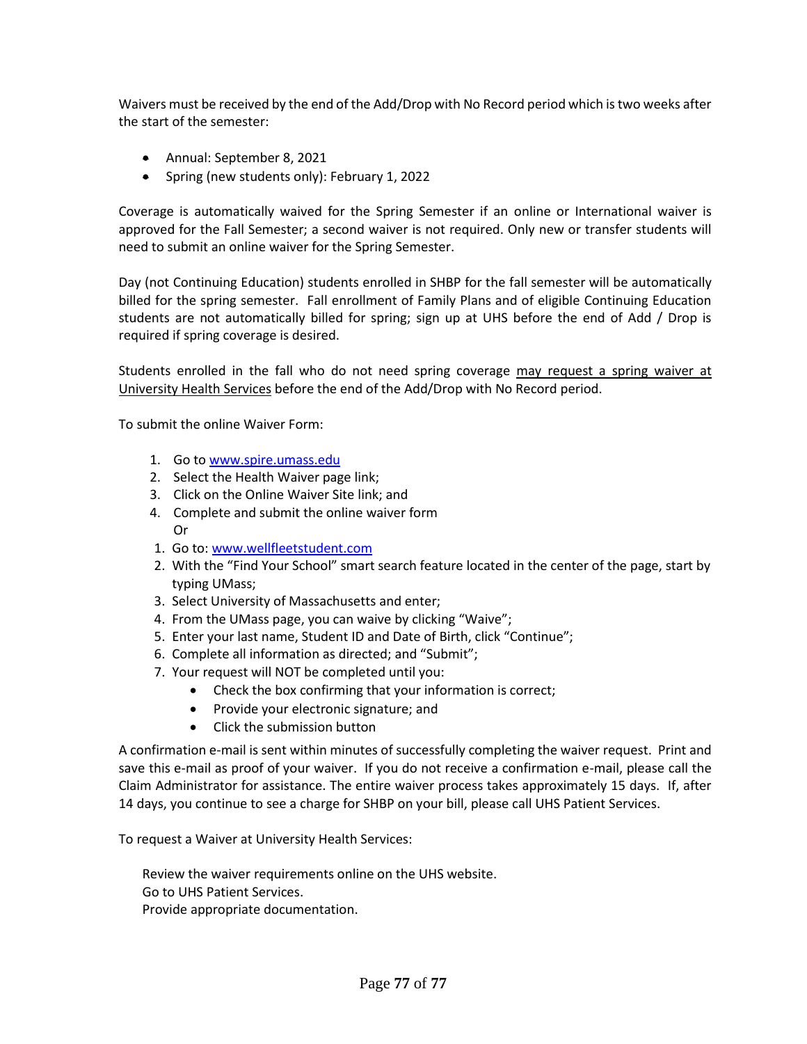Waivers must be received by the end of the Add/Drop with No Record period which is two weeks after the start of the semester:

- Annual: September 8, 2021
- Spring (new students only): February 1, 2022

Coverage is automatically waived for the Spring Semester if an online or International waiver is approved for the Fall Semester; a second waiver is not required. Only new or transfer students will need to submit an online waiver for the Spring Semester.

Day (not Continuing Education) students enrolled in SHBP for the fall semester will be automatically billed for the spring semester. Fall enrollment of Family Plans and of eligible Continuing Education students are not automatically billed for spring; sign up at UHS before the end of Add / Drop is required if spring coverage is desired.

Students enrolled in the fall who do not need spring coverage may request a spring waiver at University Health Services before the end of the Add/Drop with No Record period.

To submit the online Waiver Form:

1. Go to [www.spire.umass.edu](www.spire.umass.edu)
2. Select the Health Waiver page link;
3. Click on the Online Waiver Site link; and
4. Complete and submit the online waiver form

   Or

1. Go to: [www.wellfleetstudent.com](www.wellfleetstudent.com)
2. With the "Find Your School" smart search feature located in the center of the page, start by typing UMass;
3. Select University of Massachusetts and enter;
4. From the UMass page, you can waive by clicking "Waive";
5. Enter your last name, Student ID and Date of Birth, click "Continue";
6. Complete all information as directed; and "Submit";
7. Your request will NOT be completed until you:
   - Check the box confirming that your information is correct;
   - Provide your electronic signature; and
   - Click the submission button

A confirmation e-mail is sent within minutes of successfully completing the waiver request. Print and save this e-mail as proof of your waiver. If you do not receive a confirmation e-mail, please call the Claim Administrator for assistance. The entire waiver process takes approximately 15 days. If, after 14 days, you continue to see a charge for SHBP on your bill, please call UHS Patient Services.

To request a Waiver at University Health Services:

Review the waiver requirements online on the UHS website.
Go to UHS Patient Services.
Provide appropriate documentation.